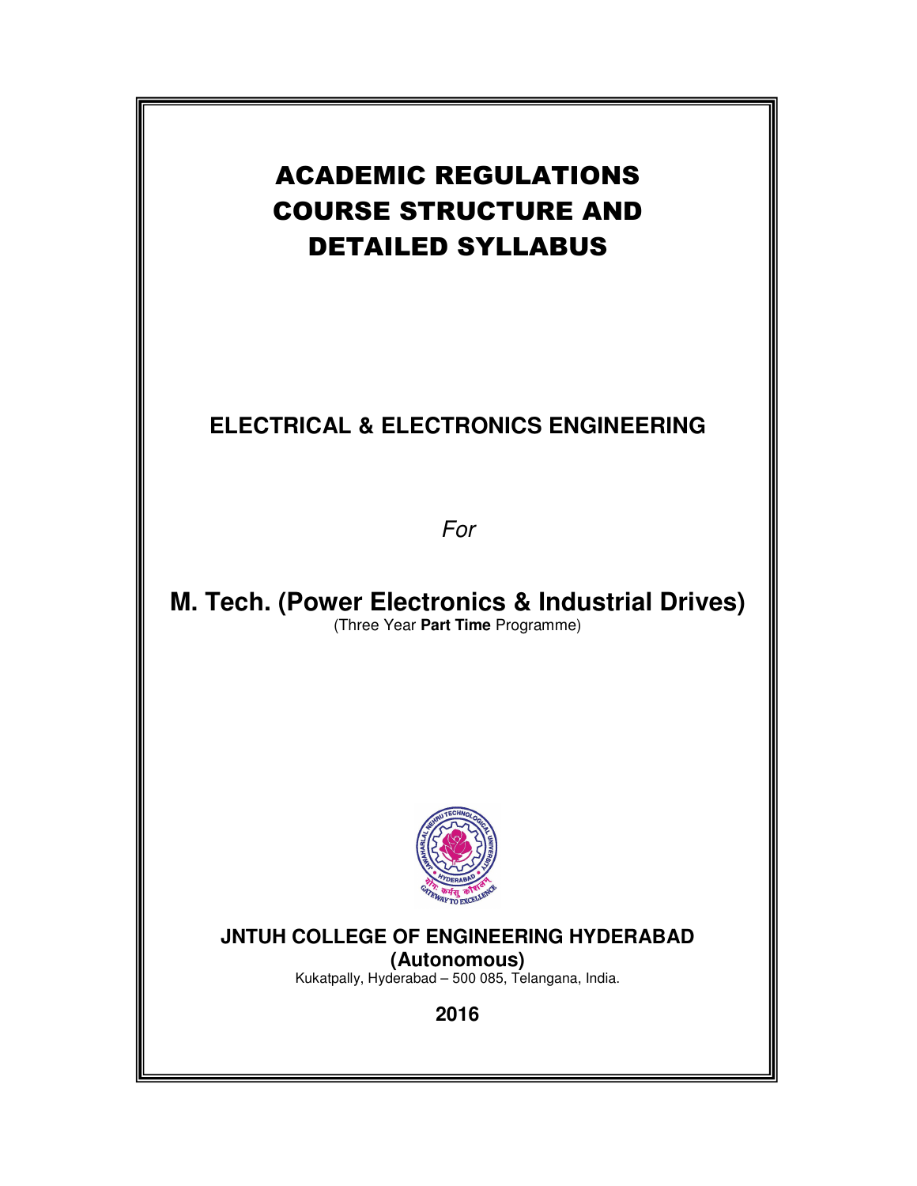# ACADEMIC REGULATIONS COURSE STRUCTURE AND DETAILED SYLLABUS

## ELECTRICAL & ELECTRONICS ENGINEERING

*For*

## M. Tech. (Power Electronics & Industrial Drives)

(Three Year **Part Time** Programme)

**JNTUH COLLEGE OF ENGINEERING HYDERABAD**
**(Autonomous)**
Kukatpally, Hyderabad – 500 085, Telangana, India.

**2016**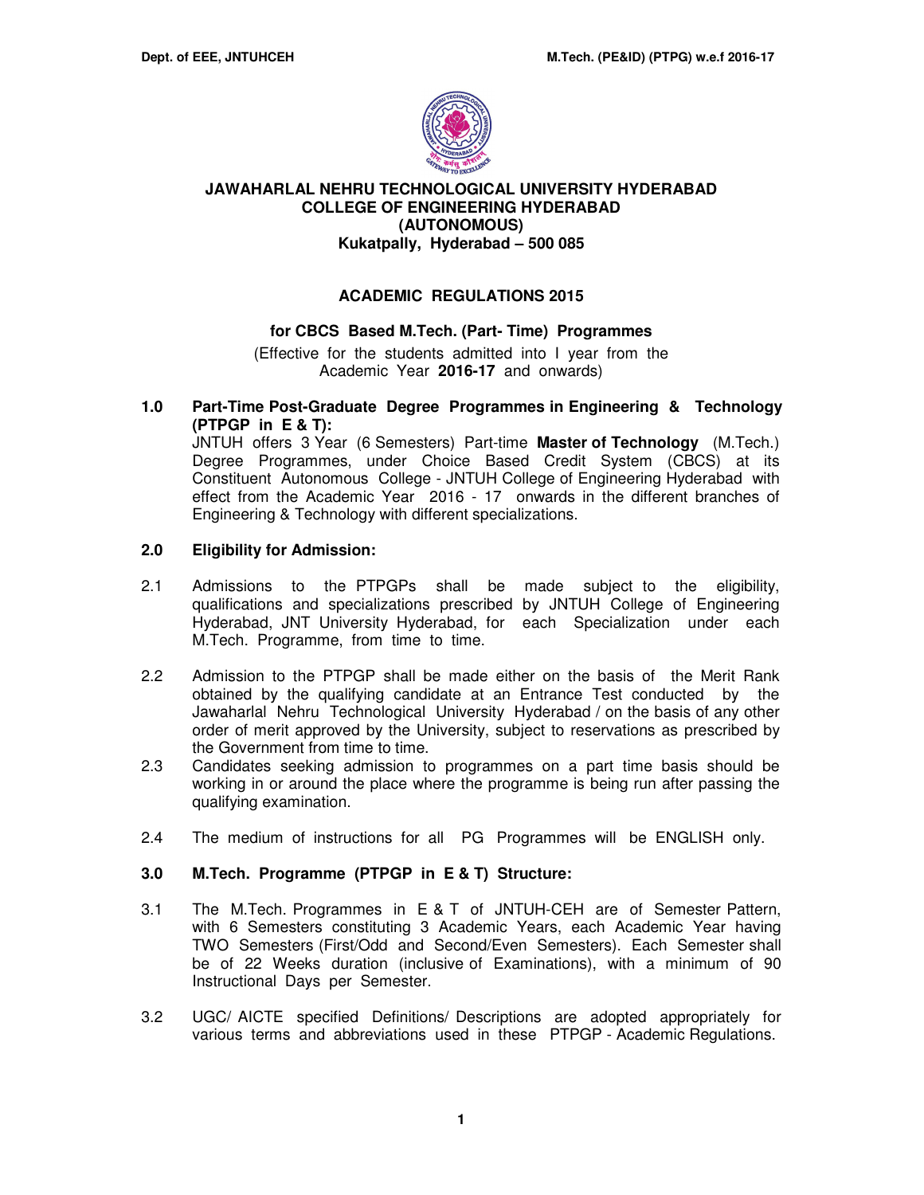**JAWAHARLAL NEHRU TECHNOLOGICAL UNIVERSITY HYDERABAD**
**COLLEGE OF ENGINEERING HYDERABAD**
**(AUTONOMOUS)**
**Kukatpally, Hyderabad – 500 085**

## ACADEMIC REGULATIONS 2015

### for CBCS Based M.Tech. (Part- Time) Programmes

(Effective for the students admitted into I year from the Academic Year **2016-17** and onwards)

**1.0 Part-Time Post-Graduate Degree Programmes in Engineering & Technology (PTPGP in E & T):**

JNTUH offers 3 Year (6 Semesters) Part-time **Master of Technology** (M.Tech.) Degree Programmes, under Choice Based Credit System (CBCS) at its Constituent Autonomous College - JNTUH College of Engineering Hyderabad with effect from the Academic Year 2016 - 17 onwards in the different branches of Engineering & Technology with different specializations.

**2.0 Eligibility for Admission:**

2.1 Admissions to the PTPGPs shall be made subject to the eligibility, qualifications and specializations prescribed by JNTUH College of Engineering Hyderabad, JNT University Hyderabad, for each Specialization under each M.Tech. Programme, from time to time.

2.2 Admission to the PTPGP shall be made either on the basis of the Merit Rank obtained by the qualifying candidate at an Entrance Test conducted by the Jawaharlal Nehru Technological University Hyderabad / on the basis of any other order of merit approved by the University, subject to reservations as prescribed by the Government from time to time.

2.3 Candidates seeking admission to programmes on a part time basis should be working in or around the place where the programme is being run after passing the qualifying examination.

2.4 The medium of instructions for all PG Programmes will be ENGLISH only.

**3.0 M.Tech. Programme (PTPGP in E & T) Structure:**

3.1 The M.Tech. Programmes in E & T of JNTUH-CEH are of Semester Pattern, with 6 Semesters constituting 3 Academic Years, each Academic Year having TWO Semesters (First/Odd and Second/Even Semesters). Each Semester shall be of 22 Weeks duration (inclusive of Examinations), with a minimum of 90 Instructional Days per Semester.

3.2 UGC/ AICTE specified Definitions/ Descriptions are adopted appropriately for various terms and abbreviations used in these PTPGP - Academic Regulations.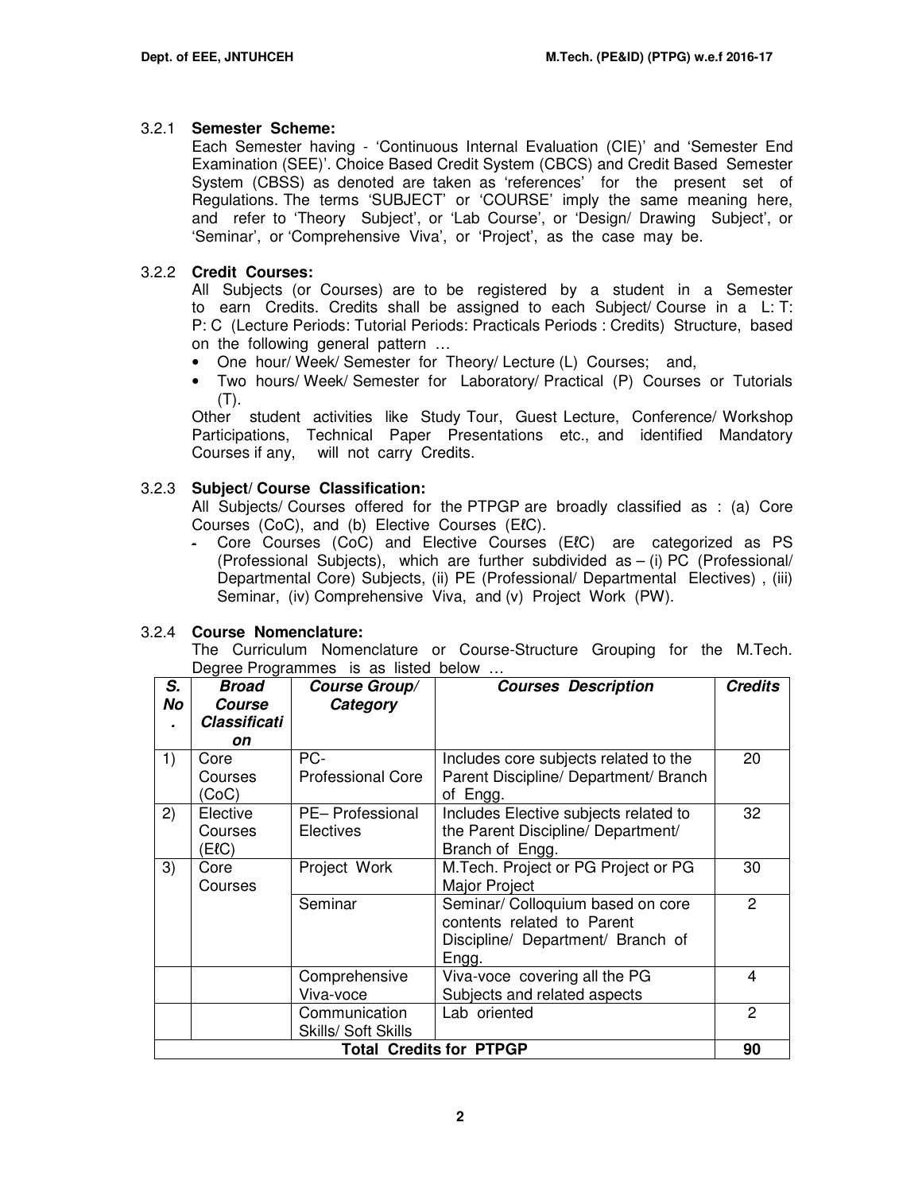### 3.2.1 Semester Scheme:

Each Semester having - 'Continuous Internal Evaluation (CIE)' and 'Semester End Examination (SEE)'. Choice Based Credit System (CBCS) and Credit Based Semester System (CBSS) as denoted are taken as 'references' for the present set of Regulations. The terms 'SUBJECT' or 'COURSE' imply the same meaning here, and refer to 'Theory Subject', or 'Lab Course', or 'Design/ Drawing Subject', or 'Seminar', or 'Comprehensive Viva', or 'Project', as the case may be.

### 3.2.2 Credit Courses:

All Subjects (or Courses) are to be registered by a student in a Semester to earn Credits. Credits shall be assigned to each Subject/ Course in a L: T: P: C (Lecture Periods: Tutorial Periods: Practicals Periods : Credits) Structure, based on the following general pattern …

- One hour/ Week/ Semester for Theory/ Lecture (L) Courses; and,
- Two hours/ Week/ Semester for Laboratory/ Practical (P) Courses or Tutorials (T).

Other student activities like Study Tour, Guest Lecture, Conference/ Workshop Participations, Technical Paper Presentations etc., and identified Mandatory Courses if any, will not carry Credits.

### 3.2.3 Subject/ Course Classification:

All Subjects/ Courses offered for the PTPGP are broadly classified as : (a) Core Courses (CoC), and (b) Elective Courses (EℓC).

- Core Courses (CoC) and Elective Courses (EℓC) are categorized as PS (Professional Subjects), which are further subdivided as – (i) PC (Professional/ Departmental Core) Subjects, (ii) PE (Professional/ Departmental Electives) , (iii) Seminar, (iv) Comprehensive Viva, and (v) Project Work (PW).

### 3.2.4 Course Nomenclature:

The Curriculum Nomenclature or Course-Structure Grouping for the M.Tech. Degree Programmes is as listed below …

| ***S. No.*** | ***Broad Course Classification*** | ***Course Group/ Category*** | ***Courses Description*** | ***Credits*** |
|---|---|---|---|---|
| 1) | Core Courses (CoC) | PC- Professional Core | Includes core subjects related to the Parent Discipline/ Department/ Branch of Engg. | 20 |
| 2) | Elective Courses (EℓC) | PE– Professional Electives | Includes Elective subjects related to the Parent Discipline/ Department/ Branch of Engg. | 32 |
| 3) | Core Courses | Project Work | M.Tech. Project or PG Project or PG Major Project | 30 |
| | | Seminar | Seminar/ Colloquium based on core contents related to Parent Discipline/ Department/ Branch of Engg. | 2 |
| | | Comprehensive Viva-voce | Viva-voce covering all the PG Subjects and related aspects | 4 |
| | | Communication Skills/ Soft Skills | Lab oriented | 2 |
| **Total Credits for PTPGP** | | | | **90** |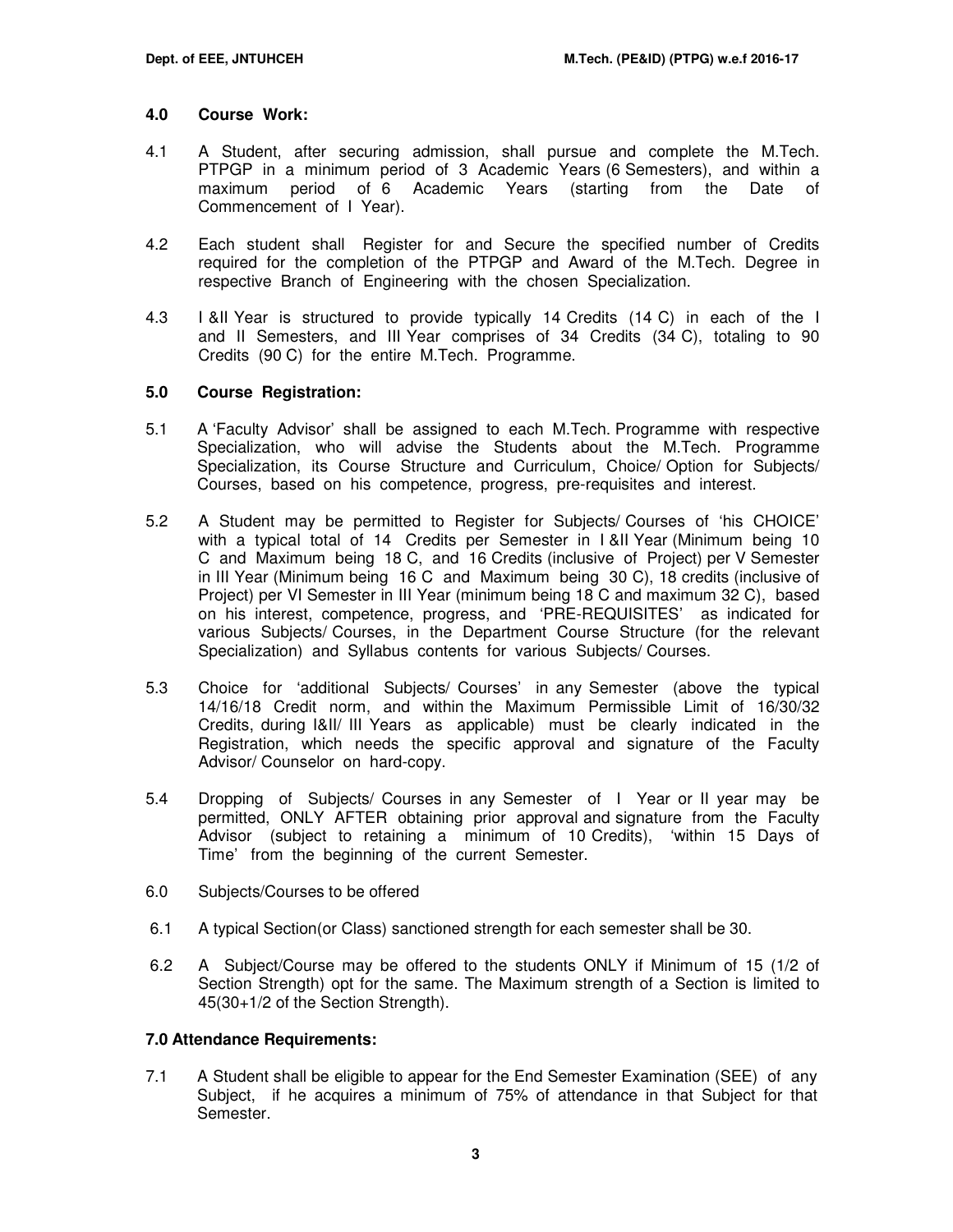## 4.0 Course Work:

4.1 A Student, after securing admission, shall pursue and complete the M.Tech. PTPGP in a minimum period of 3 Academic Years (6 Semesters), and within a maximum period of 6 Academic Years (starting from the Date of Commencement of I Year).

4.2 Each student shall Register for and Secure the specified number of Credits required for the completion of the PTPGP and Award of the M.Tech. Degree in respective Branch of Engineering with the chosen Specialization.

4.3 I &II Year is structured to provide typically 14 Credits (14 C) in each of the I and II Semesters, and III Year comprises of 34 Credits (34 C), totaling to 90 Credits (90 C) for the entire M.Tech. Programme.

## 5.0 Course Registration:

5.1 A 'Faculty Advisor' shall be assigned to each M.Tech. Programme with respective Specialization, who will advise the Students about the M.Tech. Programme Specialization, its Course Structure and Curriculum, Choice/ Option for Subjects/ Courses, based on his competence, progress, pre-requisites and interest.

5.2 A Student may be permitted to Register for Subjects/ Courses of 'his CHOICE' with a typical total of 14 Credits per Semester in I &II Year (Minimum being 10 C and Maximum being 18 C, and 16 Credits (inclusive of Project) per V Semester in III Year (Minimum being 16 C and Maximum being 30 C), 18 credits (inclusive of Project) per VI Semester in III Year (minimum being 18 C and maximum 32 C), based on his interest, competence, progress, and 'PRE-REQUISITES' as indicated for various Subjects/ Courses, in the Department Course Structure (for the relevant Specialization) and Syllabus contents for various Subjects/ Courses.

5.3 Choice for 'additional Subjects/ Courses' in any Semester (above the typical 14/16/18 Credit norm, and within the Maximum Permissible Limit of 16/30/32 Credits, during I&II/ III Years as applicable) must be clearly indicated in the Registration, which needs the specific approval and signature of the Faculty Advisor/ Counselor on hard-copy.

5.4 Dropping of Subjects/ Courses in any Semester of I Year or II year may be permitted, ONLY AFTER obtaining prior approval and signature from the Faculty Advisor (subject to retaining a minimum of 10 Credits), 'within 15 Days of Time' from the beginning of the current Semester.

6.0 Subjects/Courses to be offered

6.1 A typical Section(or Class) sanctioned strength for each semester shall be 30.

6.2 A Subject/Course may be offered to the students ONLY if Minimum of 15 (1/2 of Section Strength) opt for the same. The Maximum strength of a Section is limited to 45(30+1/2 of the Section Strength).

## 7.0 Attendance Requirements:

7.1 A Student shall be eligible to appear for the End Semester Examination (SEE) of any Subject, if he acquires a minimum of 75% of attendance in that Subject for that Semester.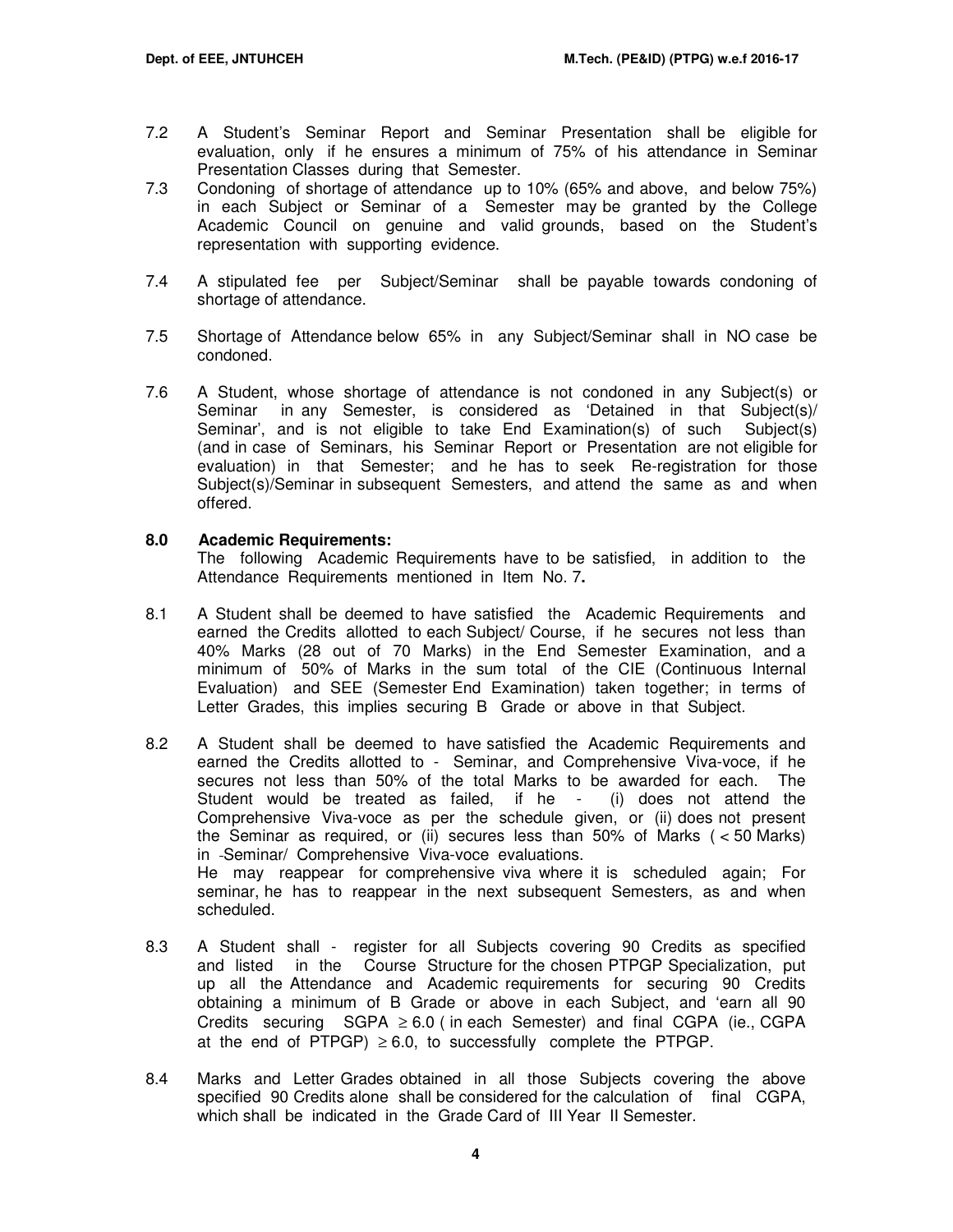7.2 A Student's Seminar Report and Seminar Presentation shall be eligible for evaluation, only if he ensures a minimum of 75% of his attendance in Seminar Presentation Classes during that Semester.

7.3 Condoning of shortage of attendance up to 10% (65% and above, and below 75%) in each Subject or Seminar of a Semester may be granted by the College Academic Council on genuine and valid grounds, based on the Student's representation with supporting evidence.

7.4 A stipulated fee per Subject/Seminar shall be payable towards condoning of shortage of attendance.

7.5 Shortage of Attendance below 65% in any Subject/Seminar shall in NO case be condoned.

7.6 A Student, whose shortage of attendance is not condoned in any Subject(s) or Seminar in any Semester, is considered as 'Detained in that Subject(s)/ Seminar', and is not eligible to take End Examination(s) of such Subject(s) (and in case of Seminars, his Seminar Report or Presentation are not eligible for evaluation) in that Semester; and he has to seek Re-registration for those Subject(s)/Seminar in subsequent Semesters, and attend the same as and when offered.

## 8.0 Academic Requirements:

The following Academic Requirements have to be satisfied, in addition to the Attendance Requirements mentioned in Item No. 7**.**

8.1 A Student shall be deemed to have satisfied the Academic Requirements and earned the Credits allotted to each Subject/ Course, if he secures not less than 40% Marks (28 out of 70 Marks) in the End Semester Examination, and a minimum of 50% of Marks in the sum total of the CIE (Continuous Internal Evaluation) and SEE (Semester End Examination) taken together; in terms of Letter Grades, this implies securing B Grade or above in that Subject.

8.2 A Student shall be deemed to have satisfied the Academic Requirements and earned the Credits allotted to - Seminar, and Comprehensive Viva-voce, if he secures not less than 50% of the total Marks to be awarded for each. The Student would be treated as failed, if he - (i) does not attend the Comprehensive Viva-voce as per the schedule given, or (ii) does not present the Seminar as required, or (ii) secures less than 50% of Marks ( < 50 Marks) in -Seminar/ Comprehensive Viva-voce evaluations.
He may reappear for comprehensive viva where it is scheduled again; For seminar, he has to reappear in the next subsequent Semesters, as and when scheduled.

8.3 A Student shall - register for all Subjects covering 90 Credits as specified and listed in the Course Structure for the chosen PTPGP Specialization, put up all the Attendance and Academic requirements for securing 90 Credits obtaining a minimum of B Grade or above in each Subject, and 'earn all 90 Credits securing SGPA $\geq 6.0$ ( in each Semester) and final CGPA (ie., CGPA at the end of PTPGP) $\geq 6.0$, to successfully complete the PTPGP.

8.4 Marks and Letter Grades obtained in all those Subjects covering the above specified 90 Credits alone shall be considered for the calculation of final CGPA, which shall be indicated in the Grade Card of III Year II Semester.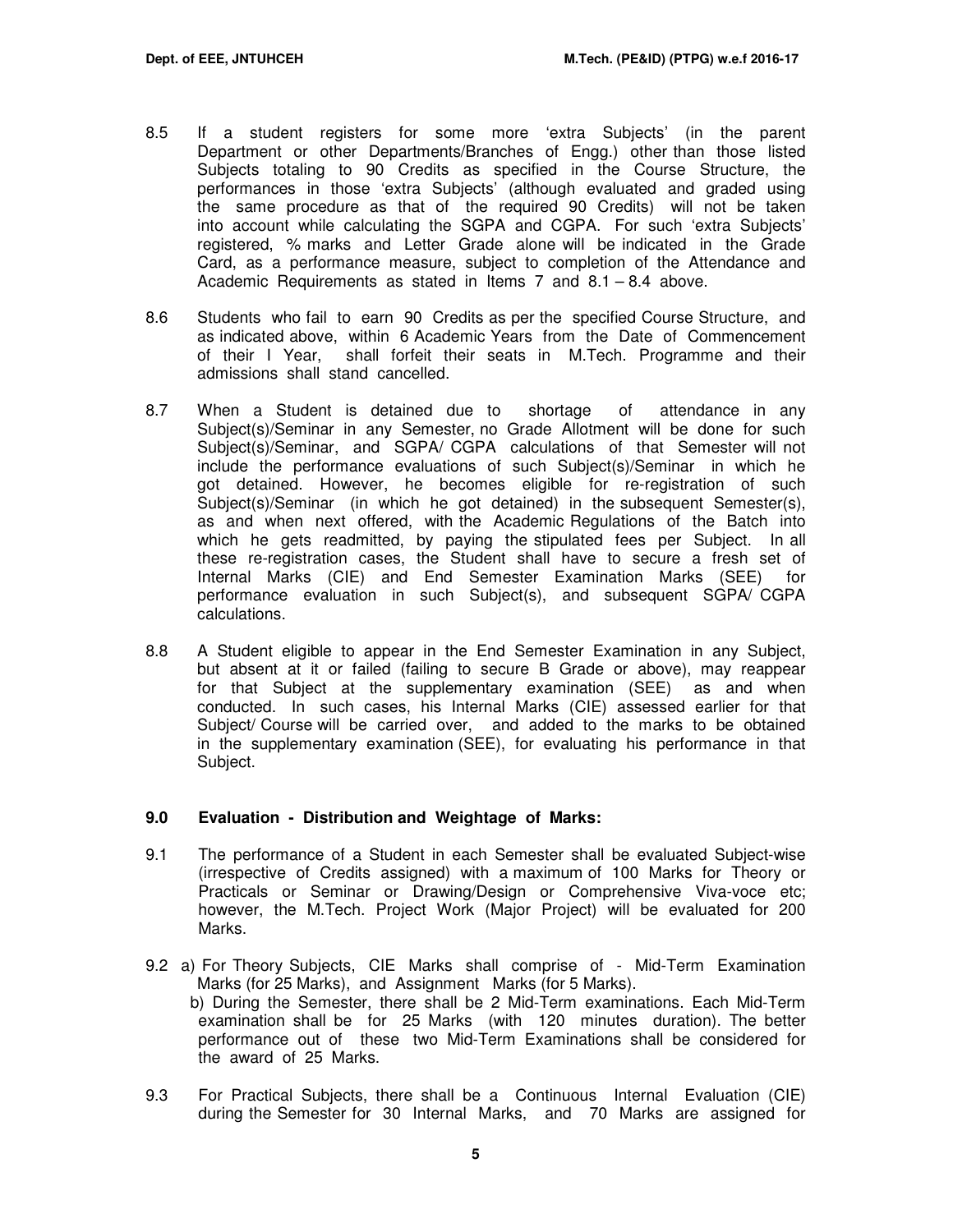8.5 If a student registers for some more 'extra Subjects' (in the parent Department or other Departments/Branches of Engg.) other than those listed Subjects totaling to 90 Credits as specified in the Course Structure, the performances in those 'extra Subjects' (although evaluated and graded using the same procedure as that of the required 90 Credits) will not be taken into account while calculating the SGPA and CGPA. For such 'extra Subjects' registered, % marks and Letter Grade alone will be indicated in the Grade Card, as a performance measure, subject to completion of the Attendance and Academic Requirements as stated in Items 7 and 8.1 – 8.4 above.

8.6 Students who fail to earn 90 Credits as per the specified Course Structure, and as indicated above, within 6 Academic Years from the Date of Commencement of their I Year, shall forfeit their seats in M.Tech. Programme and their admissions shall stand cancelled.

8.7 When a Student is detained due to shortage of attendance in any Subject(s)/Seminar in any Semester, no Grade Allotment will be done for such Subject(s)/Seminar, and SGPA/ CGPA calculations of that Semester will not include the performance evaluations of such Subject(s)/Seminar in which he got detained. However, he becomes eligible for re-registration of such Subject(s)/Seminar (in which he got detained) in the subsequent Semester(s), as and when next offered, with the Academic Regulations of the Batch into which he gets readmitted, by paying the stipulated fees per Subject. In all these re-registration cases, the Student shall have to secure a fresh set of Internal Marks (CIE) and End Semester Examination Marks (SEE) for performance evaluation in such Subject(s), and subsequent SGPA/ CGPA calculations.

8.8 A Student eligible to appear in the End Semester Examination in any Subject, but absent at it or failed (failing to secure B Grade or above), may reappear for that Subject at the supplementary examination (SEE) as and when conducted. In such cases, his Internal Marks (CIE) assessed earlier for that Subject/ Course will be carried over, and added to the marks to be obtained in the supplementary examination (SEE), for evaluating his performance in that Subject.

### 9.0 Evaluation - Distribution and Weightage of Marks:

9.1 The performance of a Student in each Semester shall be evaluated Subject-wise (irrespective of Credits assigned) with a maximum of 100 Marks for Theory or Practicals or Seminar or Drawing/Design or Comprehensive Viva-voce etc; however, the M.Tech. Project Work (Major Project) will be evaluated for 200 Marks.

9.2 a) For Theory Subjects, CIE Marks shall comprise of - Mid-Term Examination Marks (for 25 Marks), and Assignment Marks (for 5 Marks).

b) During the Semester, there shall be 2 Mid-Term examinations. Each Mid-Term examination shall be for 25 Marks (with 120 minutes duration). The better performance out of these two Mid-Term Examinations shall be considered for the award of 25 Marks.

9.3 For Practical Subjects, there shall be a Continuous Internal Evaluation (CIE) during the Semester for 30 Internal Marks, and 70 Marks are assigned for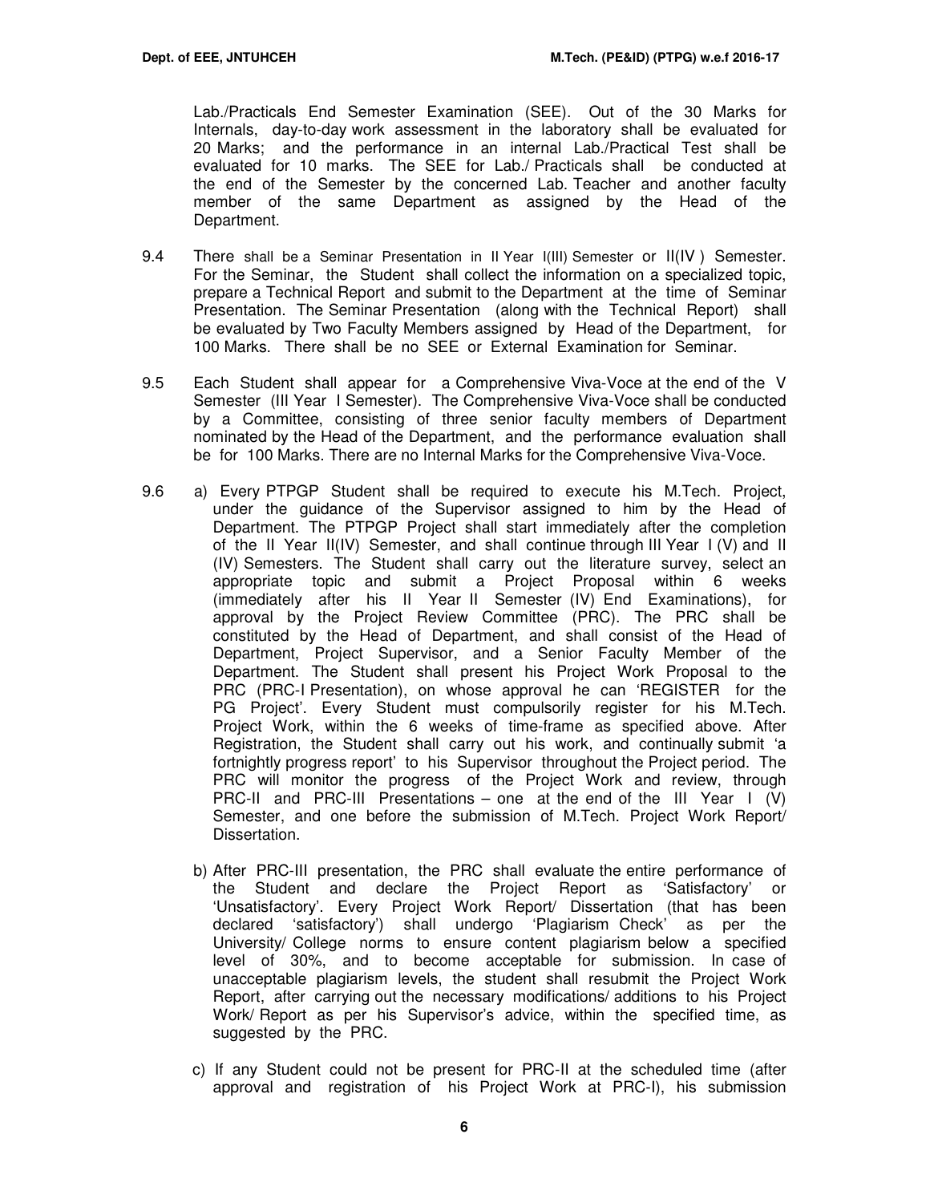Lab./Practicals End Semester Examination (SEE). Out of the 30 Marks for Internals, day-to-day work assessment in the laboratory shall be evaluated for 20 Marks; and the performance in an internal Lab./Practical Test shall be evaluated for 10 marks. The SEE for Lab./ Practicals shall be conducted at the end of the Semester by the concerned Lab. Teacher and another faculty member of the same Department as assigned by the Head of the Department.

9.4 There shall be a Seminar Presentation in II Year I(III) Semester or II(IV ) Semester. For the Seminar, the Student shall collect the information on a specialized topic, prepare a Technical Report and submit to the Department at the time of Seminar Presentation. The Seminar Presentation (along with the Technical Report) shall be evaluated by Two Faculty Members assigned by Head of the Department, for 100 Marks. There shall be no SEE or External Examination for Seminar.

9.5 Each Student shall appear for a Comprehensive Viva-Voce at the end of the V Semester (III Year I Semester). The Comprehensive Viva-Voce shall be conducted by a Committee, consisting of three senior faculty members of Department nominated by the Head of the Department, and the performance evaluation shall be for 100 Marks. There are no Internal Marks for the Comprehensive Viva-Voce.

9.6 a) Every PTPGP Student shall be required to execute his M.Tech. Project, under the guidance of the Supervisor assigned to him by the Head of Department. The PTPGP Project shall start immediately after the completion of the II Year II(IV) Semester, and shall continue through III Year I (V) and II (IV) Semesters. The Student shall carry out the literature survey, select an appropriate topic and submit a Project Proposal within 6 weeks (immediately after his II Year II Semester (IV) End Examinations), for approval by the Project Review Committee (PRC). The PRC shall be constituted by the Head of Department, and shall consist of the Head of Department, Project Supervisor, and a Senior Faculty Member of the Department. The Student shall present his Project Work Proposal to the PRC (PRC-I Presentation), on whose approval he can 'REGISTER for the PG Project'. Every Student must compulsorily register for his M.Tech. Project Work, within the 6 weeks of time-frame as specified above. After Registration, the Student shall carry out his work, and continually submit 'a fortnightly progress report' to his Supervisor throughout the Project period. The PRC will monitor the progress of the Project Work and review, through PRC-II and PRC-III Presentations – one at the end of the III Year I (V) Semester, and one before the submission of M.Tech. Project Work Report/ Dissertation.

b) After PRC-III presentation, the PRC shall evaluate the entire performance of the Student and declare the Project Report as 'Satisfactory' or 'Unsatisfactory'. Every Project Work Report/ Dissertation (that has been declared 'satisfactory') shall undergo 'Plagiarism Check' as per the University/ College norms to ensure content plagiarism below a specified level of 30%, and to become acceptable for submission. In case of unacceptable plagiarism levels, the student shall resubmit the Project Work Report, after carrying out the necessary modifications/ additions to his Project Work/ Report as per his Supervisor's advice, within the specified time, as suggested by the PRC.

c) If any Student could not be present for PRC-II at the scheduled time (after approval and registration of his Project Work at PRC-I), his submission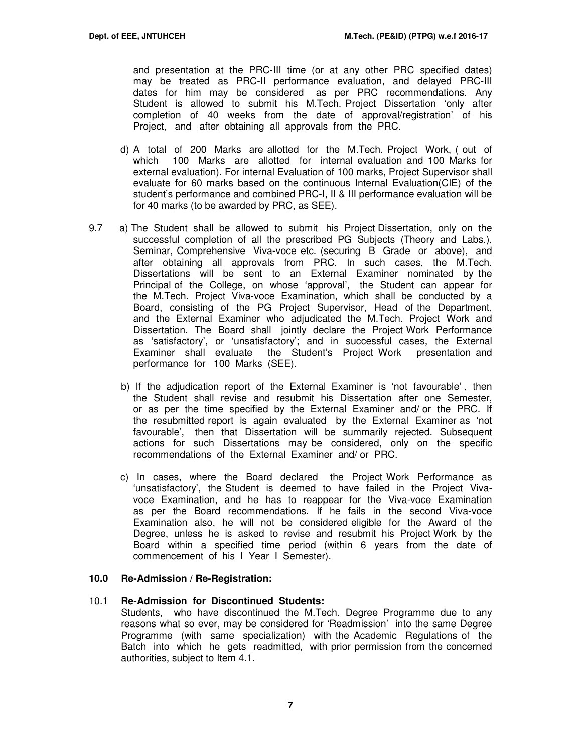and presentation at the PRC-III time (or at any other PRC specified dates) may be treated as PRC-II performance evaluation, and delayed PRC-III dates for him may be considered as per PRC recommendations. Any Student is allowed to submit his M.Tech. Project Dissertation 'only after completion of 40 weeks from the date of approval/registration' of his Project, and after obtaining all approvals from the PRC.

d) A total of 200 Marks are allotted for the M.Tech. Project Work, ( out of which 100 Marks are allotted for internal evaluation and 100 Marks for external evaluation). For internal Evaluation of 100 marks, Project Supervisor shall evaluate for 60 marks based on the continuous Internal Evaluation(CIE) of the student's performance and combined PRC-I, II & III performance evaluation will be for 40 marks (to be awarded by PRC, as SEE).

9.7 a) The Student shall be allowed to submit his Project Dissertation, only on the successful completion of all the prescribed PG Subjects (Theory and Labs.), Seminar, Comprehensive Viva-voce etc. (securing B Grade or above), and after obtaining all approvals from PRC. In such cases, the M.Tech. Dissertations will be sent to an External Examiner nominated by the Principal of the College, on whose 'approval', the Student can appear for the M.Tech. Project Viva-voce Examination, which shall be conducted by a Board, consisting of the PG Project Supervisor, Head of the Department, and the External Examiner who adjudicated the M.Tech. Project Work and Dissertation. The Board shall jointly declare the Project Work Performance as 'satisfactory', or 'unsatisfactory'; and in successful cases, the External Examiner shall evaluate the Student's Project Work presentation and performance for 100 Marks (SEE).

b) If the adjudication report of the External Examiner is 'not favourable' , then the Student shall revise and resubmit his Dissertation after one Semester, or as per the time specified by the External Examiner and/ or the PRC. If the resubmitted report is again evaluated by the External Examiner as 'not favourable', then that Dissertation will be summarily rejected. Subsequent actions for such Dissertations may be considered, only on the specific recommendations of the External Examiner and/ or PRC.

c) In cases, where the Board declared the Project Work Performance as 'unsatisfactory', the Student is deemed to have failed in the Project Viva-voce Examination, and he has to reappear for the Viva-voce Examination as per the Board recommendations. If he fails in the second Viva-voce Examination also, he will not be considered eligible for the Award of the Degree, unless he is asked to revise and resubmit his Project Work by the Board within a specified time period (within 6 years from the date of commencement of his I Year I Semester).

## 10.0 Re-Admission / Re-Registration:

### 10.1 Re-Admission for Discontinued Students:

Students, who have discontinued the M.Tech. Degree Programme due to any reasons what so ever, may be considered for 'Readmission' into the same Degree Programme (with same specialization) with the Academic Regulations of the Batch into which he gets readmitted, with prior permission from the concerned authorities, subject to Item 4.1.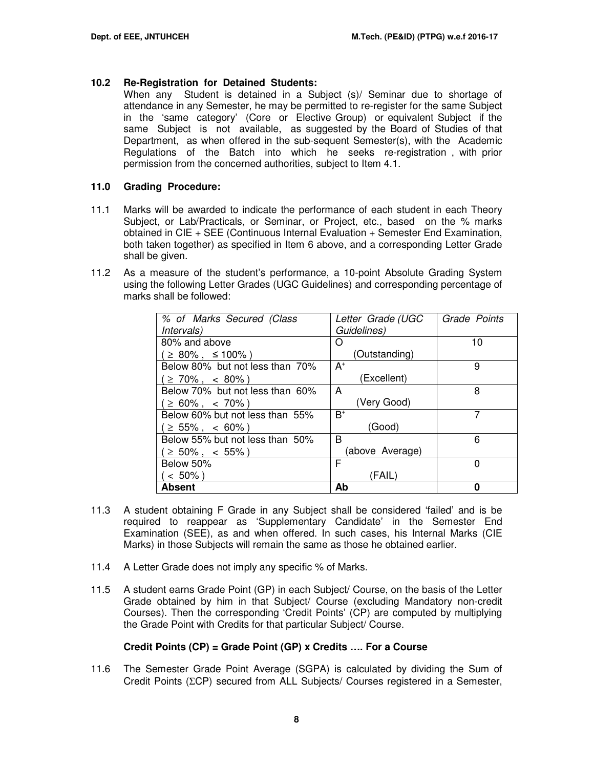### 10.2 Re-Registration for Detained Students:

When any Student is detained in a Subject (s)/ Seminar due to shortage of attendance in any Semester, he may be permitted to re-register for the same Subject in the 'same category' (Core or Elective Group) or equivalent Subject if the same Subject is not available, as suggested by the Board of Studies of that Department, as when offered in the sub-sequent Semester(s), with the Academic Regulations of the Batch into which he seeks re-registration , with prior permission from the concerned authorities, subject to Item 4.1.

## 11.0 Grading Procedure:

11.1 Marks will be awarded to indicate the performance of each student in each Theory Subject, or Lab/Practicals, or Seminar, or Project, etc., based on the % marks obtained in CIE + SEE (Continuous Internal Evaluation + Semester End Examination, both taken together) as specified in Item 6 above, and a corresponding Letter Grade shall be given.

11.2 As a measure of the student's performance, a 10-point Absolute Grading System using the following Letter Grades (UGC Guidelines) and corresponding percentage of marks shall be followed:

| *% of Marks Secured (Class Intervals)* | *Letter Grade (UGC Guidelines)* | *Grade Points* |
|---|---|---|
| 80% and above ( ≥ 80% , ≤ 100% ) | O (Outstanding) | 10 |
| Below 80% but not less than 70% ( ≥ 70% , < 80% ) | $A^+$ (Excellent) | 9 |
| Below 70% but not less than 60% ( ≥ 60% , < 70% ) | A (Very Good) | 8 |
| Below 60% but not less than 55% ( ≥ 55% , < 60% ) | $B^+$ (Good) | 7 |
| Below 55% but not less than 50% ( ≥ 50% , < 55% ) | B (above Average) | 6 |
| Below 50% ( < 50% ) | F (FAIL) | 0 |
| **Absent** | **Ab** | **0** |

11.3 A student obtaining F Grade in any Subject shall be considered 'failed' and is be required to reappear as 'Supplementary Candidate' in the Semester End Examination (SEE), as and when offered. In such cases, his Internal Marks (CIE Marks) in those Subjects will remain the same as those he obtained earlier.

11.4 A Letter Grade does not imply any specific % of Marks.

11.5 A student earns Grade Point (GP) in each Subject/ Course, on the basis of the Letter Grade obtained by him in that Subject/ Course (excluding Mandatory non-credit Courses). Then the corresponding 'Credit Points' (CP) are computed by multiplying the Grade Point with Credits for that particular Subject/ Course.

**Credit Points (CP) = Grade Point (GP) x Credits …. For a Course**

11.6 The Semester Grade Point Average (SGPA) is calculated by dividing the Sum of Credit Points (ΣCP) secured from ALL Subjects/ Courses registered in a Semester,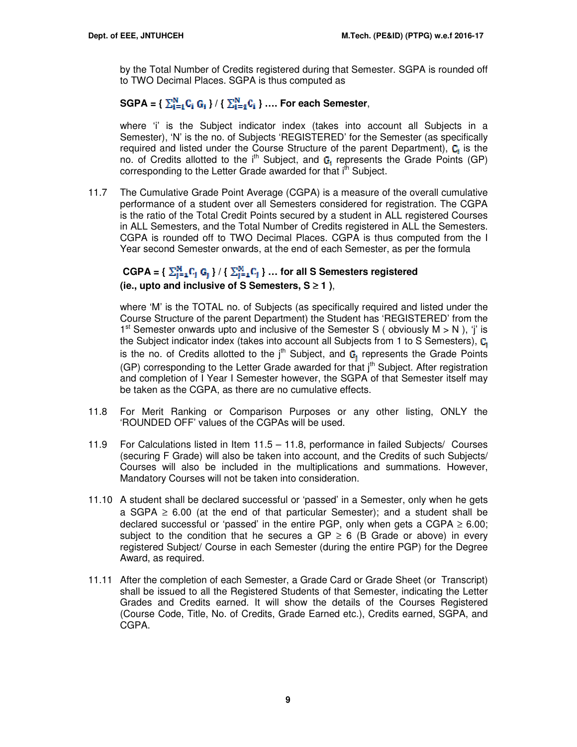by the Total Number of Credits registered during that Semester. SGPA is rounded off to TWO Decimal Places. SGPA is thus computed as

**SGPA = { $\sum_{i=1}^{N} C_i \; G_i$ } / { $\sum_{i=1}^{N} C_i$ } …. For each Semester**,

where 'i' is the Subject indicator index (takes into account all Subjects in a Semester), 'N' is the no. of Subjects 'REGISTERED' for the Semester (as specifically required and listed under the Course Structure of the parent Department), $C_i$ is the no. of Credits allotted to the i[th] Subject, and $G_i$ represents the Grade Points (GP) corresponding to the Letter Grade awarded for that i[th] Subject.

11.7 The Cumulative Grade Point Average (CGPA) is a measure of the overall cumulative performance of a student over all Semesters considered for registration. The CGPA is the ratio of the Total Credit Points secured by a student in ALL registered Courses in ALL Semesters, and the Total Number of Credits registered in ALL the Semesters. CGPA is rounded off to TWO Decimal Places. CGPA is thus computed from the I Year second Semester onwards, at the end of each Semester, as per the formula

**CGPA = { $\sum_{j=1}^{M} C_j \; G_j$ } / { $\sum_{j=1}^{M} C_j$ } … for all S Semesters registered (ie., upto and inclusive of S Semesters, S ≥ 1 )**,

where 'M' is the TOTAL no. of Subjects (as specifically required and listed under the Course Structure of the parent Department) the Student has 'REGISTERED' from the 1[st] Semester onwards upto and inclusive of the Semester S ( obviously M > N ), 'j' is the Subject indicator index (takes into account all Subjects from 1 to S Semesters), $C_j$ is the no. of Credits allotted to the j[th] Subject, and $G_j$ represents the Grade Points (GP) corresponding to the Letter Grade awarded for that j[th] Subject. After registration and completion of I Year I Semester however, the SGPA of that Semester itself may be taken as the CGPA, as there are no cumulative effects.

11.8 For Merit Ranking or Comparison Purposes or any other listing, ONLY the 'ROUNDED OFF' values of the CGPAs will be used.

11.9 For Calculations listed in Item 11.5 – 11.8, performance in failed Subjects/ Courses (securing F Grade) will also be taken into account, and the Credits of such Subjects/ Courses will also be included in the multiplications and summations. However, Mandatory Courses will not be taken into consideration.

11.10 A student shall be declared successful or 'passed' in a Semester, only when he gets a SGPA ≥ 6.00 (at the end of that particular Semester); and a student shall be declared successful or 'passed' in the entire PGP, only when gets a CGPA ≥ 6.00; subject to the condition that he secures a GP ≥ 6 (B Grade or above) in every registered Subject/ Course in each Semester (during the entire PGP) for the Degree Award, as required.

11.11 After the completion of each Semester, a Grade Card or Grade Sheet (or Transcript) shall be issued to all the Registered Students of that Semester, indicating the Letter Grades and Credits earned. It will show the details of the Courses Registered (Course Code, Title, No. of Credits, Grade Earned etc.), Credits earned, SGPA, and CGPA.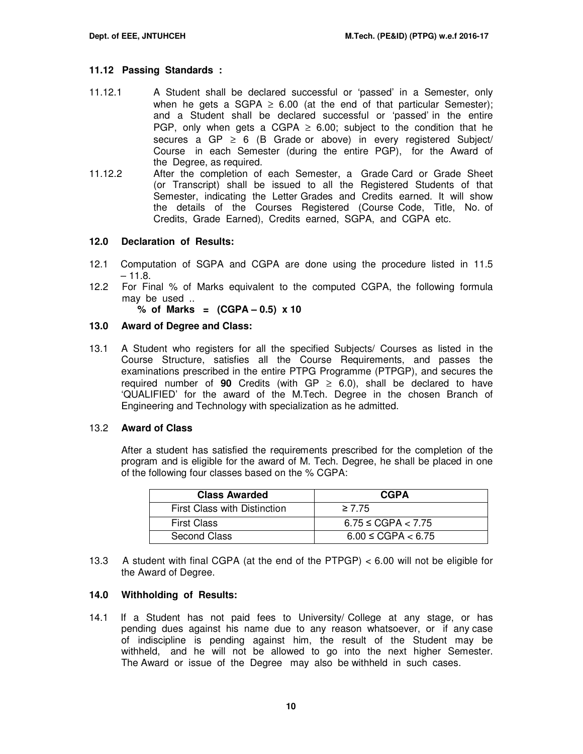### 11.12 Passing Standards :

11.12.1 A Student shall be declared successful or 'passed' in a Semester, only when he gets a SGPA $\geq$ 6.00 (at the end of that particular Semester); and a Student shall be declared successful or 'passed' in the entire PGP, only when gets a CGPA $\geq$ 6.00; subject to the condition that he secures a GP $\geq$ 6 (B Grade or above) in every registered Subject/ Course in each Semester (during the entire PGP), for the Award of the Degree, as required.

11.12.2 After the completion of each Semester, a Grade Card or Grade Sheet (or Transcript) shall be issued to all the Registered Students of that Semester, indicating the Letter Grades and Credits earned. It will show the details of the Courses Registered (Course Code, Title, No. of Credits, Grade Earned), Credits earned, SGPA, and CGPA etc.

### 12.0 Declaration of Results:

12.1 Computation of SGPA and CGPA are done using the procedure listed in 11.5 – 11.8.

12.2 For Final % of Marks equivalent to the computed CGPA, the following formula may be used ..

**% of Marks = (CGPA – 0.5) x 10**

### 13.0 Award of Degree and Class:

13.1 A Student who registers for all the specified Subjects/ Courses as listed in the Course Structure, satisfies all the Course Requirements, and passes the examinations prescribed in the entire PTPG Programme (PTPGP), and secures the required number of **90** Credits (with GP $\geq$ 6.0), shall be declared to have 'QUALIFIED' for the award of the M.Tech. Degree in the chosen Branch of Engineering and Technology with specialization as he admitted.

13.2 **Award of Class**

After a student has satisfied the requirements prescribed for the completion of the program and is eligible for the award of M. Tech. Degree, he shall be placed in one of the following four classes based on the % CGPA:

| Class Awarded | CGPA |
|---|---|
| First Class with Distinction | $\geq$ 7.75 |
| First Class | 6.75 $\leq$ CGPA < 7.75 |
| Second Class | 6.00 $\leq$ CGPA < 6.75 |

13.3 A student with final CGPA (at the end of the PTPGP) < 6.00 will not be eligible for the Award of Degree.

### 14.0 Withholding of Results:

14.1 If a Student has not paid fees to University/ College at any stage, or has pending dues against his name due to any reason whatsoever, or if any case of indiscipline is pending against him, the result of the Student may be withheld, and he will not be allowed to go into the next higher Semester. The Award or issue of the Degree may also be withheld in such cases.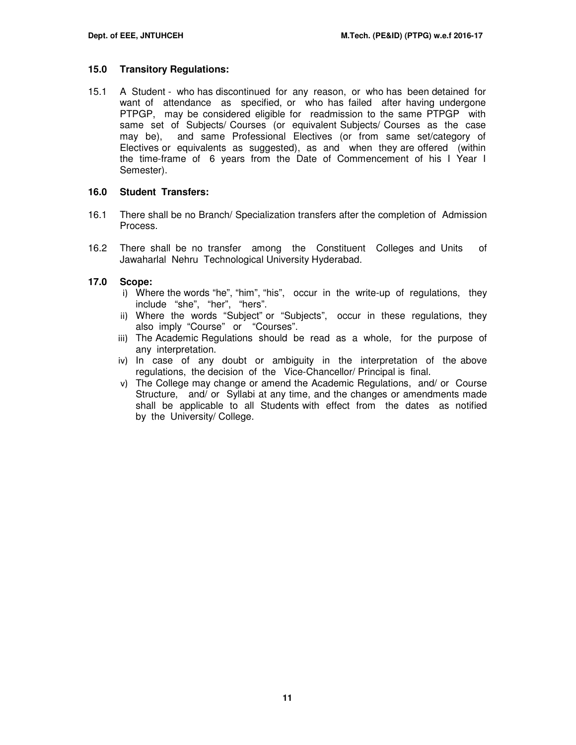## 15.0 Transitory Regulations:

15.1 A Student - who has discontinued for any reason, or who has been detained for want of attendance as specified, or who has failed after having undergone PTPGP, may be considered eligible for readmission to the same PTPGP with same set of Subjects/ Courses (or equivalent Subjects/ Courses as the case may be), and same Professional Electives (or from same set/category of Electives or equivalents as suggested), as and when they are offered (within the time-frame of 6 years from the Date of Commencement of his I Year I Semester).

## 16.0 Student Transfers:

16.1 There shall be no Branch/ Specialization transfers after the completion of Admission Process.

16.2 There shall be no transfer among the Constituent Colleges and Units of Jawaharlal Nehru Technological University Hyderabad.

## 17.0 Scope:

i) Where the words “he”, “him”, “his”, occur in the write-up of regulations, they include “she”, “her”, “hers”.

ii) Where the words “Subject” or “Subjects”, occur in these regulations, they also imply “Course” or “Courses”.

iii) The Academic Regulations should be read as a whole, for the purpose of any interpretation.

iv) In case of any doubt or ambiguity in the interpretation of the above regulations, the decision of the Vice-Chancellor/ Principal is final.

v) The College may change or amend the Academic Regulations, and/ or Course Structure, and/ or Syllabi at any time, and the changes or amendments made shall be applicable to all Students with effect from the dates as notified by the University/ College.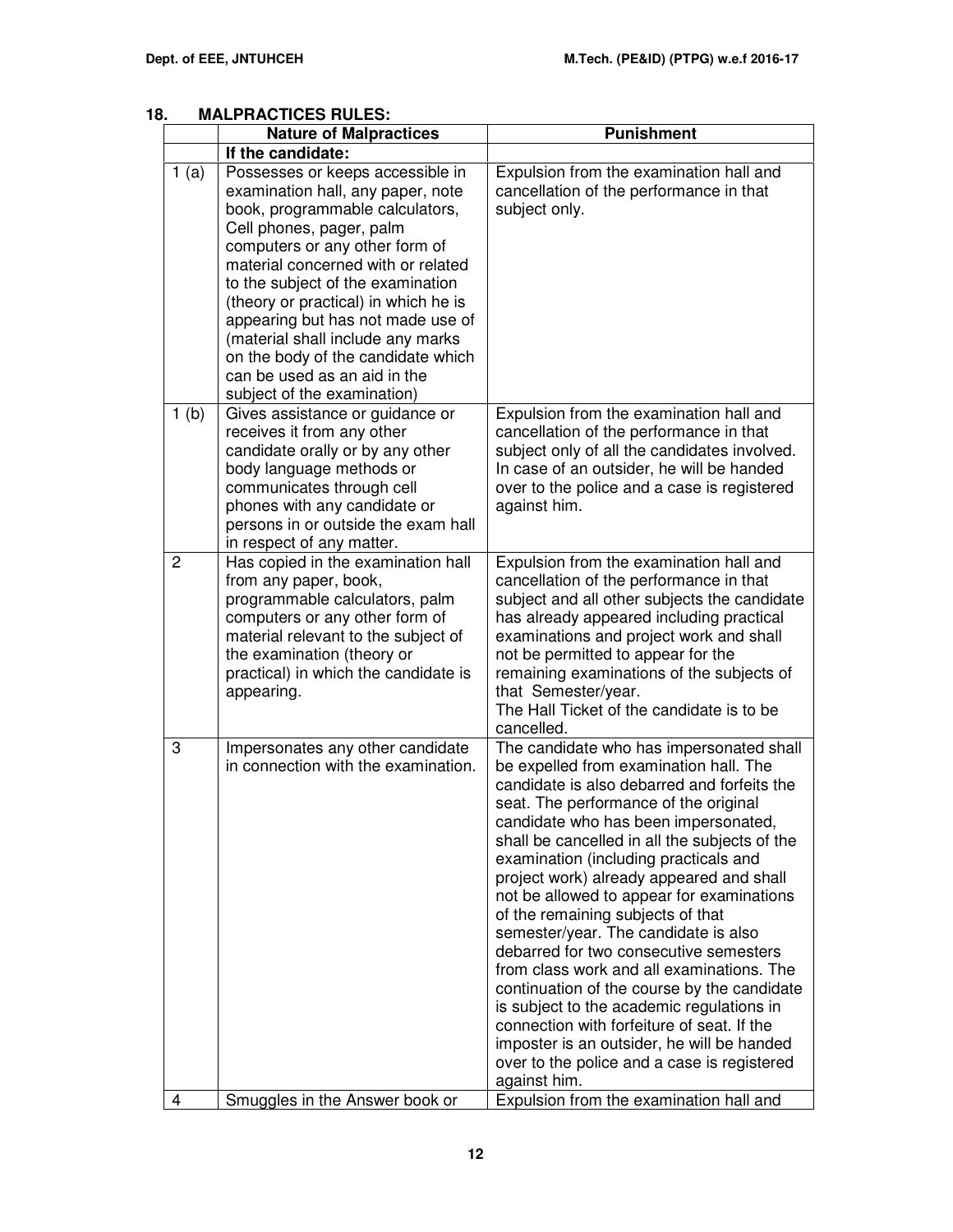## 18. MALPRACTICES RULES:

| | Nature of Malpractices | Punishment |
|---|---|---|
| | **If the candidate:** | |
| 1 (a) | Possesses or keeps accessible in examination hall, any paper, note book, programmable calculators, Cell phones, pager, palm computers or any other form of material concerned with or related to the subject of the examination (theory or practical) in which he is appearing but has not made use of (material shall include any marks on the body of the candidate which can be used as an aid in the subject of the examination) | Expulsion from the examination hall and cancellation of the performance in that subject only. |
| 1 (b) | Gives assistance or guidance or receives it from any other candidate orally or by any other body language methods or communicates through cell phones with any candidate or persons in or outside the exam hall in respect of any matter. | Expulsion from the examination hall and cancellation of the performance in that subject only of all the candidates involved. In case of an outsider, he will be handed over to the police and a case is registered against him. |
| 2 | Has copied in the examination hall from any paper, book, programmable calculators, palm computers or any other form of material relevant to the subject of the examination (theory or practical) in which the candidate is appearing. | Expulsion from the examination hall and cancellation of the performance in that subject and all other subjects the candidate has already appeared including practical examinations and project work and shall not be permitted to appear for the remaining examinations of the subjects of that Semester/year. The Hall Ticket of the candidate is to be cancelled. |
| 3 | Impersonates any other candidate in connection with the examination. | The candidate who has impersonated shall be expelled from examination hall. The candidate is also debarred and forfeits the seat. The performance of the original candidate who has been impersonated, shall be cancelled in all the subjects of the examination (including practicals and project work) already appeared and shall not be allowed to appear for examinations of the remaining subjects of that semester/year. The candidate is also debarred for two consecutive semesters from class work and all examinations. The continuation of the course by the candidate is subject to the academic regulations in connection with forfeiture of seat. If the imposter is an outsider, he will be handed over to the police and a case is registered against him. |
| 4 | Smuggles in the Answer book or | Expulsion from the examination hall and |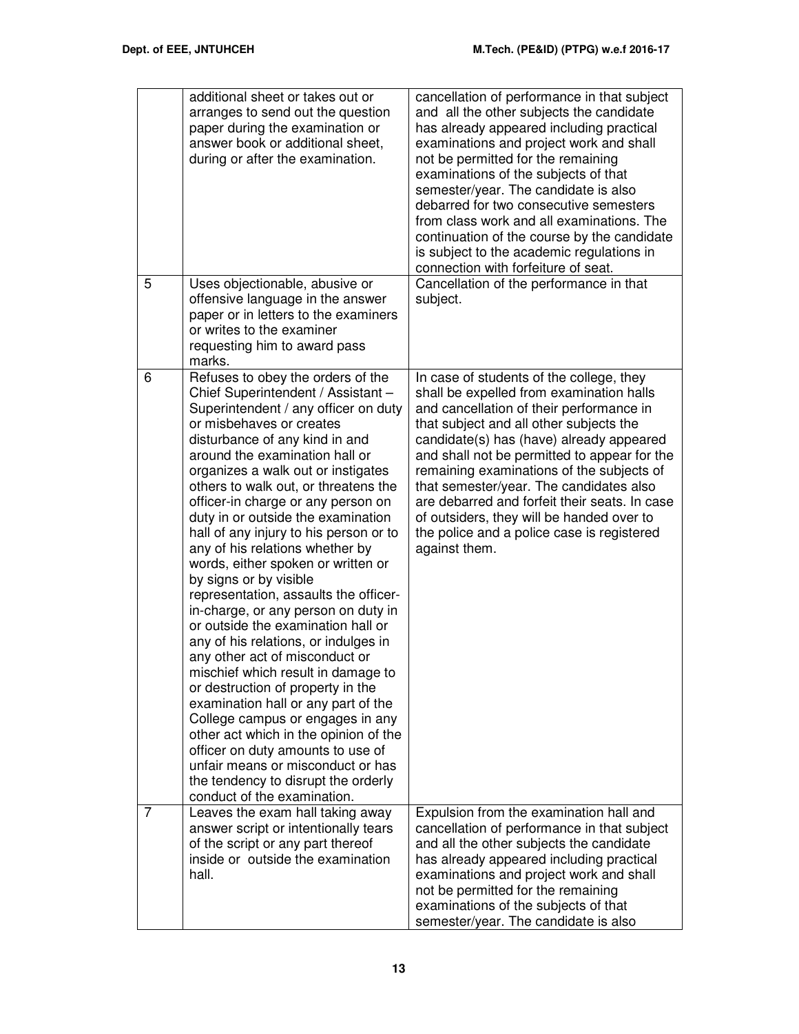|   |   |   |
|---|---|---|
|   | additional sheet or takes out or arranges to send out the question paper during the examination or answer book or additional sheet, during or after the examination. | cancellation of performance in that subject and all the other subjects the candidate has already appeared including practical examinations and project work and shall not be permitted for the remaining examinations of the subjects of that semester/year. The candidate is also debarred for two consecutive semesters from class work and all examinations. The continuation of the course by the candidate is subject to the academic regulations in connection with forfeiture of seat. |
| 5 | Uses objectionable, abusive or offensive language in the answer paper or in letters to the examiners or writes to the examiner requesting him to award pass marks. | Cancellation of the performance in that subject. |
| 6 | Refuses to obey the orders of the Chief Superintendent / Assistant – Superintendent / any officer on duty or misbehaves or creates disturbance of any kind in and around the examination hall or organizes a walk out or instigates others to walk out, or threatens the officer-in charge or any person on duty in or outside the examination hall of any injury to his person or to any of his relations whether by words, either spoken or written or by signs or by visible representation, assaults the officer-in-charge, or any person on duty in or outside the examination hall or any of his relations, or indulges in any other act of misconduct or mischief which result in damage to or destruction of property in the examination hall or any part of the College campus or engages in any other act which in the opinion of the officer on duty amounts to use of unfair means or misconduct or has the tendency to disrupt the orderly conduct of the examination. | In case of students of the college, they shall be expelled from examination halls and cancellation of their performance in that subject and all other subjects the candidate(s) has (have) already appeared and shall not be permitted to appear for the remaining examinations of the subjects of that semester/year. The candidates also are debarred and forfeit their seats. In case of outsiders, they will be handed over to the police and a police case is registered against them. |
| 7 | Leaves the exam hall taking away answer script or intentionally tears of the script or any part thereof inside or outside the examination hall. | Expulsion from the examination hall and cancellation of performance in that subject and all the other subjects the candidate has already appeared including practical examinations and project work and shall not be permitted for the remaining examinations of the subjects of that semester/year. The candidate is also |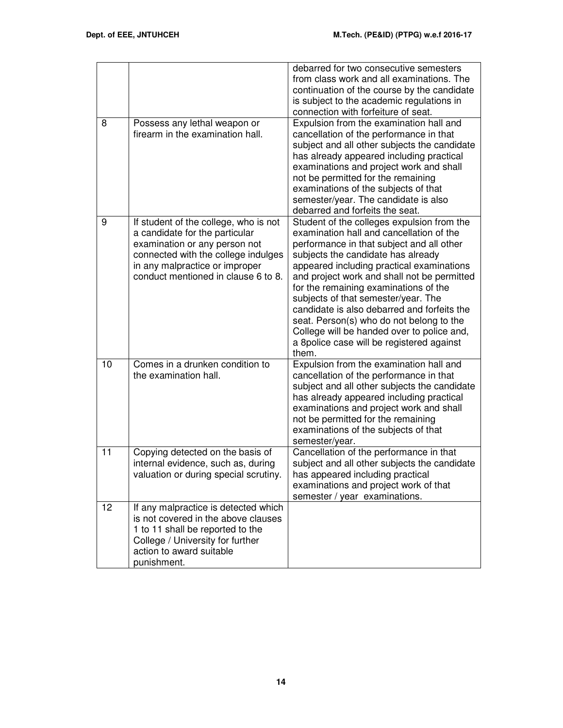|  |  |  |
|---|---|---|
|  |  | debarred for two consecutive semesters from class work and all examinations. The continuation of the course by the candidate is subject to the academic regulations in connection with forfeiture of seat. |
| 8 | Possess any lethal weapon or firearm in the examination hall. | Expulsion from the examination hall and cancellation of the performance in that subject and all other subjects the candidate has already appeared including practical examinations and project work and shall not be permitted for the remaining examinations of the subjects of that semester/year. The candidate is also debarred and forfeits the seat. |
| 9 | If student of the college, who is not a candidate for the particular examination or any person not connected with the college indulges in any malpractice or improper conduct mentioned in clause 6 to 8. | Student of the colleges expulsion from the examination hall and cancellation of the performance in that subject and all other subjects the candidate has already appeared including practical examinations and project work and shall not be permitted for the remaining examinations of the subjects of that semester/year. The candidate is also debarred and forfeits the seat. Person(s) who do not belong to the College will be handed over to police and, a 8police case will be registered against them. |
| 10 | Comes in a drunken condition to the examination hall. | Expulsion from the examination hall and cancellation of the performance in that subject and all other subjects the candidate has already appeared including practical examinations and project work and shall not be permitted for the remaining examinations of the subjects of that semester/year. |
| 11 | Copying detected on the basis of internal evidence, such as, during valuation or during special scrutiny. | Cancellation of the performance in that subject and all other subjects the candidate has appeared including practical examinations and project work of that semester / year examinations. |
| 12 | If any malpractice is detected which is not covered in the above clauses 1 to 11 shall be reported to the College / University for further action to award suitable punishment. |  |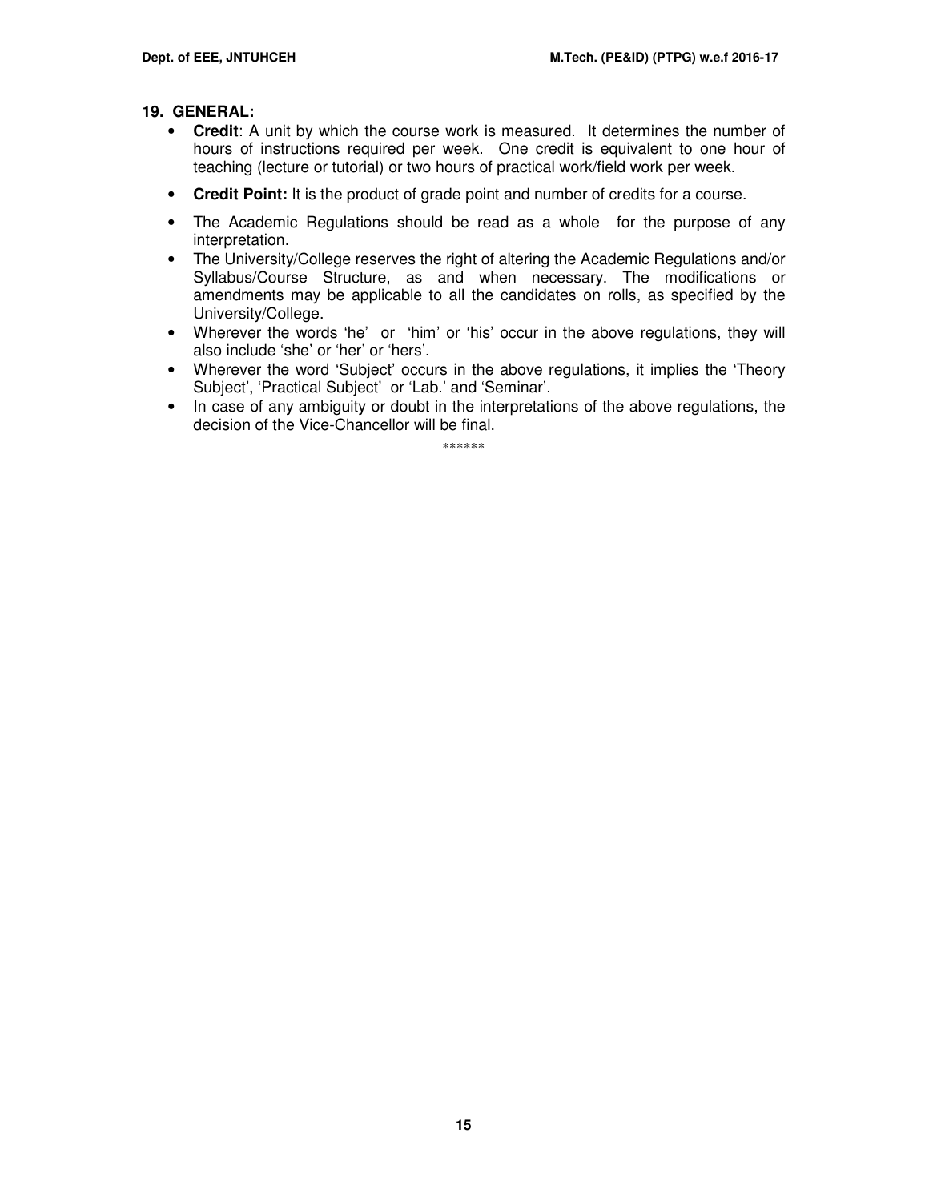## 19. GENERAL:

- **Credit**: A unit by which the course work is measured. It determines the number of hours of instructions required per week. One credit is equivalent to one hour of teaching (lecture or tutorial) or two hours of practical work/field work per week.
- **Credit Point:** It is the product of grade point and number of credits for a course.
- The Academic Regulations should be read as a whole for the purpose of any interpretation.
- The University/College reserves the right of altering the Academic Regulations and/or Syllabus/Course Structure, as and when necessary. The modifications or amendments may be applicable to all the candidates on rolls, as specified by the University/College.
- Wherever the words 'he' or 'him' or 'his' occur in the above regulations, they will also include 'she' or 'her' or 'hers'.
- Wherever the word 'Subject' occurs in the above regulations, it implies the 'Theory Subject', 'Practical Subject' or 'Lab.' and 'Seminar'.
- In case of any ambiguity or doubt in the interpretations of the above regulations, the decision of the Vice-Chancellor will be final.

******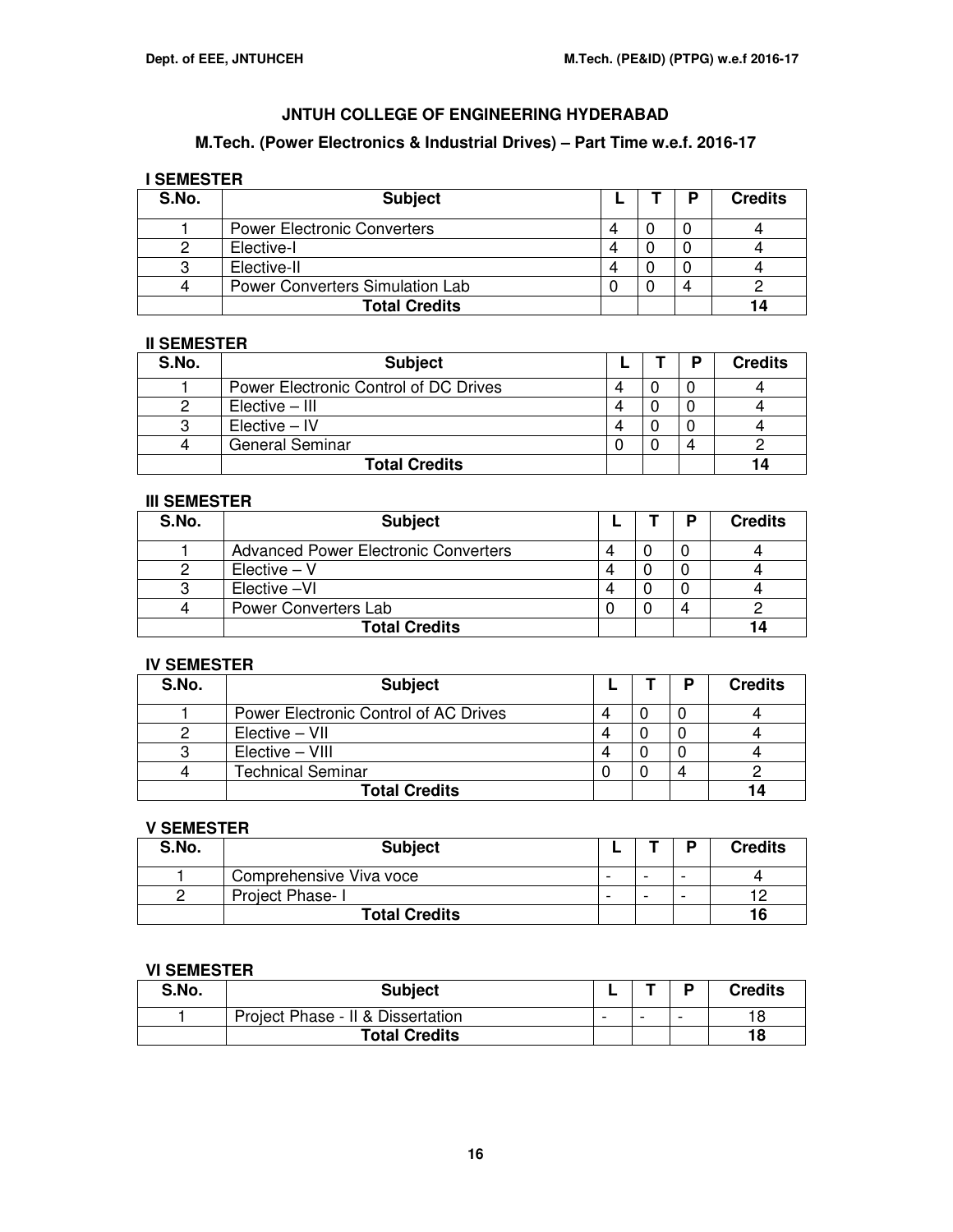# JNTUH COLLEGE OF ENGINEERING HYDERABAD

## M.Tech. (Power Electronics & Industrial Drives) – Part Time w.e.f. 2016-17

### I SEMESTER

| S.No. | Subject | L | T | P | Credits |
|---|---|---|---|---|---|
| 1 | Power Electronic Converters | 4 | 0 | 0 | 4 |
| 2 | Elective-I | 4 | 0 | 0 | 4 |
| 3 | Elective-II | 4 | 0 | 0 | 4 |
| 4 | Power Converters Simulation Lab | 0 | 0 | 4 | 2 |
| | **Total Credits** | | | | **14** |

### II SEMESTER

| S.No. | Subject | L | T | P | Credits |
|---|---|---|---|---|---|
| 1 | Power Electronic Control of DC Drives | 4 | 0 | 0 | 4 |
| 2 | Elective – III | 4 | 0 | 0 | 4 |
| 3 | Elective – IV | 4 | 0 | 0 | 4 |
| 4 | General Seminar | 0 | 0 | 4 | 2 |
| | **Total Credits** | | | | **14** |

### III SEMESTER

| S.No. | Subject | L | T | P | Credits |
|---|---|---|---|---|---|
| 1 | Advanced Power Electronic Converters | 4 | 0 | 0 | 4 |
| 2 | Elective – V | 4 | 0 | 0 | 4 |
| 3 | Elective –VI | 4 | 0 | 0 | 4 |
| 4 | Power Converters Lab | 0 | 0 | 4 | 2 |
| | **Total Credits** | | | | **14** |

### IV SEMESTER

| S.No. | Subject | L | T | P | Credits |
|---|---|---|---|---|---|
| 1 | Power Electronic Control of AC Drives | 4 | 0 | 0 | 4 |
| 2 | Elective – VII | 4 | 0 | 0 | 4 |
| 3 | Elective – VIII | 4 | 0 | 0 | 4 |
| 4 | Technical Seminar | 0 | 0 | 4 | 2 |
| | **Total Credits** | | | | **14** |

### V SEMESTER

| S.No. | Subject | L | T | P | Credits |
|---|---|---|---|---|---|
| 1 | Comprehensive Viva voce | - | - | - | 4 |
| 2 | Project Phase- I | - | - | - | 12 |
| | **Total Credits** | | | | **16** |

### VI SEMESTER

| S.No. | Subject | L | T | P | Credits |
|---|---|---|---|---|---|
| 1 | Project Phase - II & Dissertation | - | - | - | 18 |
| | **Total Credits** | | | | **18** |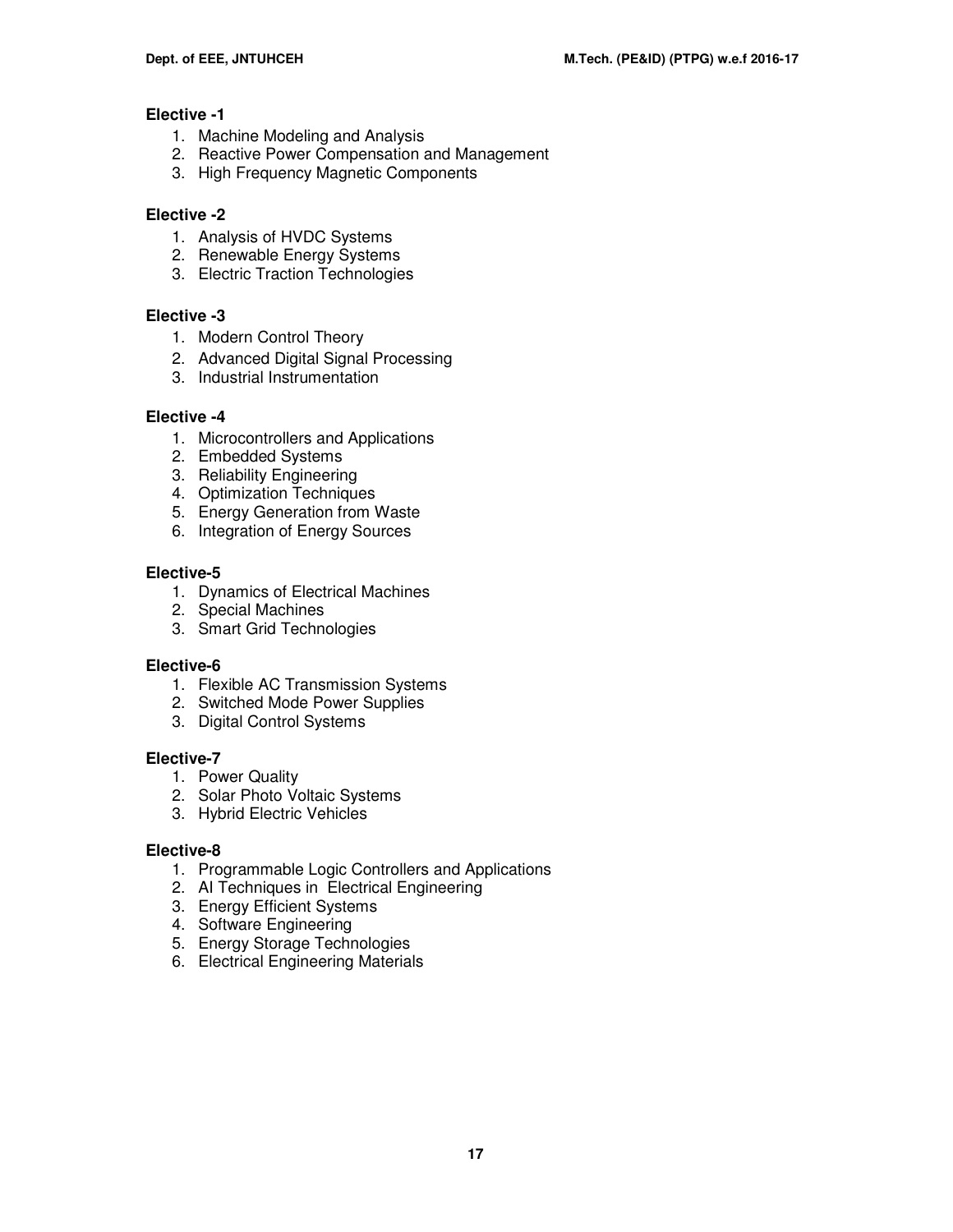**Elective -1**

1. Machine Modeling and Analysis
2. Reactive Power Compensation and Management
3. High Frequency Magnetic Components

**Elective -2**

1. Analysis of HVDC Systems
2. Renewable Energy Systems
3. Electric Traction Technologies

**Elective -3**

1. Modern Control Theory
2. Advanced Digital Signal Processing
3. Industrial Instrumentation

**Elective -4**

1. Microcontrollers and Applications
2. Embedded Systems
3. Reliability Engineering
4. Optimization Techniques
5. Energy Generation from Waste
6. Integration of Energy Sources

**Elective-5**

1. Dynamics of Electrical Machines
2. Special Machines
3. Smart Grid Technologies

**Elective-6**

1. Flexible AC Transmission Systems
2. Switched Mode Power Supplies
3. Digital Control Systems

**Elective-7**

1. Power Quality
2. Solar Photo Voltaic Systems
3. Hybrid Electric Vehicles

**Elective-8**

1. Programmable Logic Controllers and Applications
2. AI Techniques in Electrical Engineering
3. Energy Efficient Systems
4. Software Engineering
5. Energy Storage Technologies
6. Electrical Engineering Materials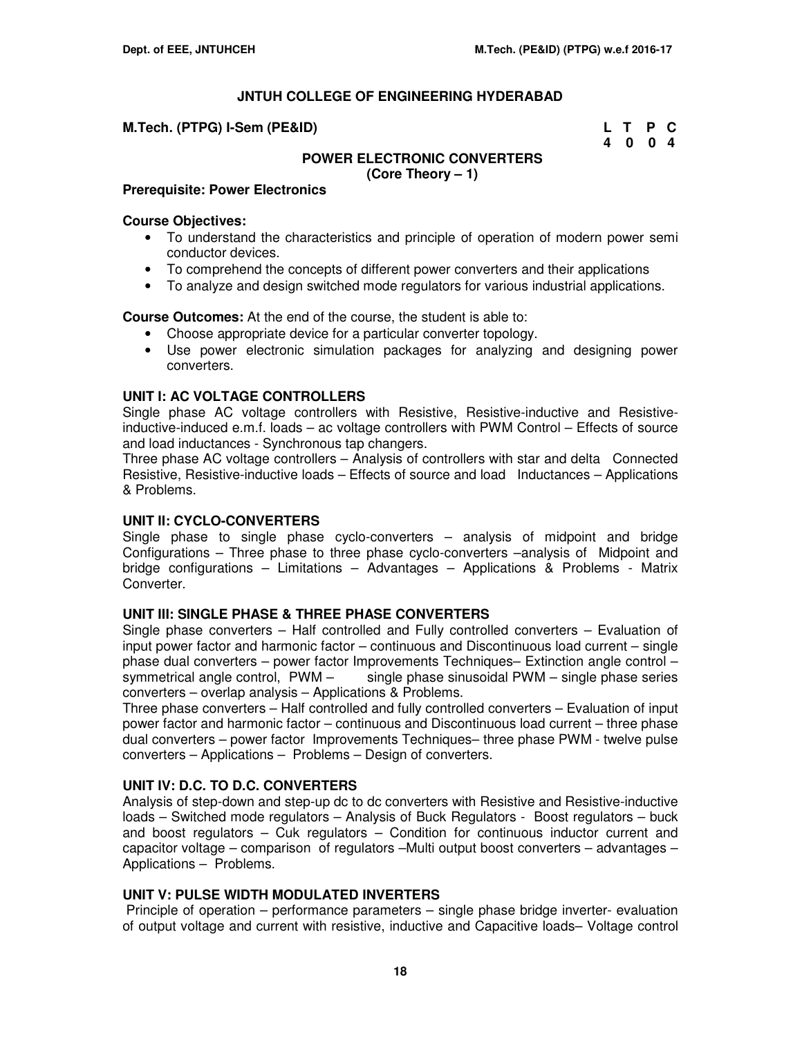# JNTUH COLLEGE OF ENGINEERING HYDERABAD

**M.Tech. (PTPG) I-Sem (PE&ID)**

| L | T | P | C |
|---|---|---|---|
| 4 | 0 | 0 | 4 |

## POWER ELECTRONIC CONVERTERS
**(Core Theory – 1)**

**Prerequisite: Power Electronics**

**Course Objectives:**

- To understand the characteristics and principle of operation of modern power semi conductor devices.
- To comprehend the concepts of different power converters and their applications
- To analyze and design switched mode regulators for various industrial applications.

**Course Outcomes:** At the end of the course, the student is able to:

- Choose appropriate device for a particular converter topology.
- Use power electronic simulation packages for analyzing and designing power converters.

### UNIT I: AC VOLTAGE CONTROLLERS

Single phase AC voltage controllers with Resistive, Resistive-inductive and Resistive-inductive-induced e.m.f. loads – ac voltage controllers with PWM Control – Effects of source and load inductances - Synchronous tap changers.

Three phase AC voltage controllers – Analysis of controllers with star and delta Connected Resistive, Resistive-inductive loads – Effects of source and load Inductances – Applications & Problems.

### UNIT II: CYCLO-CONVERTERS

Single phase to single phase cyclo-converters – analysis of midpoint and bridge Configurations – Three phase to three phase cyclo-converters –analysis of Midpoint and bridge configurations – Limitations – Advantages – Applications & Problems - Matrix Converter.

### UNIT III: SINGLE PHASE & THREE PHASE CONVERTERS

Single phase converters – Half controlled and Fully controlled converters – Evaluation of input power factor and harmonic factor – continuous and Discontinuous load current – single phase dual converters – power factor Improvements Techniques– Extinction angle control – symmetrical angle control, PWM – single phase sinusoidal PWM – single phase series converters – overlap analysis – Applications & Problems.

Three phase converters – Half controlled and fully controlled converters – Evaluation of input power factor and harmonic factor – continuous and Discontinuous load current – three phase dual converters – power factor Improvements Techniques– three phase PWM - twelve pulse converters – Applications – Problems – Design of converters.

### UNIT IV: D.C. TO D.C. CONVERTERS

Analysis of step-down and step-up dc to dc converters with Resistive and Resistive-inductive loads – Switched mode regulators – Analysis of Buck Regulators - Boost regulators – buck and boost regulators – Cuk regulators – Condition for continuous inductor current and capacitor voltage – comparison of regulators –Multi output boost converters – advantages – Applications – Problems.

### UNIT V: PULSE WIDTH MODULATED INVERTERS

Principle of operation – performance parameters – single phase bridge inverter- evaluation of output voltage and current with resistive, inductive and Capacitive loads– Voltage control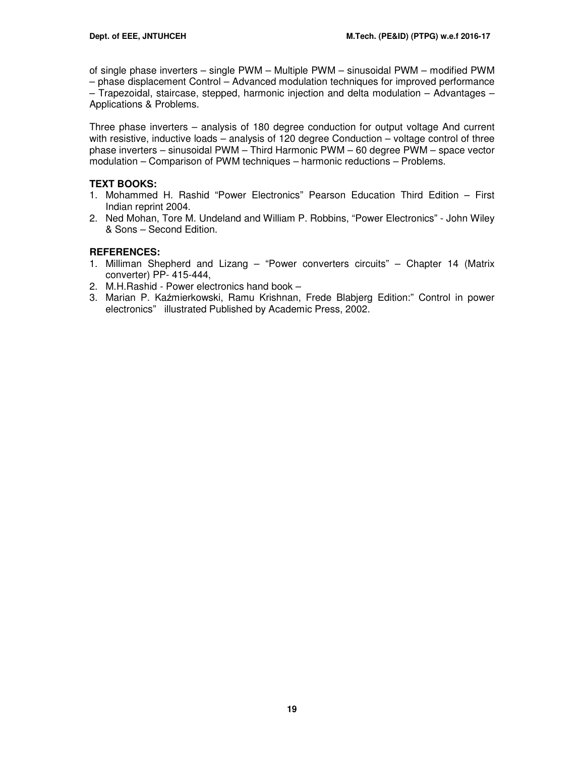of single phase inverters – single PWM – Multiple PWM – sinusoidal PWM – modified PWM – phase displacement Control – Advanced modulation techniques for improved performance – Trapezoidal, staircase, stepped, harmonic injection and delta modulation – Advantages – Applications & Problems.

Three phase inverters – analysis of 180 degree conduction for output voltage And current with resistive, inductive loads – analysis of 120 degree Conduction – voltage control of three phase inverters – sinusoidal PWM – Third Harmonic PWM – 60 degree PWM – space vector modulation – Comparison of PWM techniques – harmonic reductions – Problems.

**TEXT BOOKS:**

1. Mohammed H. Rashid "Power Electronics" Pearson Education Third Edition – First Indian reprint 2004.
2. Ned Mohan, Tore M. Undeland and William P. Robbins, "Power Electronics" - John Wiley & Sons – Second Edition.

**REFERENCES:**

1. Milliman Shepherd and Lizang – "Power converters circuits" – Chapter 14 (Matrix converter) PP- 415-444,
2. M.H.Rashid - Power electronics hand book –
3. Marian P. Kaźmierkowski, Ramu Krishnan, Frede Blabjerg Edition:" Control in power electronics" illustrated Published by Academic Press, 2002.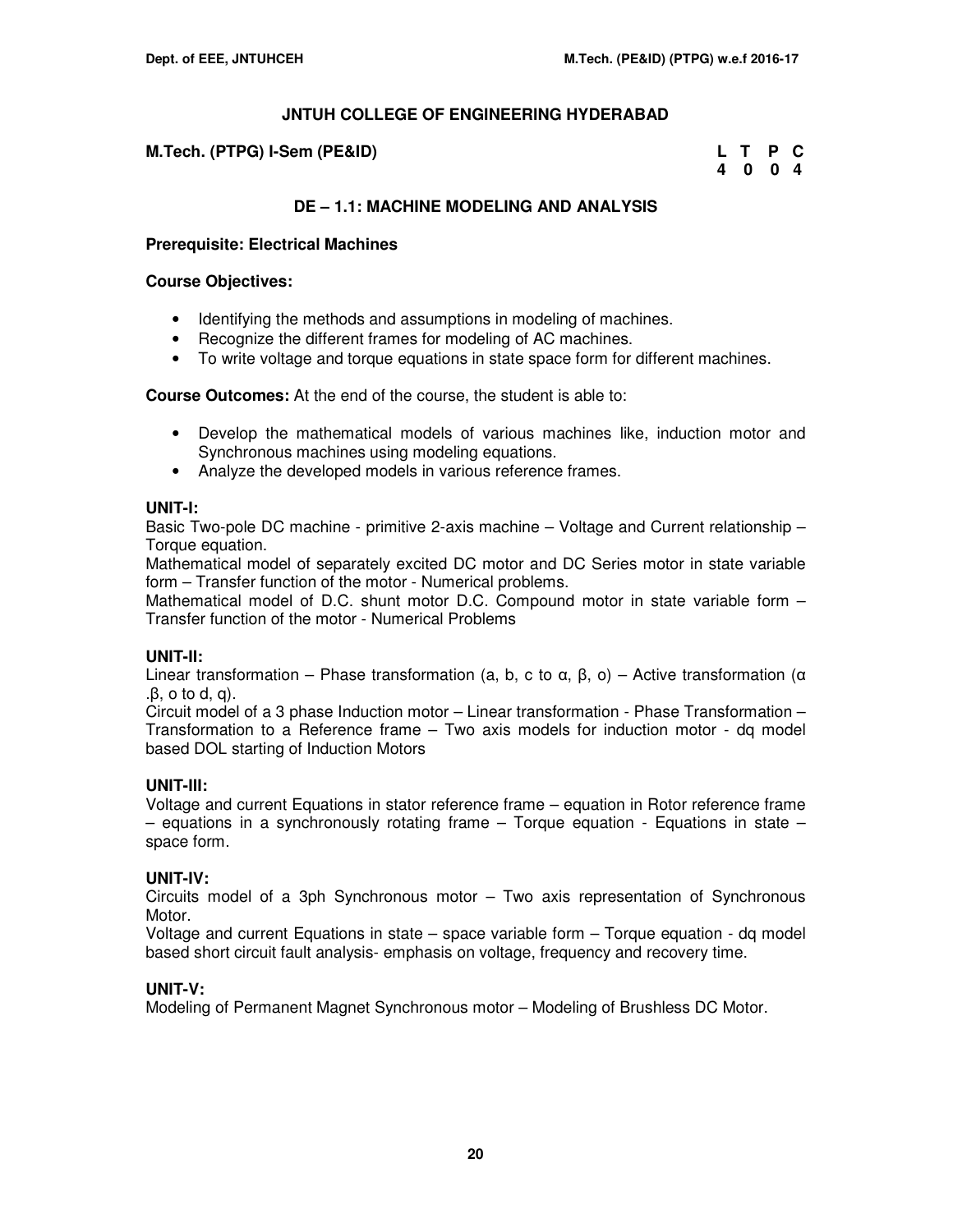# JNTUH COLLEGE OF ENGINEERING HYDERABAD

**M.Tech. (PTPG) I-Sem (PE&ID)**

| L | T | P | C |
|---|---|---|---|
| 4 | 0 | 0 | 4 |

## DE – 1.1: MACHINE MODELING AND ANALYSIS

**Prerequisite: Electrical Machines**

**Course Objectives:**

- Identifying the methods and assumptions in modeling of machines.
- Recognize the different frames for modeling of AC machines.
- To write voltage and torque equations in state space form for different machines.

**Course Outcomes:** At the end of the course, the student is able to:

- Develop the mathematical models of various machines like, induction motor and Synchronous machines using modeling equations.
- Analyze the developed models in various reference frames.

**UNIT-I:**

Basic Two-pole DC machine - primitive 2-axis machine – Voltage and Current relationship – Torque equation.

Mathematical model of separately excited DC motor and DC Series motor in state variable form – Transfer function of the motor - Numerical problems.

Mathematical model of D.C. shunt motor D.C. Compound motor in state variable form – Transfer function of the motor - Numerical Problems

**UNIT-II:**

Linear transformation – Phase transformation (a, b, c to α, β, o) – Active transformation (α .β, o to d, q).

Circuit model of a 3 phase Induction motor – Linear transformation - Phase Transformation – Transformation to a Reference frame – Two axis models for induction motor - dq model based DOL starting of Induction Motors

**UNIT-III:**

Voltage and current Equations in stator reference frame – equation in Rotor reference frame – equations in a synchronously rotating frame – Torque equation - Equations in state – space form.

**UNIT-IV:**

Circuits model of a 3ph Synchronous motor – Two axis representation of Synchronous Motor.

Voltage and current Equations in state – space variable form – Torque equation - dq model based short circuit fault analysis- emphasis on voltage, frequency and recovery time.

**UNIT-V:**

Modeling of Permanent Magnet Synchronous motor – Modeling of Brushless DC Motor.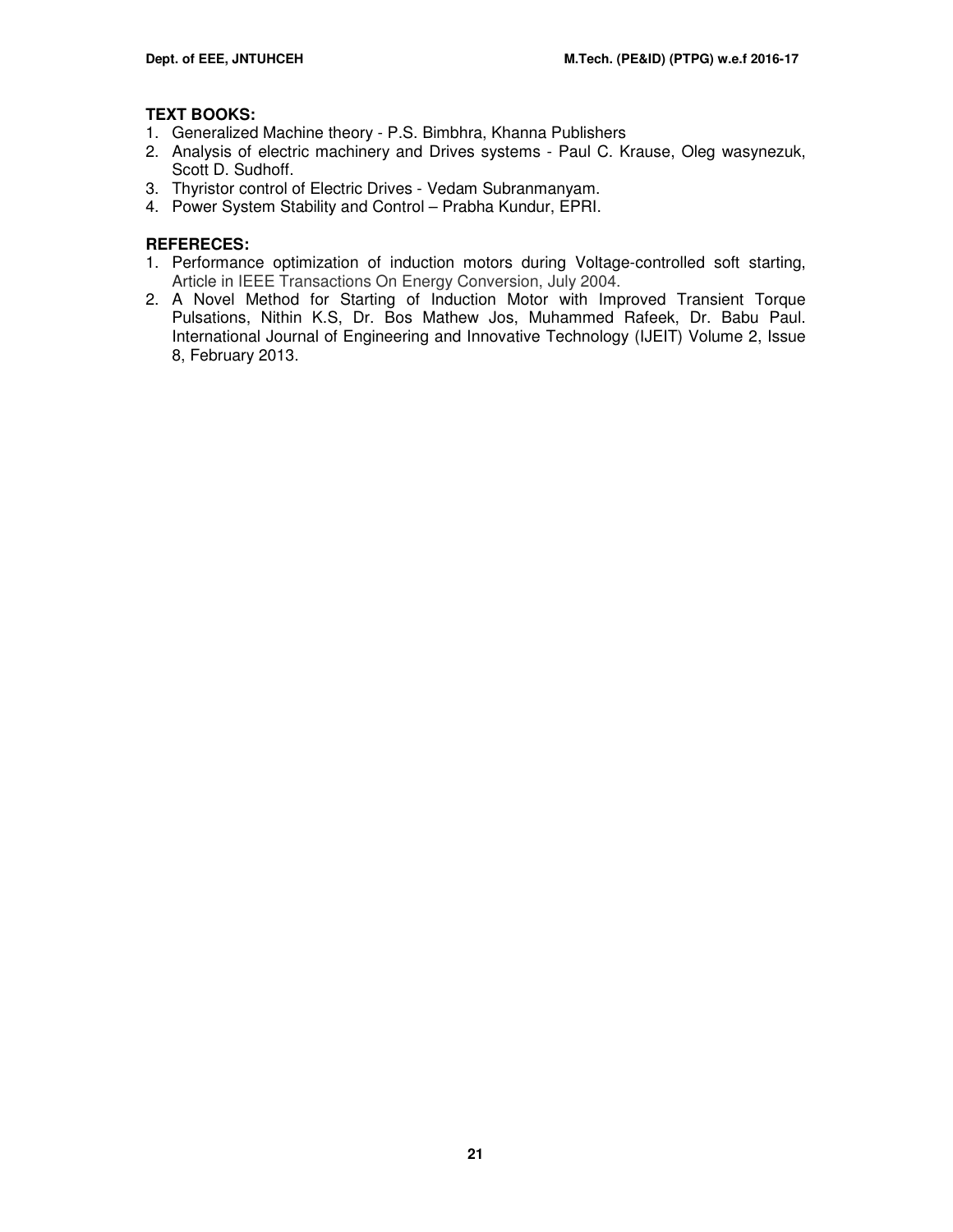**TEXT BOOKS:**

1. Generalized Machine theory - P.S. Bimbhra, Khanna Publishers
2. Analysis of electric machinery and Drives systems - Paul C. Krause, Oleg wasynezuk, Scott D. Sudhoff.
3. Thyristor control of Electric Drives - Vedam Subranmanyam.
4. Power System Stability and Control – Prabha Kundur, EPRI.

**REFERECES:**

1. Performance optimization of induction motors during Voltage-controlled soft starting, Article in IEEE Transactions On Energy Conversion, July 2004.
2. A Novel Method for Starting of Induction Motor with Improved Transient Torque Pulsations, Nithin K.S, Dr. Bos Mathew Jos, Muhammed Rafeek, Dr. Babu Paul. International Journal of Engineering and Innovative Technology (IJEIT) Volume 2, Issue 8, February 2013.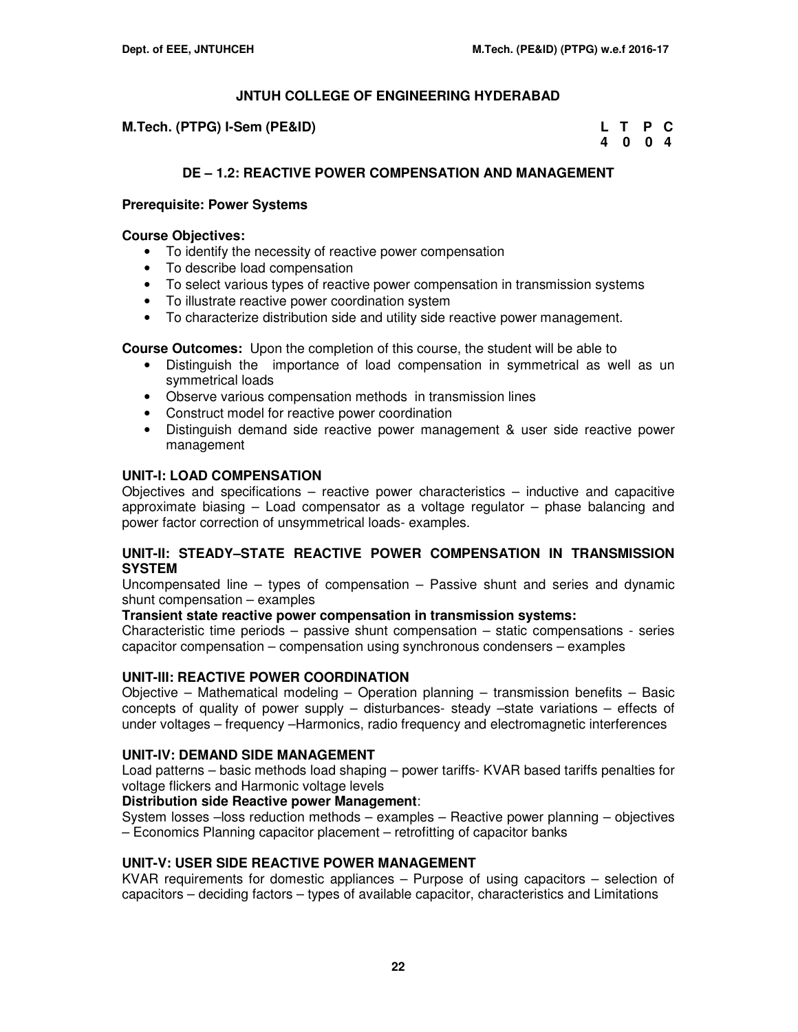## JNTUH COLLEGE OF ENGINEERING HYDERABAD

**M.Tech. (PTPG) I-Sem (PE&ID)**

| L | T | P | C |
|---|---|---|---|
| 4 | 0 | 0 | 4 |

### DE – 1.2: REACTIVE POWER COMPENSATION AND MANAGEMENT

**Prerequisite: Power Systems**

**Course Objectives:**

- To identify the necessity of reactive power compensation
- To describe load compensation
- To select various types of reactive power compensation in transmission systems
- To illustrate reactive power coordination system
- To characterize distribution side and utility side reactive power management.

**Course Outcomes:** Upon the completion of this course, the student will be able to

- Distinguish the importance of load compensation in symmetrical as well as un symmetrical loads
- Observe various compensation methods in transmission lines
- Construct model for reactive power coordination
- Distinguish demand side reactive power management & user side reactive power management

**UNIT-I: LOAD COMPENSATION**

Objectives and specifications – reactive power characteristics – inductive and capacitive approximate biasing – Load compensator as a voltage regulator – phase balancing and power factor correction of unsymmetrical loads- examples.

**UNIT-II: STEADY–STATE REACTIVE POWER COMPENSATION IN TRANSMISSION SYSTEM**

Uncompensated line – types of compensation – Passive shunt and series and dynamic shunt compensation – examples

**Transient state reactive power compensation in transmission systems:**

Characteristic time periods – passive shunt compensation – static compensations - series capacitor compensation – compensation using synchronous condensers – examples

**UNIT-III: REACTIVE POWER COORDINATION**

Objective – Mathematical modeling – Operation planning – transmission benefits – Basic concepts of quality of power supply – disturbances- steady –state variations – effects of under voltages – frequency –Harmonics, radio frequency and electromagnetic interferences

**UNIT-IV: DEMAND SIDE MANAGEMENT**

Load patterns – basic methods load shaping – power tariffs- KVAR based tariffs penalties for voltage flickers and Harmonic voltage levels

**Distribution side Reactive power Management**:

System losses –loss reduction methods – examples – Reactive power planning – objectives – Economics Planning capacitor placement – retrofitting of capacitor banks

**UNIT-V: USER SIDE REACTIVE POWER MANAGEMENT**

KVAR requirements for domestic appliances – Purpose of using capacitors – selection of capacitors – deciding factors – types of available capacitor, characteristics and Limitations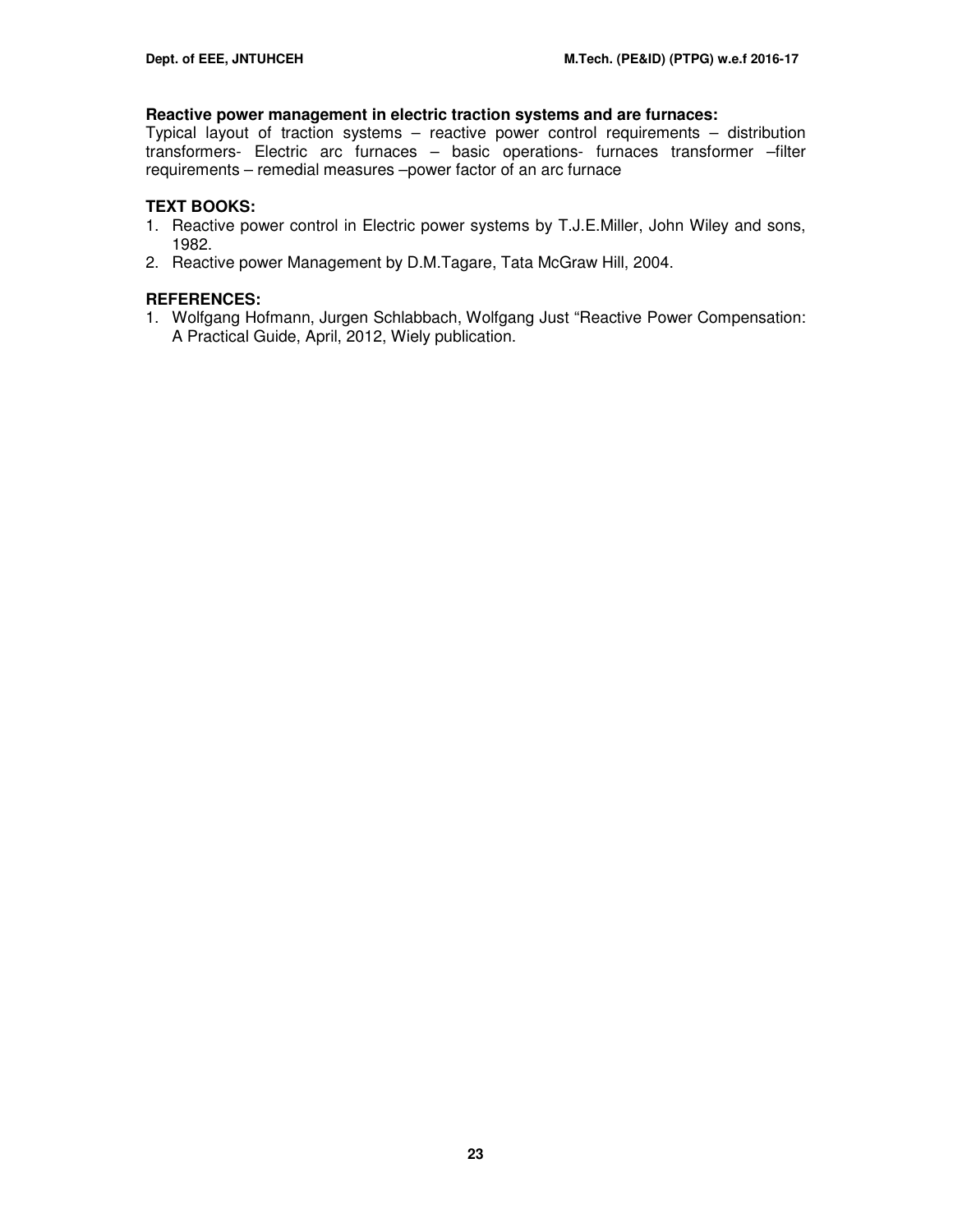**Reactive power management in electric traction systems and are furnaces:**
Typical layout of traction systems – reactive power control requirements – distribution transformers- Electric arc furnaces – basic operations- furnaces transformer –filter requirements – remedial measures –power factor of an arc furnace

**TEXT BOOKS:**

1. Reactive power control in Electric power systems by T.J.E.Miller, John Wiley and sons, 1982.
2. Reactive power Management by D.M.Tagare, Tata McGraw Hill, 2004.

**REFERENCES:**

1. Wolfgang Hofmann, Jurgen Schlabbach, Wolfgang Just "Reactive Power Compensation: A Practical Guide, April, 2012, Wiely publication.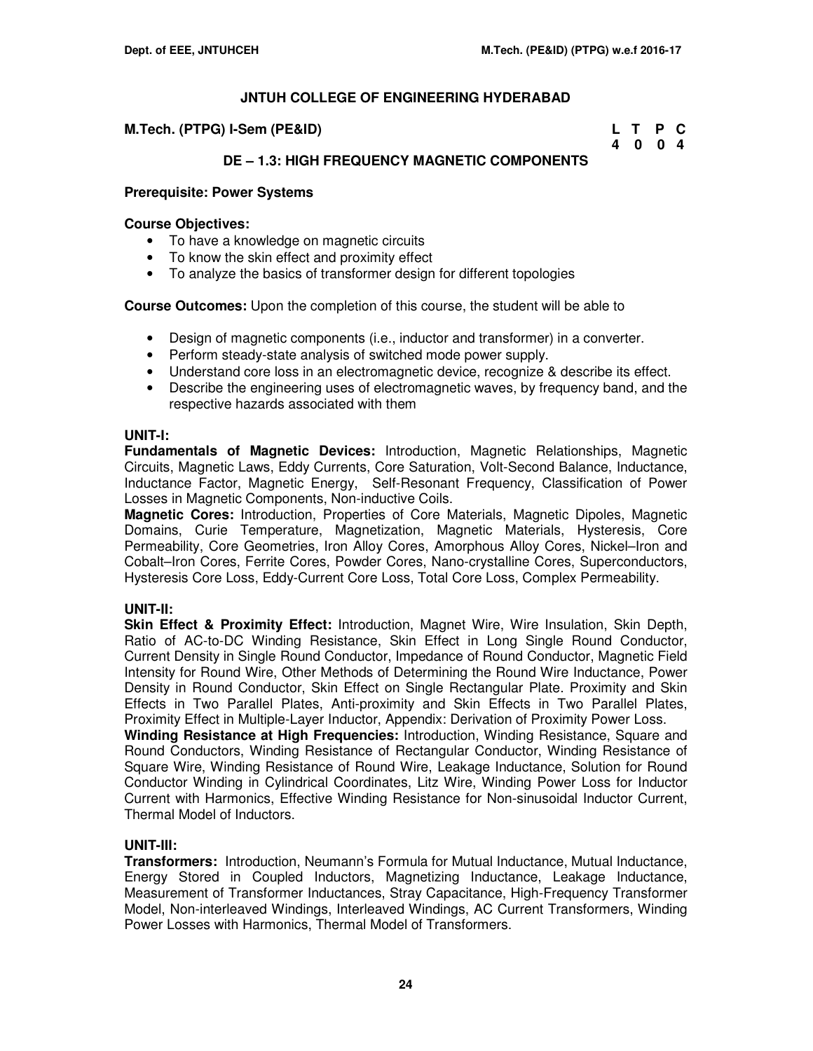# JNTUH COLLEGE OF ENGINEERING HYDERABAD

**M.Tech. (PTPG) I-Sem (PE&ID)**

| L | T | P | C |
|---|---|---|---|
| 4 | 0 | 0 | 4 |

## DE – 1.3: HIGH FREQUENCY MAGNETIC COMPONENTS

**Prerequisite: Power Systems**

**Course Objectives:**

- To have a knowledge on magnetic circuits
- To know the skin effect and proximity effect
- To analyze the basics of transformer design for different topologies

**Course Outcomes:** Upon the completion of this course, the student will be able to

- Design of magnetic components (i.e., inductor and transformer) in a converter.
- Perform steady-state analysis of switched mode power supply.
- Understand core loss in an electromagnetic device, recognize & describe its effect.
- Describe the engineering uses of electromagnetic waves, by frequency band, and the respective hazards associated with them

### UNIT-I:

**Fundamentals of Magnetic Devices:** Introduction, Magnetic Relationships, Magnetic Circuits, Magnetic Laws, Eddy Currents, Core Saturation, Volt-Second Balance, Inductance, Inductance Factor, Magnetic Energy, Self-Resonant Frequency, Classification of Power Losses in Magnetic Components, Non-inductive Coils.

**Magnetic Cores:** Introduction, Properties of Core Materials, Magnetic Dipoles, Magnetic Domains, Curie Temperature, Magnetization, Magnetic Materials, Hysteresis, Core Permeability, Core Geometries, Iron Alloy Cores, Amorphous Alloy Cores, Nickel–Iron and Cobalt–Iron Cores, Ferrite Cores, Powder Cores, Nano-crystalline Cores, Superconductors, Hysteresis Core Loss, Eddy-Current Core Loss, Total Core Loss, Complex Permeability.

### UNIT-II:

**Skin Effect & Proximity Effect:** Introduction, Magnet Wire, Wire Insulation, Skin Depth, Ratio of AC-to-DC Winding Resistance, Skin Effect in Long Single Round Conductor, Current Density in Single Round Conductor, Impedance of Round Conductor, Magnetic Field Intensity for Round Wire, Other Methods of Determining the Round Wire Inductance, Power Density in Round Conductor, Skin Effect on Single Rectangular Plate. Proximity and Skin Effects in Two Parallel Plates, Anti-proximity and Skin Effects in Two Parallel Plates, Proximity Effect in Multiple-Layer Inductor, Appendix: Derivation of Proximity Power Loss.

**Winding Resistance at High Frequencies:** Introduction, Winding Resistance, Square and Round Conductors, Winding Resistance of Rectangular Conductor, Winding Resistance of Square Wire, Winding Resistance of Round Wire, Leakage Inductance, Solution for Round Conductor Winding in Cylindrical Coordinates, Litz Wire, Winding Power Loss for Inductor Current with Harmonics, Effective Winding Resistance for Non-sinusoidal Inductor Current, Thermal Model of Inductors.

### UNIT-III:

**Transformers:** Introduction, Neumann's Formula for Mutual Inductance, Mutual Inductance, Energy Stored in Coupled Inductors, Magnetizing Inductance, Leakage Inductance, Measurement of Transformer Inductances, Stray Capacitance, High-Frequency Transformer Model, Non-interleaved Windings, Interleaved Windings, AC Current Transformers, Winding Power Losses with Harmonics, Thermal Model of Transformers.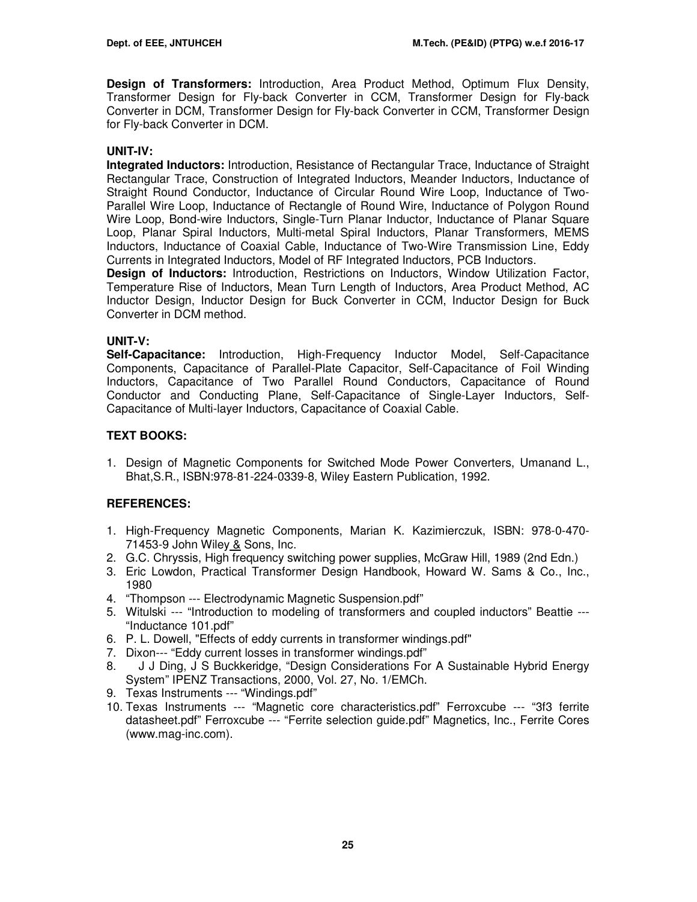**Design of Transformers:** Introduction, Area Product Method, Optimum Flux Density, Transformer Design for Fly-back Converter in CCM, Transformer Design for Fly-back Converter in DCM, Transformer Design for Fly-back Converter in CCM, Transformer Design for Fly-back Converter in DCM.

**UNIT-IV:**

**Integrated Inductors:** Introduction, Resistance of Rectangular Trace, Inductance of Straight Rectangular Trace, Construction of Integrated Inductors, Meander Inductors, Inductance of Straight Round Conductor, Inductance of Circular Round Wire Loop, Inductance of Two-Parallel Wire Loop, Inductance of Rectangle of Round Wire, Inductance of Polygon Round Wire Loop, Bond-wire Inductors, Single-Turn Planar Inductor, Inductance of Planar Square Loop, Planar Spiral Inductors, Multi-metal Spiral Inductors, Planar Transformers, MEMS Inductors, Inductance of Coaxial Cable, Inductance of Two-Wire Transmission Line, Eddy Currents in Integrated Inductors, Model of RF Integrated Inductors, PCB Inductors.

**Design of Inductors:** Introduction, Restrictions on Inductors, Window Utilization Factor, Temperature Rise of Inductors, Mean Turn Length of Inductors, Area Product Method, AC Inductor Design, Inductor Design for Buck Converter in CCM, Inductor Design for Buck Converter in DCM method.

**UNIT-V:**

**Self-Capacitance:** Introduction, High-Frequency Inductor Model, Self-Capacitance Components, Capacitance of Parallel-Plate Capacitor, Self-Capacitance of Foil Winding Inductors, Capacitance of Two Parallel Round Conductors, Capacitance of Round Conductor and Conducting Plane, Self-Capacitance of Single-Layer Inductors, Self-Capacitance of Multi-layer Inductors, Capacitance of Coaxial Cable.

**TEXT BOOKS:**

1. Design of Magnetic Components for Switched Mode Power Converters, Umanand L., Bhat,S.R., ISBN:978-81-224-0339-8, Wiley Eastern Publication, 1992.

**REFERENCES:**

1. High-Frequency Magnetic Components, Marian K. Kazimierczuk, ISBN: 978-0-470-71453-9 John Wiley & Sons, Inc.
2. G.C. Chryssis, High frequency switching power supplies, McGraw Hill, 1989 (2nd Edn.)
3. Eric Lowdon, Practical Transformer Design Handbook, Howard W. Sams & Co., Inc., 1980
4. “Thompson --- Electrodynamic Magnetic Suspension.pdf”
5. Witulski --- “Introduction to modeling of transformers and coupled inductors” Beattie --- “Inductance 101.pdf”
6. P. L. Dowell, "Effects of eddy currents in transformer windings.pdf"
7. Dixon--- “Eddy current losses in transformer windings.pdf”
8. J J Ding, J S Buckkeridge, “Design Considerations For A Sustainable Hybrid Energy System” IPENZ Transactions, 2000, Vol. 27, No. 1/EMCh.
9. Texas Instruments --- “Windings.pdf”
10. Texas Instruments --- “Magnetic core characteristics.pdf” Ferroxcube --- “3f3 ferrite datasheet.pdf” Ferroxcube --- “Ferrite selection guide.pdf” Magnetics, Inc., Ferrite Cores (www.mag-inc.com).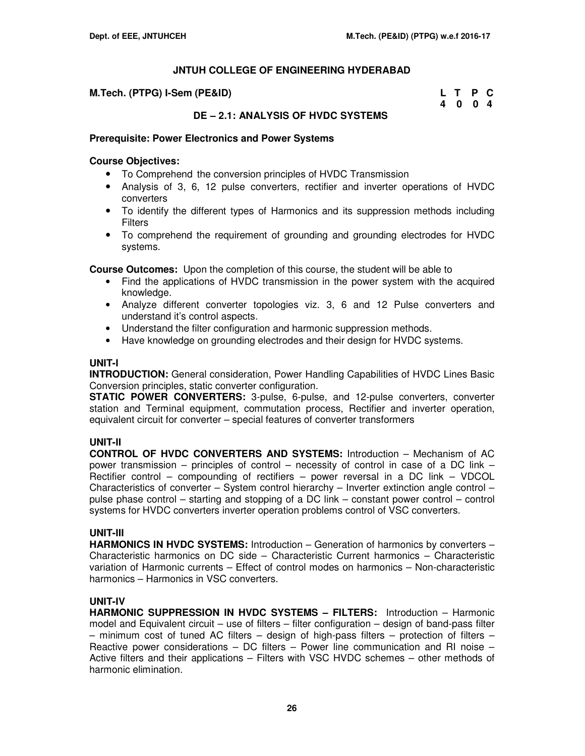# JNTUH COLLEGE OF ENGINEERING HYDERABAD

**M.Tech. (PTPG) I-Sem (PE&ID)**

| L | T | P | C |
|---|---|---|---|
| 4 | 0 | 0 | 4 |

## DE – 2.1: ANALYSIS OF HVDC SYSTEMS

**Prerequisite: Power Electronics and Power Systems**

**Course Objectives:**

- To Comprehend the conversion principles of HVDC Transmission
- Analysis of 3, 6, 12 pulse converters, rectifier and inverter operations of HVDC converters
- To identify the different types of Harmonics and its suppression methods including Filters
- To comprehend the requirement of grounding and grounding electrodes for HVDC systems.

**Course Outcomes:** Upon the completion of this course, the student will be able to

- Find the applications of HVDC transmission in the power system with the acquired knowledge.
- Analyze different converter topologies viz. 3, 6 and 12 Pulse converters and understand it's control aspects.
- Understand the filter configuration and harmonic suppression methods.
- Have knowledge on grounding electrodes and their design for HVDC systems.

### UNIT-I

**INTRODUCTION:** General consideration, Power Handling Capabilities of HVDC Lines Basic Conversion principles, static converter configuration.

**STATIC POWER CONVERTERS:** 3-pulse, 6-pulse, and 12-pulse converters, converter station and Terminal equipment, commutation process, Rectifier and inverter operation, equivalent circuit for converter – special features of converter transformers

### UNIT-II

**CONTROL OF HVDC CONVERTERS AND SYSTEMS:** Introduction – Mechanism of AC power transmission – principles of control – necessity of control in case of a DC link – Rectifier control – compounding of rectifiers – power reversal in a DC link – VDCOL Characteristics of converter – System control hierarchy – Inverter extinction angle control – pulse phase control – starting and stopping of a DC link – constant power control – control systems for HVDC converters inverter operation problems control of VSC converters.

### UNIT-III

**HARMONICS IN HVDC SYSTEMS:** Introduction – Generation of harmonics by converters – Characteristic harmonics on DC side – Characteristic Current harmonics – Characteristic variation of Harmonic currents – Effect of control modes on harmonics – Non-characteristic harmonics – Harmonics in VSC converters.

### UNIT-IV

**HARMONIC SUPPRESSION IN HVDC SYSTEMS – FILTERS:** Introduction – Harmonic model and Equivalent circuit – use of filters – filter configuration – design of band-pass filter – minimum cost of tuned AC filters – design of high-pass filters – protection of filters – Reactive power considerations – DC filters – Power line communication and RI noise – Active filters and their applications – Filters with VSC HVDC schemes – other methods of harmonic elimination.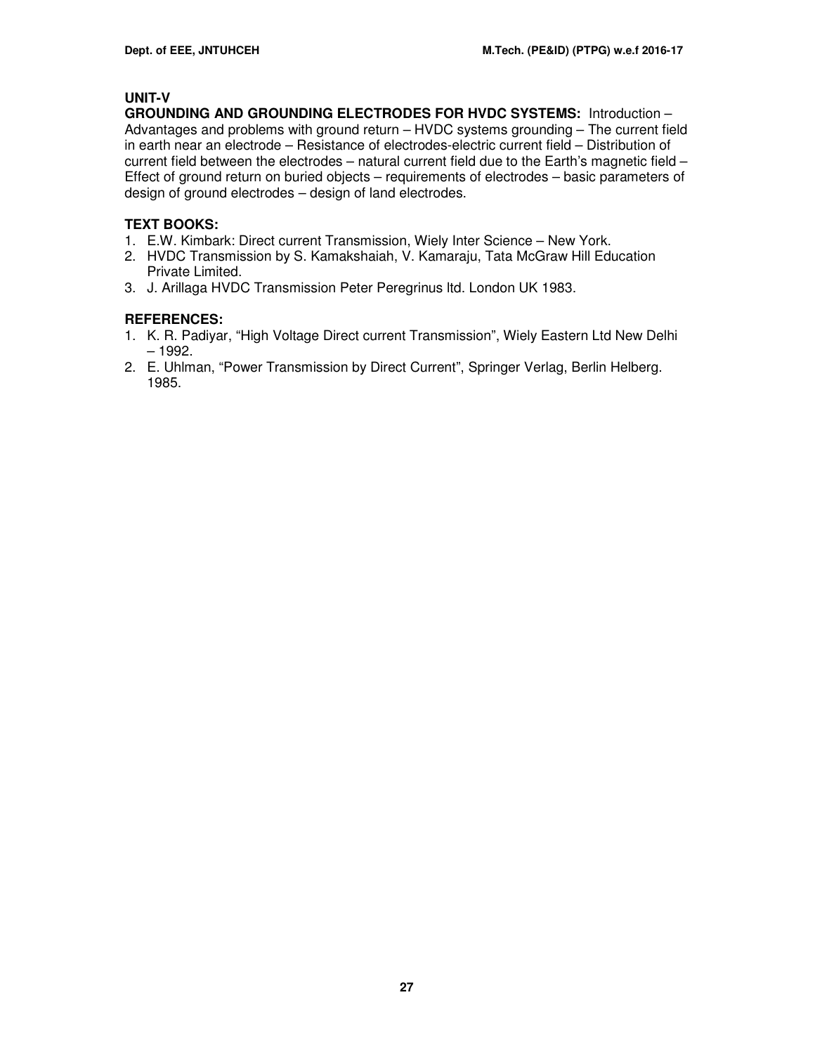**UNIT-V**

**GROUNDING AND GROUNDING ELECTRODES FOR HVDC SYSTEMS:** Introduction – Advantages and problems with ground return – HVDC systems grounding – The current field in earth near an electrode – Resistance of electrodes-electric current field – Distribution of current field between the electrodes – natural current field due to the Earth's magnetic field – Effect of ground return on buried objects – requirements of electrodes – basic parameters of design of ground electrodes – design of land electrodes.

**TEXT BOOKS:**

1. E.W. Kimbark: Direct current Transmission, Wiely Inter Science – New York.
2. HVDC Transmission by S. Kamakshaiah, V. Kamaraju, Tata McGraw Hill Education Private Limited.
3. J. Arillaga HVDC Transmission Peter Peregrinus ltd. London UK 1983.

**REFERENCES:**

1. K. R. Padiyar, "High Voltage Direct current Transmission", Wiely Eastern Ltd New Delhi – 1992.
2. E. Uhlman, "Power Transmission by Direct Current", Springer Verlag, Berlin Helberg. 1985.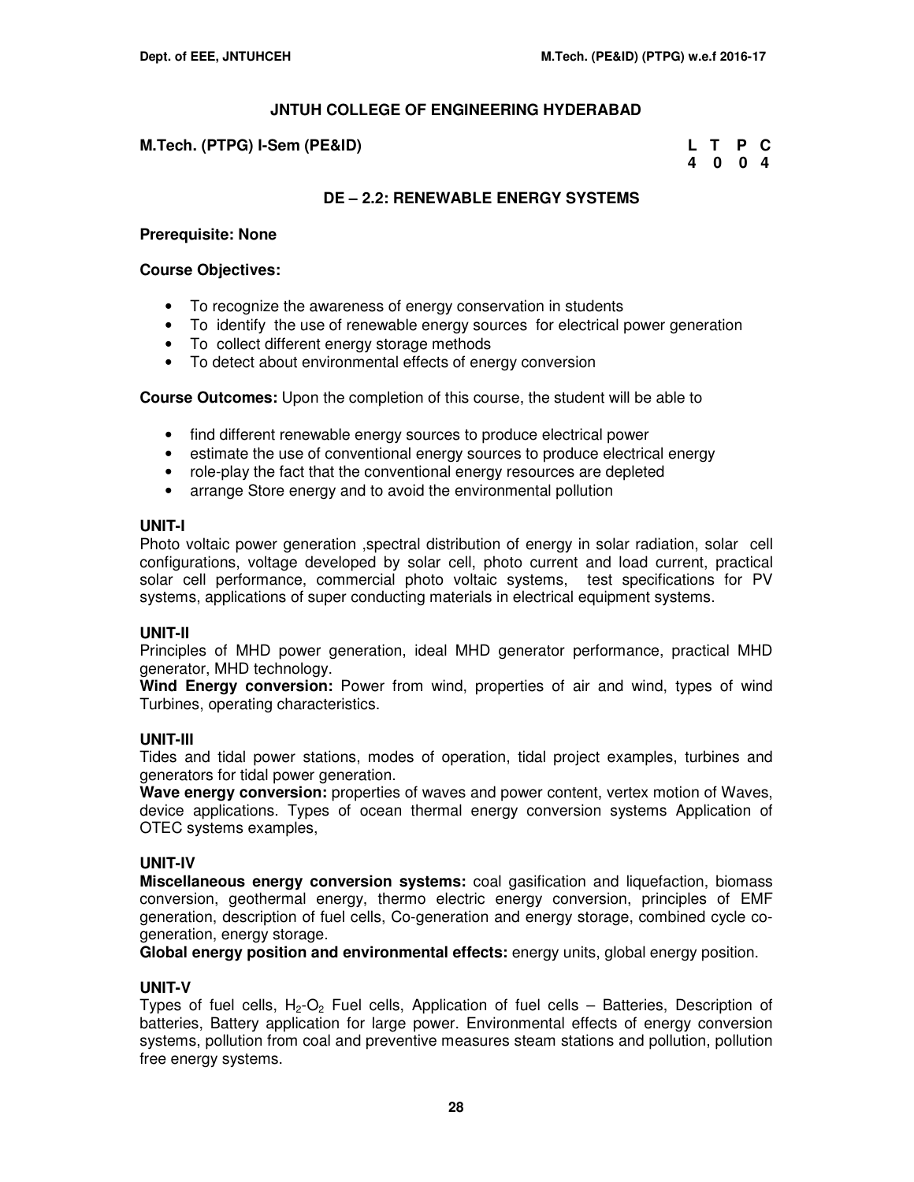## JNTUH COLLEGE OF ENGINEERING HYDERABAD

**M.Tech. (PTPG) I-Sem (PE&ID)**

| L | T | P | C |
|---|---|---|---|
| 4 | 0 | 0 | 4 |

### DE – 2.2: RENEWABLE ENERGY SYSTEMS

**Prerequisite: None**

**Course Objectives:**

- To recognize the awareness of energy conservation in students
- To identify the use of renewable energy sources for electrical power generation
- To collect different energy storage methods
- To detect about environmental effects of energy conversion

**Course Outcomes:** Upon the completion of this course, the student will be able to

- find different renewable energy sources to produce electrical power
- estimate the use of conventional energy sources to produce electrical energy
- role-play the fact that the conventional energy resources are depleted
- arrange Store energy and to avoid the environmental pollution

**UNIT-I**

Photo voltaic power generation ,spectral distribution of energy in solar radiation, solar cell configurations, voltage developed by solar cell, photo current and load current, practical solar cell performance, commercial photo voltaic systems, test specifications for PV systems, applications of super conducting materials in electrical equipment systems.

**UNIT-II**

Principles of MHD power generation, ideal MHD generator performance, practical MHD generator, MHD technology.

**Wind Energy conversion:** Power from wind, properties of air and wind, types of wind Turbines, operating characteristics.

**UNIT-III**

Tides and tidal power stations, modes of operation, tidal project examples, turbines and generators for tidal power generation.

**Wave energy conversion:** properties of waves and power content, vertex motion of Waves, device applications. Types of ocean thermal energy conversion systems Application of OTEC systems examples,

**UNIT-IV**

**Miscellaneous energy conversion systems:** coal gasification and liquefaction, biomass conversion, geothermal energy, thermo electric energy conversion, principles of EMF generation, description of fuel cells, Co-generation and energy storage, combined cycle co-generation, energy storage.

**Global energy position and environmental effects:** energy units, global energy position.

**UNIT-V**

Types of fuel cells, $H_2$-$O_2$ Fuel cells, Application of fuel cells – Batteries, Description of batteries, Battery application for large power. Environmental effects of energy conversion systems, pollution from coal and preventive measures steam stations and pollution, pollution free energy systems.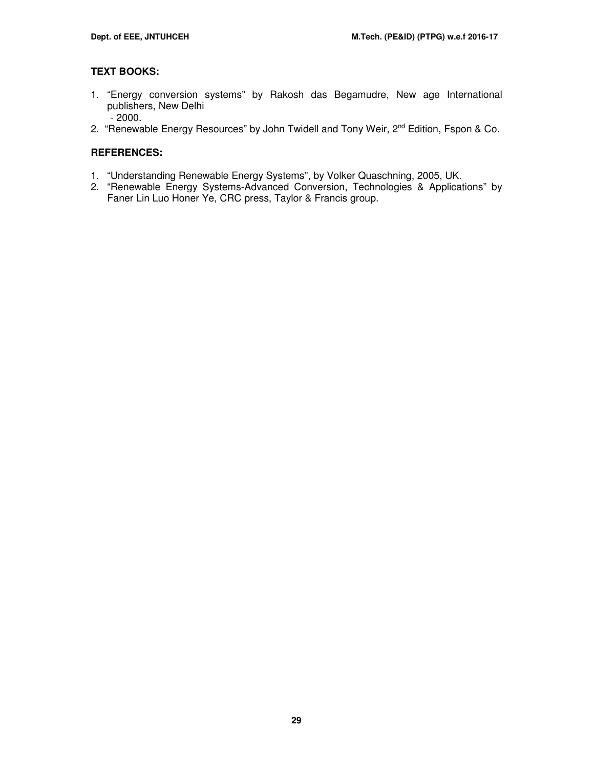**TEXT BOOKS:**

1. "Energy conversion systems" by Rakosh das Begamudre, New age International publishers, New Delhi - 2000.
2. "Renewable Energy Resources" by John Twidell and Tony Weir, 2nd Edition, Fspon & Co.

**REFERENCES:**

1. "Understanding Renewable Energy Systems", by Volker Quaschning, 2005, UK.
2. "Renewable Energy Systems-Advanced Conversion, Technologies & Applications" by Faner Lin Luo Honer Ye, CRC press, Taylor & Francis group.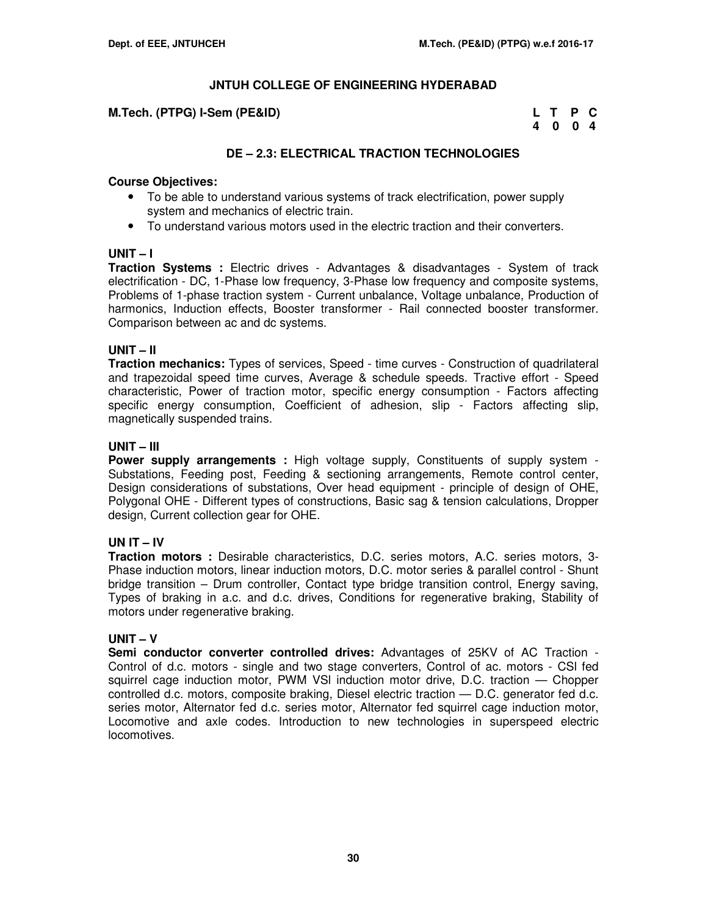# JNTUH COLLEGE OF ENGINEERING HYDERABAD

**M.Tech. (PTPG) I-Sem (PE&ID)**

| L | T | P | C |
|---|---|---|---|
| 4 | 0 | 0 | 4 |

## DE – 2.3: ELECTRICAL TRACTION TECHNOLOGIES

**Course Objectives:**

- To be able to understand various systems of track electrification, power supply system and mechanics of electric train.
- To understand various motors used in the electric traction and their converters.

### UNIT – I

**Traction Systems :** Electric drives - Advantages & disadvantages - System of track electrification - DC, 1-Phase low frequency, 3-Phase low frequency and composite systems, Problems of 1-phase traction system - Current unbalance, Voltage unbalance, Production of harmonics, Induction effects, Booster transformer - Rail connected booster transformer. Comparison between ac and dc systems.

### UNIT – II

**Traction mechanics:** Types of services, Speed - time curves - Construction of quadrilateral and trapezoidal speed time curves, Average & schedule speeds. Tractive effort - Speed characteristic, Power of traction motor, specific energy consumption - Factors affecting specific energy consumption, Coefficient of adhesion, slip - Factors affecting slip, magnetically suspended trains.

### UNIT – III

**Power supply arrangements :** High voltage supply, Constituents of supply system - Substations, Feeding post, Feeding & sectioning arrangements, Remote control center, Design considerations of substations, Over head equipment - principle of design of OHE, Polygonal OHE - Different types of constructions, Basic sag & tension calculations, Dropper design, Current collection gear for OHE.

### UN IT – IV

**Traction motors :** Desirable characteristics, D.C. series motors, A.C. series motors, 3-Phase induction motors, linear induction motors, D.C. motor series & parallel control - Shunt bridge transition – Drum controller, Contact type bridge transition control, Energy saving, Types of braking in a.c. and d.c. drives, Conditions for regenerative braking, Stability of motors under regenerative braking.

### UNIT – V

**Semi conductor converter controlled drives:** Advantages of 25KV of AC Traction - Control of d.c. motors - single and two stage converters, Control of ac. motors - CSI fed squirrel cage induction motor, PWM VSI induction motor drive, D.C. traction — Chopper controlled d.c. motors, composite braking, Diesel electric traction — D.C. generator fed d.c. series motor, Alternator fed d.c. series motor, Alternator fed squirrel cage induction motor, Locomotive and axle codes. Introduction to new technologies in superspeed electric locomotives.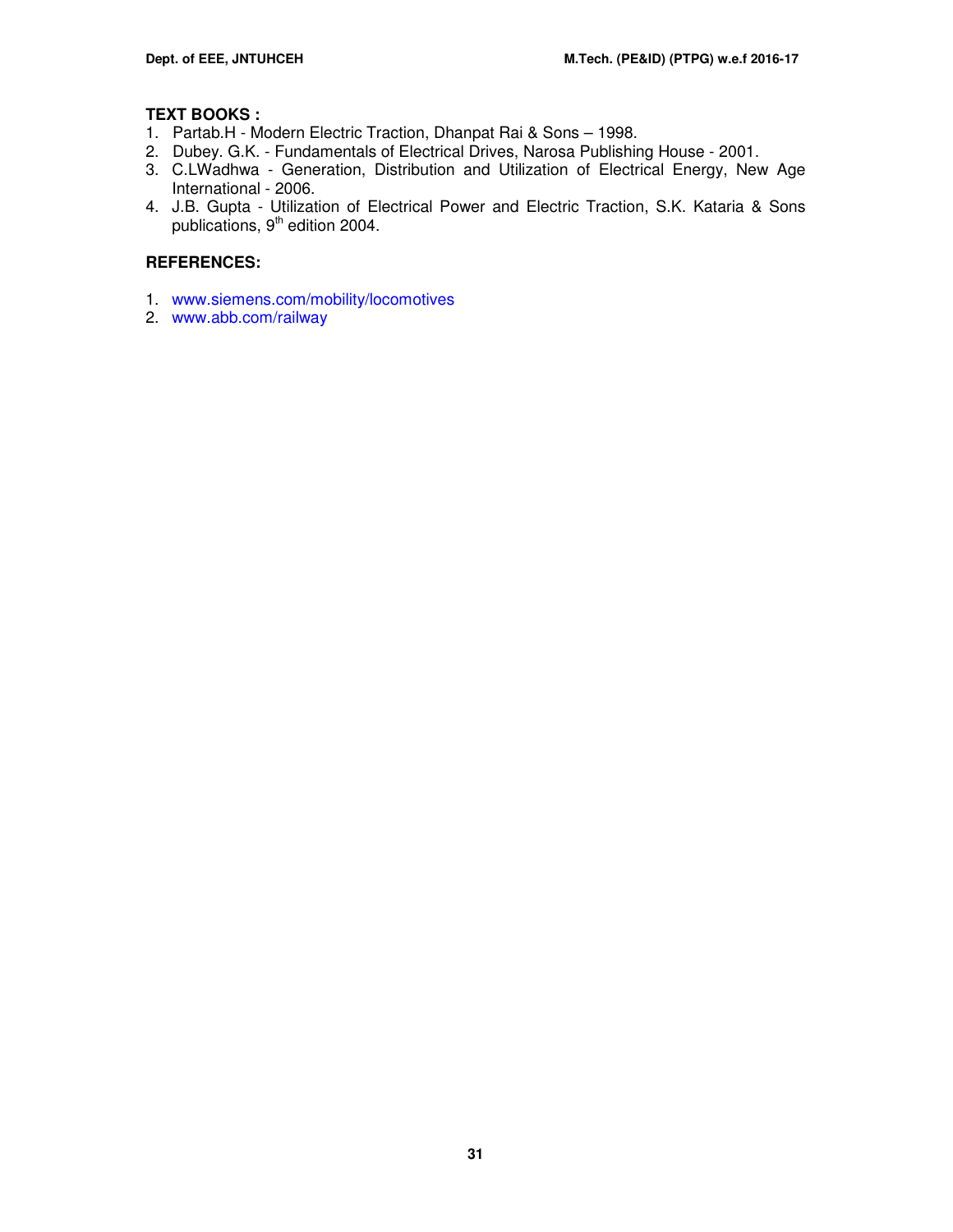**TEXT BOOKS :**

1. Partab.H - Modern Electric Traction, Dhanpat Rai & Sons – 1998.
2. Dubey. G.K. - Fundamentals of Electrical Drives, Narosa Publishing House - 2001.
3. C.LWadhwa - Generation, Distribution and Utilization of Electrical Energy, New Age International - 2006.
4. J.B. Gupta - Utilization of Electrical Power and Electric Traction, S.K. Kataria & Sons publications, 9th edition 2004.

**REFERENCES:**

1. www.siemens.com/mobility/locomotives
2. www.abb.com/railway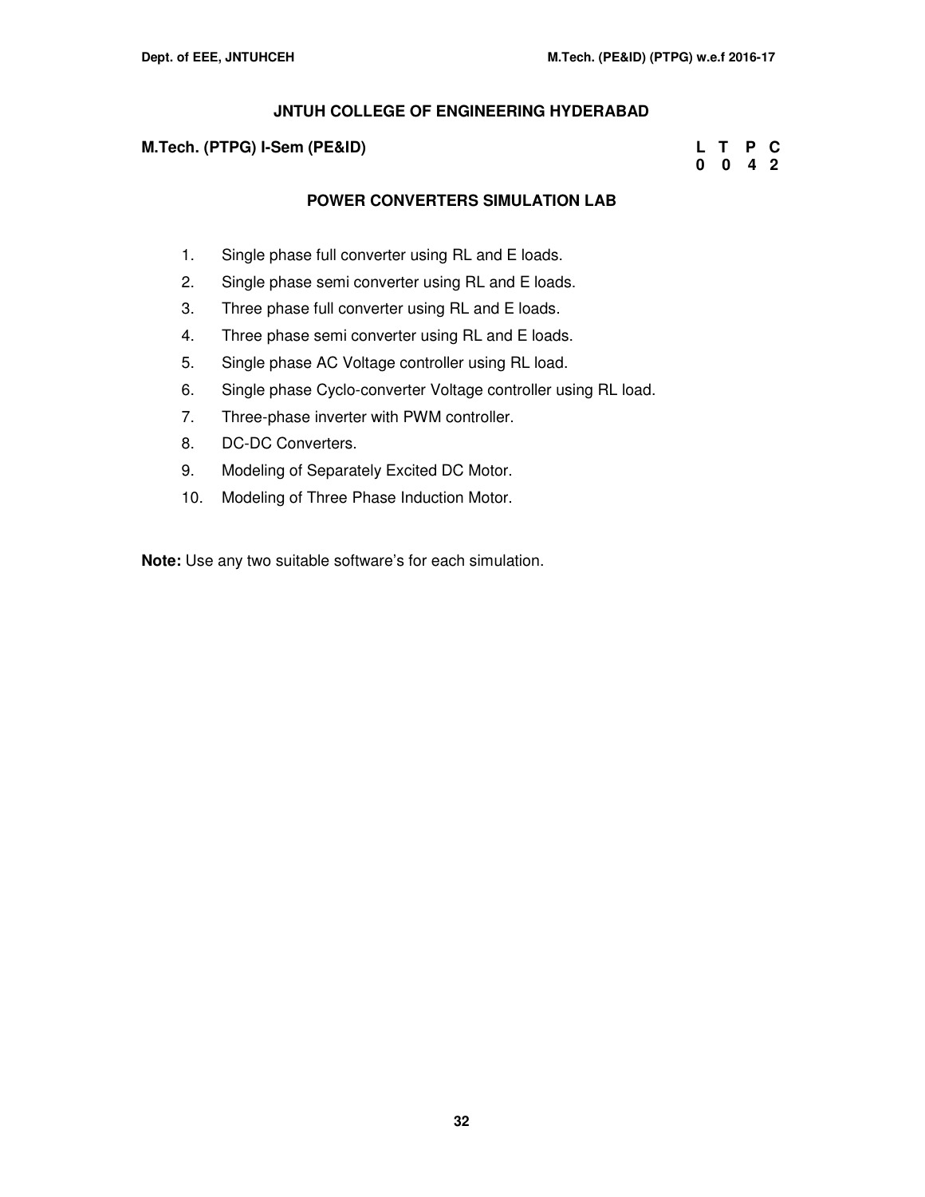## JNTUH COLLEGE OF ENGINEERING HYDERABAD

**M.Tech. (PTPG) I-Sem (PE&ID)**

| L | T | P | C |
|---|---|---|---|
| 0 | 0 | 4 | 2 |

### POWER CONVERTERS SIMULATION LAB

1. Single phase full converter using RL and E loads.
2. Single phase semi converter using RL and E loads.
3. Three phase full converter using RL and E loads.
4. Three phase semi converter using RL and E loads.
5. Single phase AC Voltage controller using RL load.
6. Single phase Cyclo-converter Voltage controller using RL load.
7. Three-phase inverter with PWM controller.
8. DC-DC Converters.
9. Modeling of Separately Excited DC Motor.
10. Modeling of Three Phase Induction Motor.

**Note:** Use any two suitable software's for each simulation.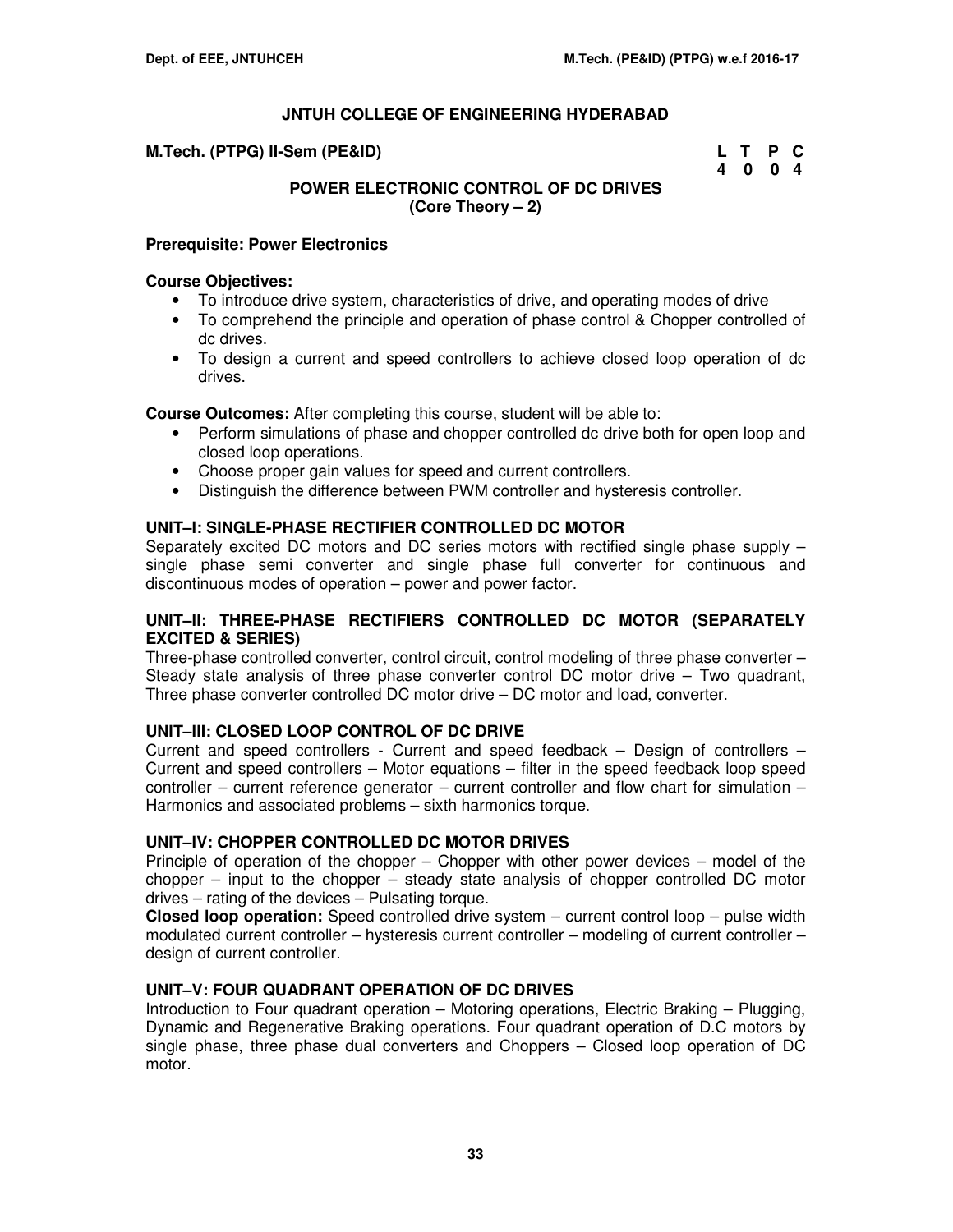# JNTUH COLLEGE OF ENGINEERING HYDERABAD

**M.Tech. (PTPG) II-Sem (PE&ID)**

| L | T | P | C |
|---|---|---|---|
| 4 | 0 | 0 | 4 |

## POWER ELECTRONIC CONTROL OF DC DRIVES
**(Core Theory – 2)**

**Prerequisite: Power Electronics**

**Course Objectives:**

- To introduce drive system, characteristics of drive, and operating modes of drive
- To comprehend the principle and operation of phase control & Chopper controlled of dc drives.
- To design a current and speed controllers to achieve closed loop operation of dc drives.

**Course Outcomes:** After completing this course, student will be able to:

- Perform simulations of phase and chopper controlled dc drive both for open loop and closed loop operations.
- Choose proper gain values for speed and current controllers.
- Distinguish the difference between PWM controller and hysteresis controller.

### UNIT–I: SINGLE-PHASE RECTIFIER CONTROLLED DC MOTOR

Separately excited DC motors and DC series motors with rectified single phase supply – single phase semi converter and single phase full converter for continuous and discontinuous modes of operation – power and power factor.

### UNIT–II: THREE-PHASE RECTIFIERS CONTROLLED DC MOTOR (SEPARATELY EXCITED & SERIES)

Three-phase controlled converter, control circuit, control modeling of three phase converter – Steady state analysis of three phase converter control DC motor drive – Two quadrant, Three phase converter controlled DC motor drive – DC motor and load, converter.

### UNIT–III: CLOSED LOOP CONTROL OF DC DRIVE

Current and speed controllers - Current and speed feedback – Design of controllers – Current and speed controllers – Motor equations – filter in the speed feedback loop speed controller – current reference generator – current controller and flow chart for simulation – Harmonics and associated problems – sixth harmonics torque.

### UNIT–IV: CHOPPER CONTROLLED DC MOTOR DRIVES

Principle of operation of the chopper – Chopper with other power devices – model of the chopper – input to the chopper – steady state analysis of chopper controlled DC motor drives – rating of the devices – Pulsating torque.

**Closed loop operation:** Speed controlled drive system – current control loop – pulse width modulated current controller – hysteresis current controller – modeling of current controller – design of current controller.

### UNIT–V: FOUR QUADRANT OPERATION OF DC DRIVES

Introduction to Four quadrant operation – Motoring operations, Electric Braking – Plugging, Dynamic and Regenerative Braking operations. Four quadrant operation of D.C motors by single phase, three phase dual converters and Choppers – Closed loop operation of DC motor.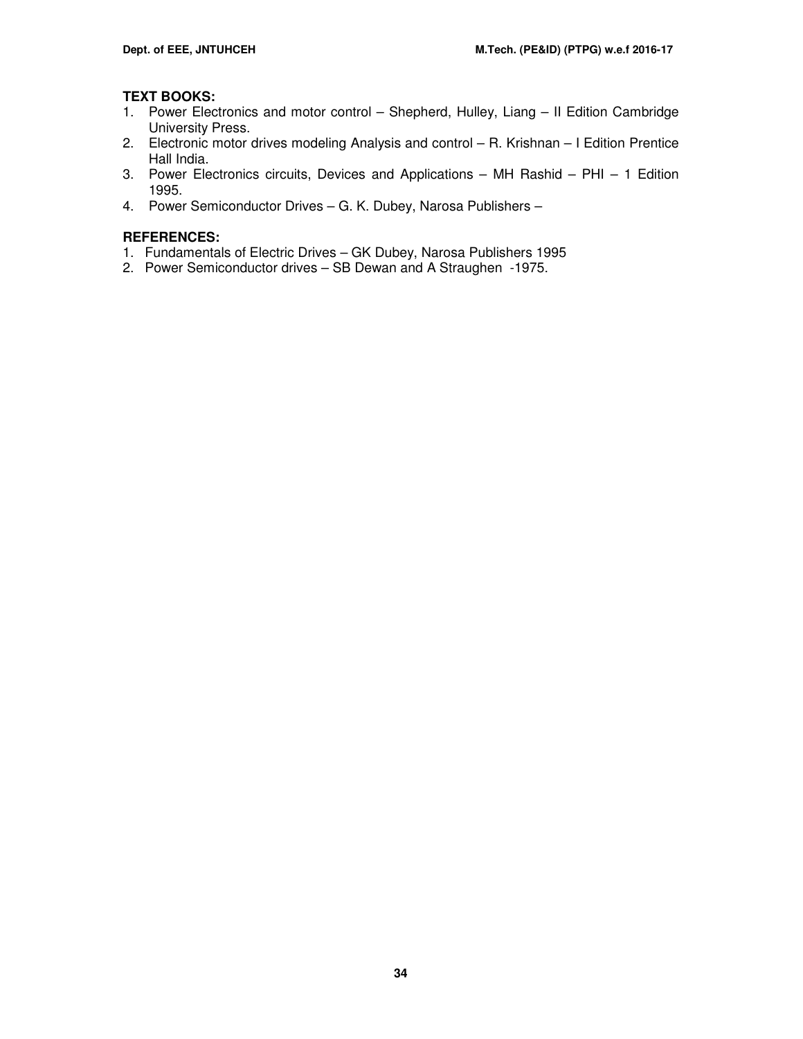**TEXT BOOKS:**

1. Power Electronics and motor control – Shepherd, Hulley, Liang – II Edition Cambridge University Press.
2. Electronic motor drives modeling Analysis and control – R. Krishnan – I Edition Prentice Hall India.
3. Power Electronics circuits, Devices and Applications – MH Rashid – PHI – 1 Edition 1995.
4. Power Semiconductor Drives – G. K. Dubey, Narosa Publishers –

**REFERENCES:**

1. Fundamentals of Electric Drives – GK Dubey, Narosa Publishers 1995
2. Power Semiconductor drives – SB Dewan and A Straughen -1975.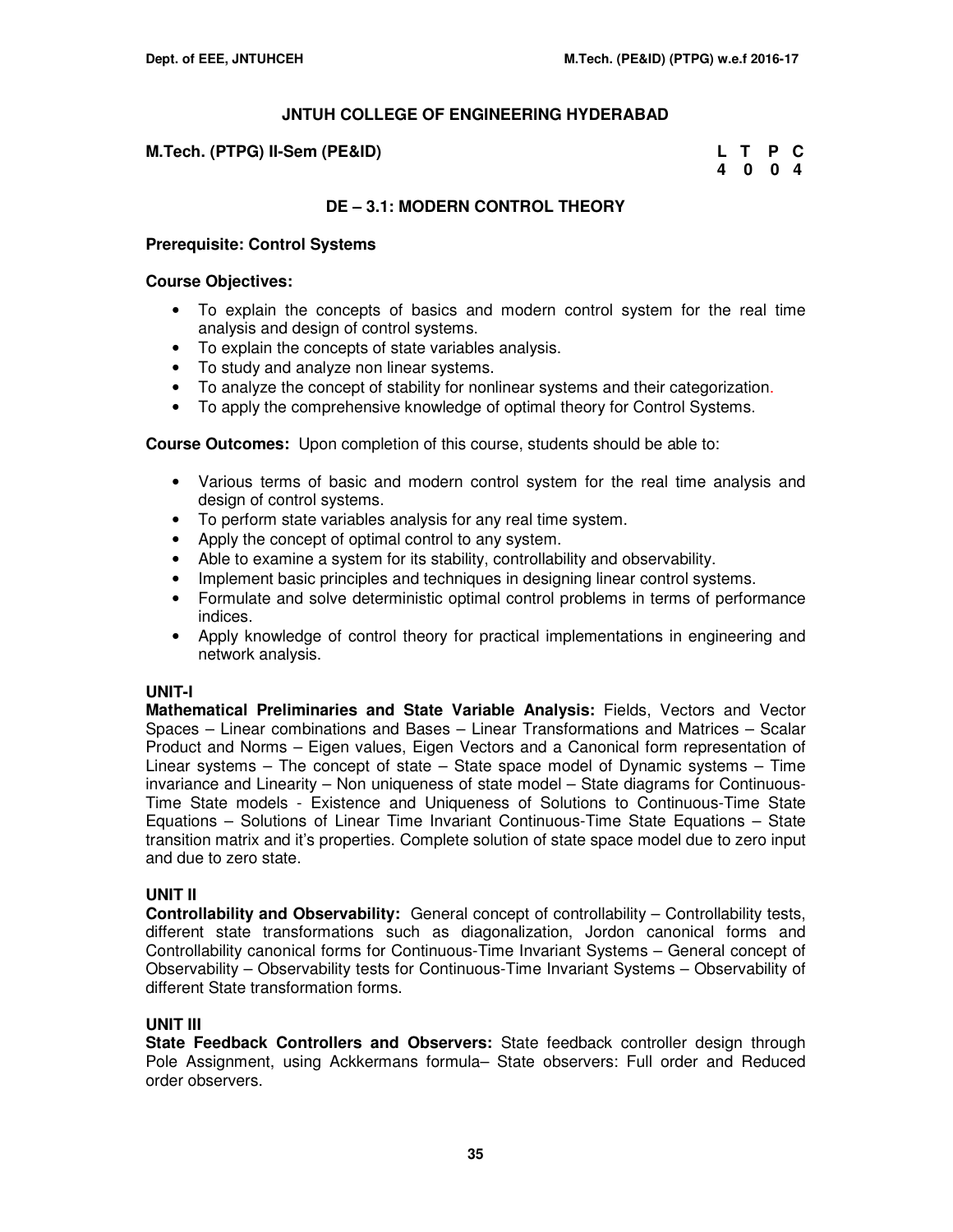# JNTUH COLLEGE OF ENGINEERING HYDERABAD

**M.Tech. (PTPG) II-Sem (PE&ID)**

| L | T | P | C |
|---|---|---|---|
| 4 | 0 | 0 | 4 |

## DE – 3.1: MODERN CONTROL THEORY

**Prerequisite: Control Systems**

**Course Objectives:**

- To explain the concepts of basics and modern control system for the real time analysis and design of control systems.
- To explain the concepts of state variables analysis.
- To study and analyze non linear systems.
- To analyze the concept of stability for nonlinear systems and their categorization.
- To apply the comprehensive knowledge of optimal theory for Control Systems.

**Course Outcomes:** Upon completion of this course, students should be able to:

- Various terms of basic and modern control system for the real time analysis and design of control systems.
- To perform state variables analysis for any real time system.
- Apply the concept of optimal control to any system.
- Able to examine a system for its stability, controllability and observability.
- Implement basic principles and techniques in designing linear control systems.
- Formulate and solve deterministic optimal control problems in terms of performance indices.
- Apply knowledge of control theory for practical implementations in engineering and network analysis.

### UNIT-I

**Mathematical Preliminaries and State Variable Analysis:** Fields, Vectors and Vector Spaces – Linear combinations and Bases – Linear Transformations and Matrices – Scalar Product and Norms – Eigen values, Eigen Vectors and a Canonical form representation of Linear systems – The concept of state – State space model of Dynamic systems – Time invariance and Linearity – Non uniqueness of state model – State diagrams for Continuous-Time State models - Existence and Uniqueness of Solutions to Continuous-Time State Equations – Solutions of Linear Time Invariant Continuous-Time State Equations – State transition matrix and it's properties. Complete solution of state space model due to zero input and due to zero state.

### UNIT II

**Controllability and Observability:** General concept of controllability – Controllability tests, different state transformations such as diagonalization, Jordon canonical forms and Controllability canonical forms for Continuous-Time Invariant Systems – General concept of Observability – Observability tests for Continuous-Time Invariant Systems – Observability of different State transformation forms.

### UNIT III

**State Feedback Controllers and Observers:** State feedback controller design through Pole Assignment, using Ackkermans formula– State observers: Full order and Reduced order observers.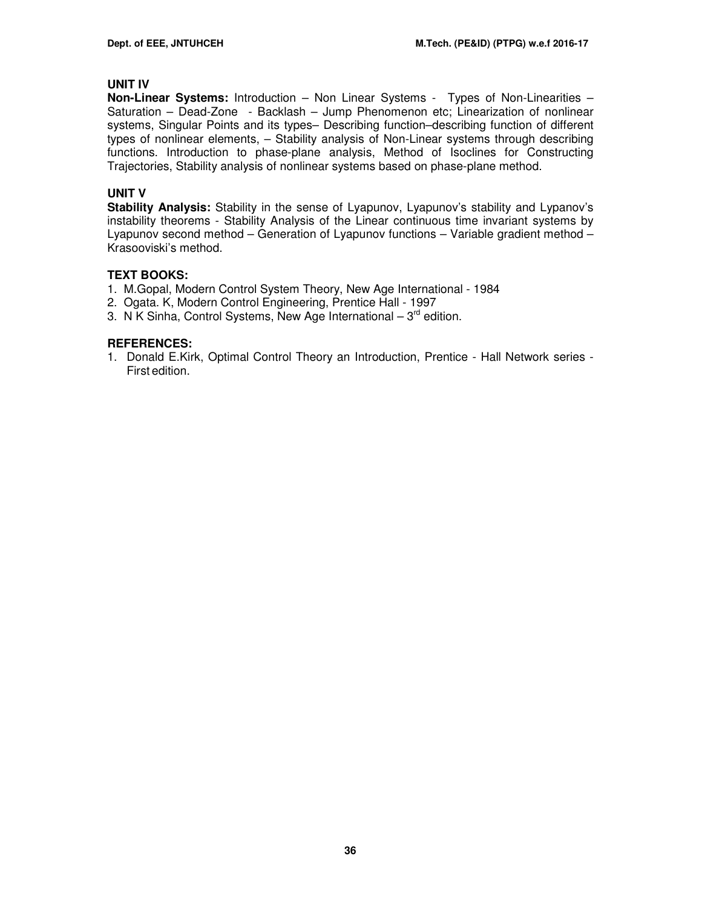### UNIT IV

**Non-Linear Systems:** Introduction – Non Linear Systems - Types of Non-Linearities – Saturation – Dead-Zone - Backlash – Jump Phenomenon etc; Linearization of nonlinear systems, Singular Points and its types– Describing function–describing function of different types of nonlinear elements, – Stability analysis of Non-Linear systems through describing functions. Introduction to phase-plane analysis, Method of Isoclines for Constructing Trajectories, Stability analysis of nonlinear systems based on phase-plane method.

### UNIT V

**Stability Analysis:** Stability in the sense of Lyapunov, Lyapunov's stability and Lypanov's instability theorems - Stability Analysis of the Linear continuous time invariant systems by Lyapunov second method – Generation of Lyapunov functions – Variable gradient method – Krasooviski's method.

### TEXT BOOKS:

1. M.Gopal, Modern Control System Theory, New Age International - 1984
2. Ogata. K, Modern Control Engineering, Prentice Hall - 1997
3. N K Sinha, Control Systems, New Age International – 3rd edition.

### REFERENCES:

1. Donald E.Kirk, Optimal Control Theory an Introduction, Prentice - Hall Network series - First edition.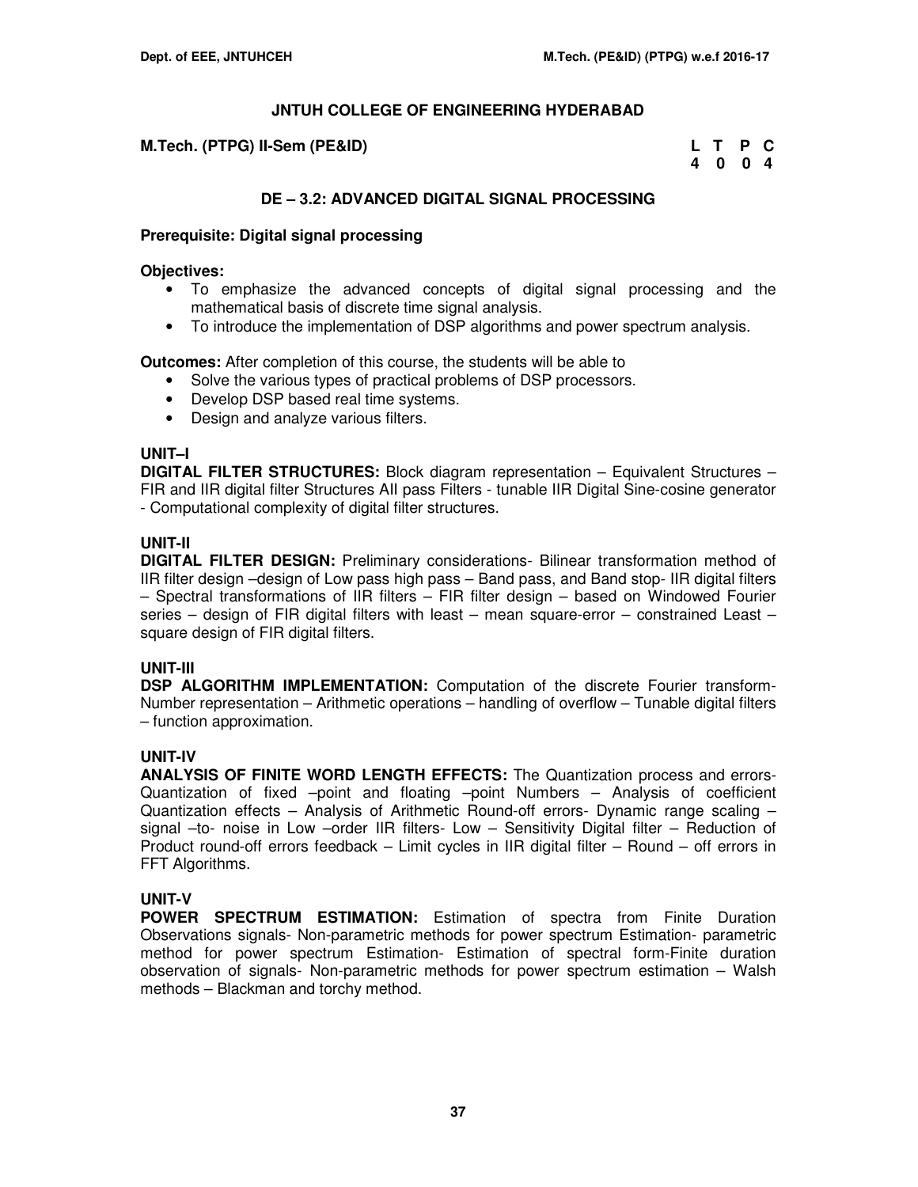## JNTUH COLLEGE OF ENGINEERING HYDERABAD

**M.Tech. (PTPG) II-Sem (PE&ID)**

| L | T | P | C |
|---|---|---|---|
| 4 | 0 | 0 | 4 |

### DE – 3.2: ADVANCED DIGITAL SIGNAL PROCESSING

**Prerequisite: Digital signal processing**

**Objectives:**

- To emphasize the advanced concepts of digital signal processing and the mathematical basis of discrete time signal analysis.
- To introduce the implementation of DSP algorithms and power spectrum analysis.

**Outcomes:** After completion of this course, the students will be able to

- Solve the various types of practical problems of DSP processors.
- Develop DSP based real time systems.
- Design and analyze various filters.

**UNIT–I**

**DIGITAL FILTER STRUCTURES:** Block diagram representation – Equivalent Structures – FIR and IIR digital filter Structures All pass Filters - tunable IIR Digital Sine-cosine generator - Computational complexity of digital filter structures.

**UNIT-II**

**DIGITAL FILTER DESIGN:** Preliminary considerations- Bilinear transformation method of IIR filter design –design of Low pass high pass – Band pass, and Band stop- IIR digital filters – Spectral transformations of IIR filters – FIR filter design – based on Windowed Fourier series – design of FIR digital filters with least – mean square-error – constrained Least – square design of FIR digital filters.

**UNIT-III**

**DSP ALGORITHM IMPLEMENTATION:** Computation of the discrete Fourier transform- Number representation – Arithmetic operations – handling of overflow – Tunable digital filters – function approximation.

**UNIT-IV**

**ANALYSIS OF FINITE WORD LENGTH EFFECTS:** The Quantization process and errors- Quantization of fixed –point and floating –point Numbers – Analysis of coefficient Quantization effects – Analysis of Arithmetic Round-off errors- Dynamic range scaling – signal –to- noise in Low –order IIR filters- Low – Sensitivity Digital filter – Reduction of Product round-off errors feedback – Limit cycles in IIR digital filter – Round – off errors in FFT Algorithms.

**UNIT-V**

**POWER SPECTRUM ESTIMATION:** Estimation of spectra from Finite Duration Observations signals- Non-parametric methods for power spectrum Estimation- parametric method for power spectrum Estimation- Estimation of spectral form-Finite duration observation of signals- Non-parametric methods for power spectrum estimation – Walsh methods – Blackman and torchy method.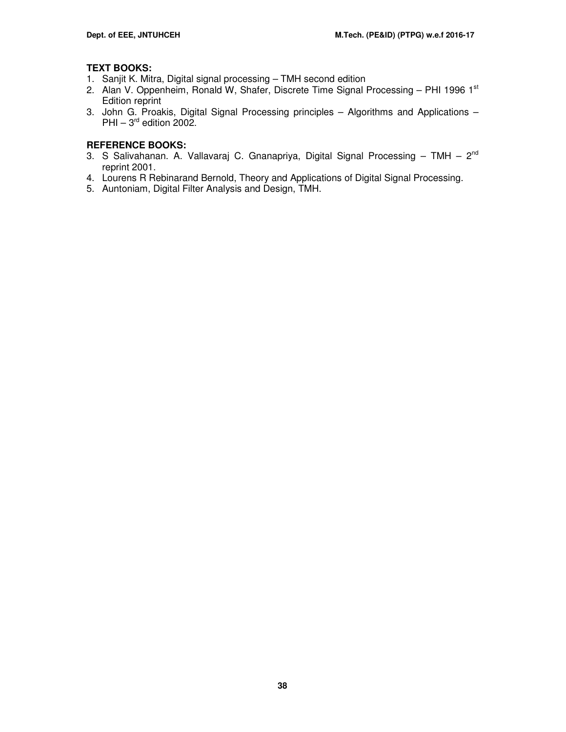**TEXT BOOKS:**

1. Sanjit K. Mitra, Digital signal processing – TMH second edition
2. Alan V. Oppenheim, Ronald W, Shafer, Discrete Time Signal Processing – PHI 1996 1st Edition reprint
3. John G. Proakis, Digital Signal Processing principles – Algorithms and Applications – PHI – 3rd edition 2002.

**REFERENCE BOOKS:**

3. S Salivahanan. A. Vallavaraj C. Gnanapriya, Digital Signal Processing – TMH – 2nd reprint 2001.
4. Lourens R Rebinarand Bernold, Theory and Applications of Digital Signal Processing.
5. Auntoniam, Digital Filter Analysis and Design, TMH.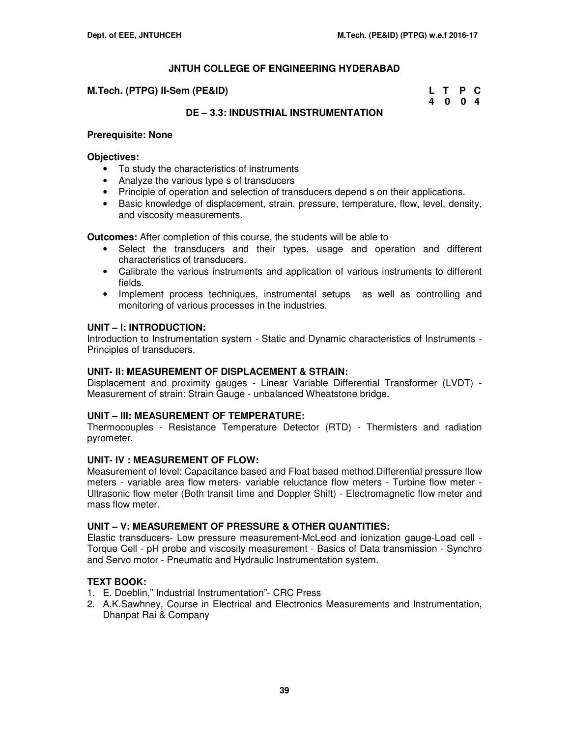# JNTUH COLLEGE OF ENGINEERING HYDERABAD

**M.Tech. (PTPG) II-Sem (PE&ID)**

| L | T | P | C |
|---|---|---|---|
| 4 | 0 | 0 | 4 |

## DE – 3.3: INDUSTRIAL INSTRUMENTATION

**Prerequisite: None**

**Objectives:**

- To study the characteristics of instruments
- Analyze the various type s of transducers
- Principle of operation and selection of transducers depend s on their applications.
- Basic knowledge of displacement, strain, pressure, temperature, flow, level, density, and viscosity measurements.

**Outcomes:** After completion of this course, the students will be able to

- Select the transducers and their types, usage and operation and different characteristics of transducers.
- Calibrate the various instruments and application of various instruments to different fields.
- Implement process techniques, instrumental setups as well as controlling and monitoring of various processes in the industries.

### UNIT – I: INTRODUCTION:

Introduction to Instrumentation system - Static and Dynamic characteristics of Instruments - Principles of transducers.

### UNIT- II: MEASUREMENT OF DISPLACEMENT & STRAIN:

Displacement and proximity gauges - Linear Variable Differential Transformer (LVDT) - Measurement of strain: Strain Gauge - unbalanced Wheatstone bridge.

### UNIT – III: MEASUREMENT OF TEMPERATURE:

Thermocouples - Resistance Temperature Detector (RTD) - Thermisters and radiation pyrometer.

### UNIT- IV : MEASUREMENT OF FLOW:

Measurement of level: Capacitance based and Float based method.Differential pressure flow meters - variable area flow meters- variable reluctance flow meters - Turbine flow meter - Ultrasonic flow meter (Both transit time and Doppler Shift) - Electromagnetic flow meter and mass flow meter.

### UNIT – V: MEASUREMENT OF PRESSURE & OTHER QUANTITIES:

Elastic transducers- Low pressure measurement-McLeod and ionization gauge-Load cell - Torque Cell - pH probe and viscosity measurement - Basics of Data transmission - Synchro and Servo motor - Pneumatic and Hydraulic Instrumentation system.

### TEXT BOOK:

1. E. Doeblin," Industrial Instrumentation"- CRC Press
2. A.K.Sawhney, Course in Electrical and Electronics Measurements and Instrumentation, Dhanpat Rai & Company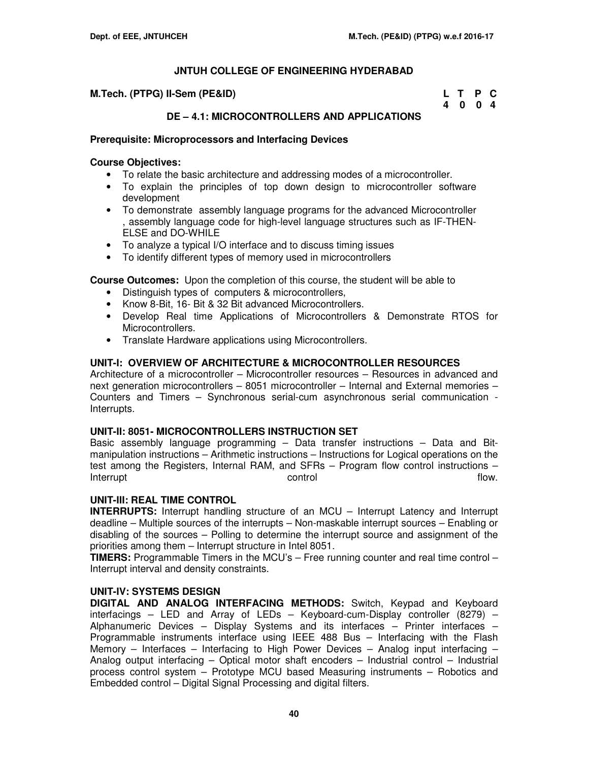## JNTUH COLLEGE OF ENGINEERING HYDERABAD

**M.Tech. (PTPG) II-Sem (PE&ID)**

| L | T | P | C |
|---|---|---|---|
| 4 | 0 | 0 | 4 |

### DE – 4.1: MICROCONTROLLERS AND APPLICATIONS

**Prerequisite: Microprocessors and Interfacing Devices**

**Course Objectives:**

- To relate the basic architecture and addressing modes of a microcontroller.
- To explain the principles of top down design to microcontroller software development
- To demonstrate assembly language programs for the advanced Microcontroller , assembly language code for high-level language structures such as IF-THEN-ELSE and DO-WHILE
- To analyze a typical I/O interface and to discuss timing issues
- To identify different types of memory used in microcontrollers

**Course Outcomes:** Upon the completion of this course, the student will be able to

- Distinguish types of computers & microcontrollers,
- Know 8-Bit, 16- Bit & 32 Bit advanced Microcontrollers.
- Develop Real time Applications of Microcontrollers & Demonstrate RTOS for Microcontrollers.
- Translate Hardware applications using Microcontrollers.

#### UNIT-I: OVERVIEW OF ARCHITECTURE & MICROCONTROLLER RESOURCES

Architecture of a microcontroller – Microcontroller resources – Resources in advanced and next generation microcontrollers – 8051 microcontroller – Internal and External memories – Counters and Timers – Synchronous serial-cum asynchronous serial communication - Interrupts.

#### UNIT-II: 8051- MICROCONTROLLERS INSTRUCTION SET

Basic assembly language programming – Data transfer instructions – Data and Bit-manipulation instructions – Arithmetic instructions – Instructions for Logical operations on the test among the Registers, Internal RAM, and SFRs – Program flow control instructions – Interrupt control flow.

#### UNIT-III: REAL TIME CONTROL

**INTERRUPTS:** Interrupt handling structure of an MCU – Interrupt Latency and Interrupt deadline – Multiple sources of the interrupts – Non-maskable interrupt sources – Enabling or disabling of the sources – Polling to determine the interrupt source and assignment of the priorities among them – Interrupt structure in Intel 8051.

**TIMERS:** Programmable Timers in the MCU's – Free running counter and real time control – Interrupt interval and density constraints.

#### UNIT-IV: SYSTEMS DESIGN

**DIGITAL AND ANALOG INTERFACING METHODS:** Switch, Keypad and Keyboard interfacings – LED and Array of LEDs – Keyboard-cum-Display controller (8279) – Alphanumeric Devices – Display Systems and its interfaces – Printer interfaces – Programmable instruments interface using IEEE 488 Bus – Interfacing with the Flash Memory – Interfaces – Interfacing to High Power Devices – Analog input interfacing – Analog output interfacing – Optical motor shaft encoders – Industrial control – Industrial process control system – Prototype MCU based Measuring instruments – Robotics and Embedded control – Digital Signal Processing and digital filters.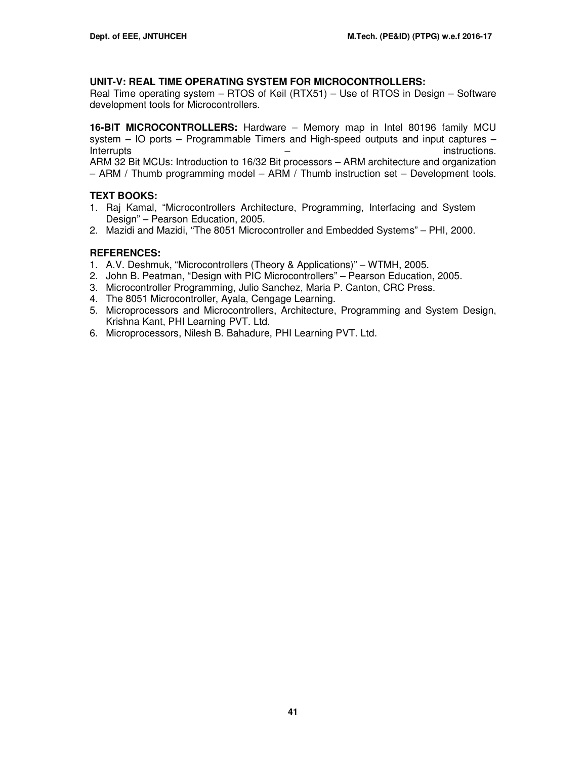**UNIT-V: REAL TIME OPERATING SYSTEM FOR MICROCONTROLLERS:**
Real Time operating system – RTOS of Keil (RTX51) – Use of RTOS in Design – Software development tools for Microcontrollers.

**16-BIT MICROCONTROLLERS:** Hardware – Memory map in Intel 80196 family MCU system – IO ports – Programmable Timers and High-speed outputs and input captures – Interrupts – instructions.
ARM 32 Bit MCUs: Introduction to 16/32 Bit processors – ARM architecture and organization – ARM / Thumb programming model – ARM / Thumb instruction set – Development tools.

**TEXT BOOKS:**
1. Raj Kamal, "Microcontrollers Architecture, Programming, Interfacing and System Design" – Pearson Education, 2005.
2. Mazidi and Mazidi, "The 8051 Microcontroller and Embedded Systems" – PHI, 2000.

**REFERENCES:**
1. A.V. Deshmuk, "Microcontrollers (Theory & Applications)" – WTMH, 2005.
2. John B. Peatman, "Design with PIC Microcontrollers" – Pearson Education, 2005.
3. Microcontroller Programming, Julio Sanchez, Maria P. Canton, CRC Press.
4. The 8051 Microcontroller, Ayala, Cengage Learning.
5. Microprocessors and Microcontrollers, Architecture, Programming and System Design, Krishna Kant, PHI Learning PVT. Ltd.
6. Microprocessors, Nilesh B. Bahadure, PHI Learning PVT. Ltd.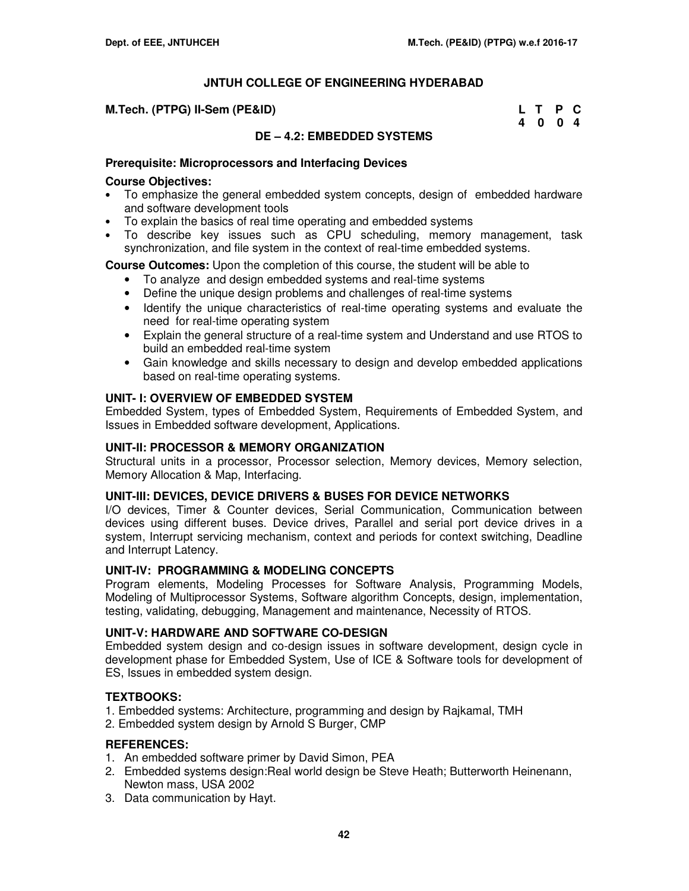# JNTUH COLLEGE OF ENGINEERING HYDERABAD

**M.Tech. (PTPG) II-Sem (PE&ID)**

| L | T | P | C |
|---|---|---|---|
| 4 | 0 | 0 | 4 |

## DE – 4.2: EMBEDDED SYSTEMS

**Prerequisite: Microprocessors and Interfacing Devices**

**Course Objectives:**

- To emphasize the general embedded system concepts, design of embedded hardware and software development tools
- To explain the basics of real time operating and embedded systems
- To describe key issues such as CPU scheduling, memory management, task synchronization, and file system in the context of real-time embedded systems.

**Course Outcomes:** Upon the completion of this course, the student will be able to

- To analyze and design embedded systems and real-time systems
- Define the unique design problems and challenges of real-time systems
- Identify the unique characteristics of real-time operating systems and evaluate the need for real-time operating system
- Explain the general structure of a real-time system and Understand and use RTOS to build an embedded real-time system
- Gain knowledge and skills necessary to design and develop embedded applications based on real-time operating systems.

### UNIT- I: OVERVIEW OF EMBEDDED SYSTEM

Embedded System, types of Embedded System, Requirements of Embedded System, and Issues in Embedded software development, Applications.

### UNIT-II: PROCESSOR & MEMORY ORGANIZATION

Structural units in a processor, Processor selection, Memory devices, Memory selection, Memory Allocation & Map, Interfacing.

### UNIT-III: DEVICES, DEVICE DRIVERS & BUSES FOR DEVICE NETWORKS

I/O devices, Timer & Counter devices, Serial Communication, Communication between devices using different buses. Device drives, Parallel and serial port device drives in a system, Interrupt servicing mechanism, context and periods for context switching, Deadline and Interrupt Latency.

### UNIT-IV: PROGRAMMING & MODELING CONCEPTS

Program elements, Modeling Processes for Software Analysis, Programming Models, Modeling of Multiprocessor Systems, Software algorithm Concepts, design, implementation, testing, validating, debugging, Management and maintenance, Necessity of RTOS.

### UNIT-V: HARDWARE AND SOFTWARE CO-DESIGN

Embedded system design and co-design issues in software development, design cycle in development phase for Embedded System, Use of ICE & Software tools for development of ES, Issues in embedded system design.

### TEXTBOOKS:

1. Embedded systems: Architecture, programming and design by Rajkamal, TMH
2. Embedded system design by Arnold S Burger, CMP

### REFERENCES:

1. An embedded software primer by David Simon, PEA
2. Embedded systems design:Real world design be Steve Heath; Butterworth Heinenann, Newton mass, USA 2002
3. Data communication by Hayt.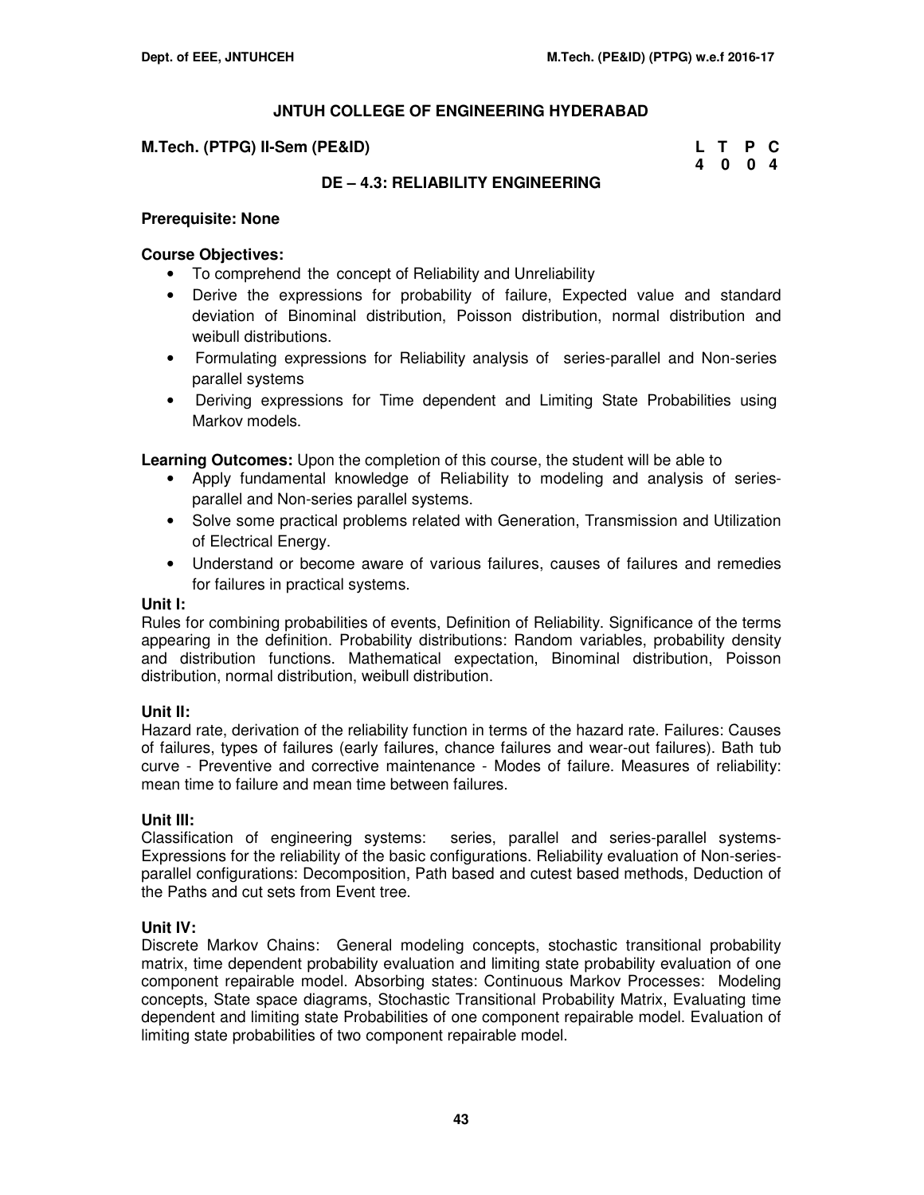# JNTUH COLLEGE OF ENGINEERING HYDERABAD

**M.Tech. (PTPG) II-Sem (PE&ID)**

| L | T | P | C |
|---|---|---|---|
| 4 | 0 | 0 | 4 |

## DE – 4.3: RELIABILITY ENGINEERING

**Prerequisite: None**

**Course Objectives:**

- To comprehend the concept of Reliability and Unreliability
- Derive the expressions for probability of failure, Expected value and standard deviation of Binominal distribution, Poisson distribution, normal distribution and weibull distributions.
- Formulating expressions for Reliability analysis of series-parallel and Non-series parallel systems
- Deriving expressions for Time dependent and Limiting State Probabilities using Markov models.

**Learning Outcomes:** Upon the completion of this course, the student will be able to

- Apply fundamental knowledge of Reliability to modeling and analysis of series-parallel and Non-series parallel systems.
- Solve some practical problems related with Generation, Transmission and Utilization of Electrical Energy.
- Understand or become aware of various failures, causes of failures and remedies for failures in practical systems.

**Unit I:**

Rules for combining probabilities of events, Definition of Reliability. Significance of the terms appearing in the definition. Probability distributions: Random variables, probability density and distribution functions. Mathematical expectation, Binominal distribution, Poisson distribution, normal distribution, weibull distribution.

**Unit II:**

Hazard rate, derivation of the reliability function in terms of the hazard rate. Failures: Causes of failures, types of failures (early failures, chance failures and wear-out failures). Bath tub curve - Preventive and corrective maintenance - Modes of failure. Measures of reliability: mean time to failure and mean time between failures.

**Unit III:**

Classification of engineering systems: series, parallel and series-parallel systems- Expressions for the reliability of the basic configurations. Reliability evaluation of Non-series-parallel configurations: Decomposition, Path based and cutest based methods, Deduction of the Paths and cut sets from Event tree.

**Unit IV:**

Discrete Markov Chains: General modeling concepts, stochastic transitional probability matrix, time dependent probability evaluation and limiting state probability evaluation of one component repairable model. Absorbing states: Continuous Markov Processes: Modeling concepts, State space diagrams, Stochastic Transitional Probability Matrix, Evaluating time dependent and limiting state Probabilities of one component repairable model. Evaluation of limiting state probabilities of two component repairable model.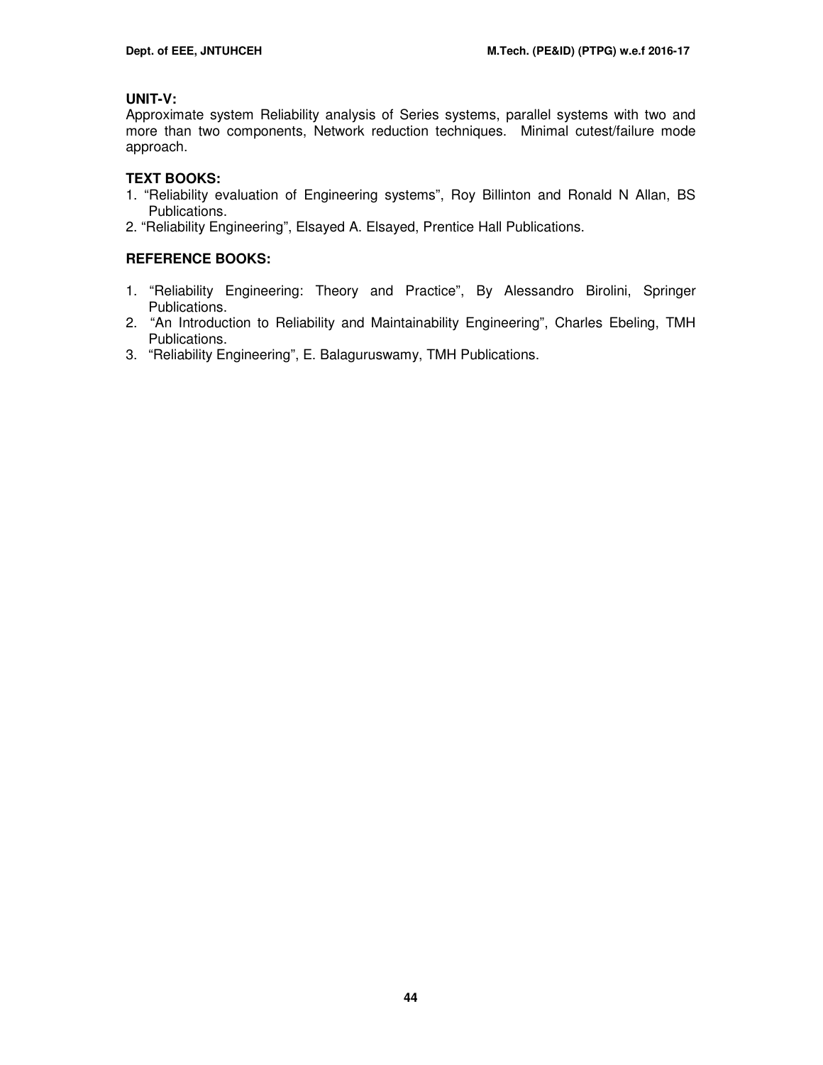**UNIT-V:**
Approximate system Reliability analysis of Series systems, parallel systems with two and more than two components, Network reduction techniques. Minimal cutest/failure mode approach.

**TEXT BOOKS:**

1. "Reliability evaluation of Engineering systems", Roy Billinton and Ronald N Allan, BS Publications.
2. "Reliability Engineering", Elsayed A. Elsayed, Prentice Hall Publications.

**REFERENCE BOOKS:**

1. "Reliability Engineering: Theory and Practice", By Alessandro Birolini, Springer Publications.
2. "An Introduction to Reliability and Maintainability Engineering", Charles Ebeling, TMH Publications.
3. "Reliability Engineering", E. Balaguruswamy, TMH Publications.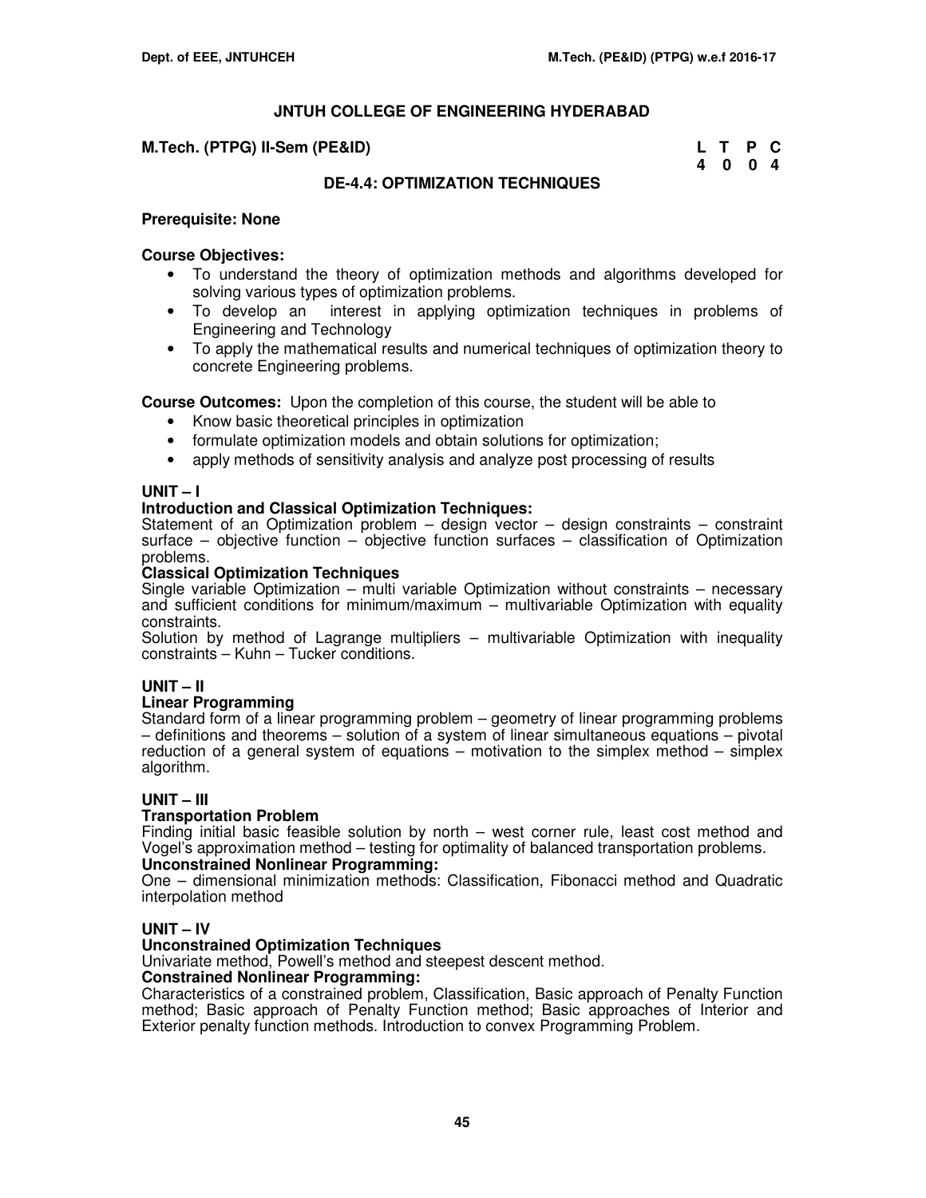# JNTUH COLLEGE OF ENGINEERING HYDERABAD

**M.Tech. (PTPG) II-Sem (PE&ID)**

| L | T | P | C |
|---|---|---|---|
| 4 | 0 | 0 | 4 |

## DE-4.4: OPTIMIZATION TECHNIQUES

**Prerequisite: None**

**Course Objectives:**

- To understand the theory of optimization methods and algorithms developed for solving various types of optimization problems.
- To develop an interest in applying optimization techniques in problems of Engineering and Technology
- To apply the mathematical results and numerical techniques of optimization theory to concrete Engineering problems.

**Course Outcomes:** Upon the completion of this course, the student will be able to

- Know basic theoretical principles in optimization
- formulate optimization models and obtain solutions for optimization;
- apply methods of sensitivity analysis and analyze post processing of results

### UNIT – I

**Introduction and Classical Optimization Techniques:**

Statement of an Optimization problem – design vector – design constraints – constraint surface – objective function – objective function surfaces – classification of Optimization problems.

**Classical Optimization Techniques**

Single variable Optimization – multi variable Optimization without constraints – necessary and sufficient conditions for minimum/maximum – multivariable Optimization with equality constraints.

Solution by method of Lagrange multipliers – multivariable Optimization with inequality constraints – Kuhn – Tucker conditions.

### UNIT – II

**Linear Programming**

Standard form of a linear programming problem – geometry of linear programming problems – definitions and theorems – solution of a system of linear simultaneous equations – pivotal reduction of a general system of equations – motivation to the simplex method – simplex algorithm.

### UNIT – III

**Transportation Problem**

Finding initial basic feasible solution by north – west corner rule, least cost method and Vogel's approximation method – testing for optimality of balanced transportation problems.

**Unconstrained Nonlinear Programming:**

One – dimensional minimization methods: Classification, Fibonacci method and Quadratic interpolation method

### UNIT – IV

**Unconstrained Optimization Techniques**

Univariate method, Powell's method and steepest descent method.

**Constrained Nonlinear Programming:**

Characteristics of a constrained problem, Classification, Basic approach of Penalty Function method; Basic approach of Penalty Function method; Basic approaches of Interior and Exterior penalty function methods. Introduction to convex Programming Problem.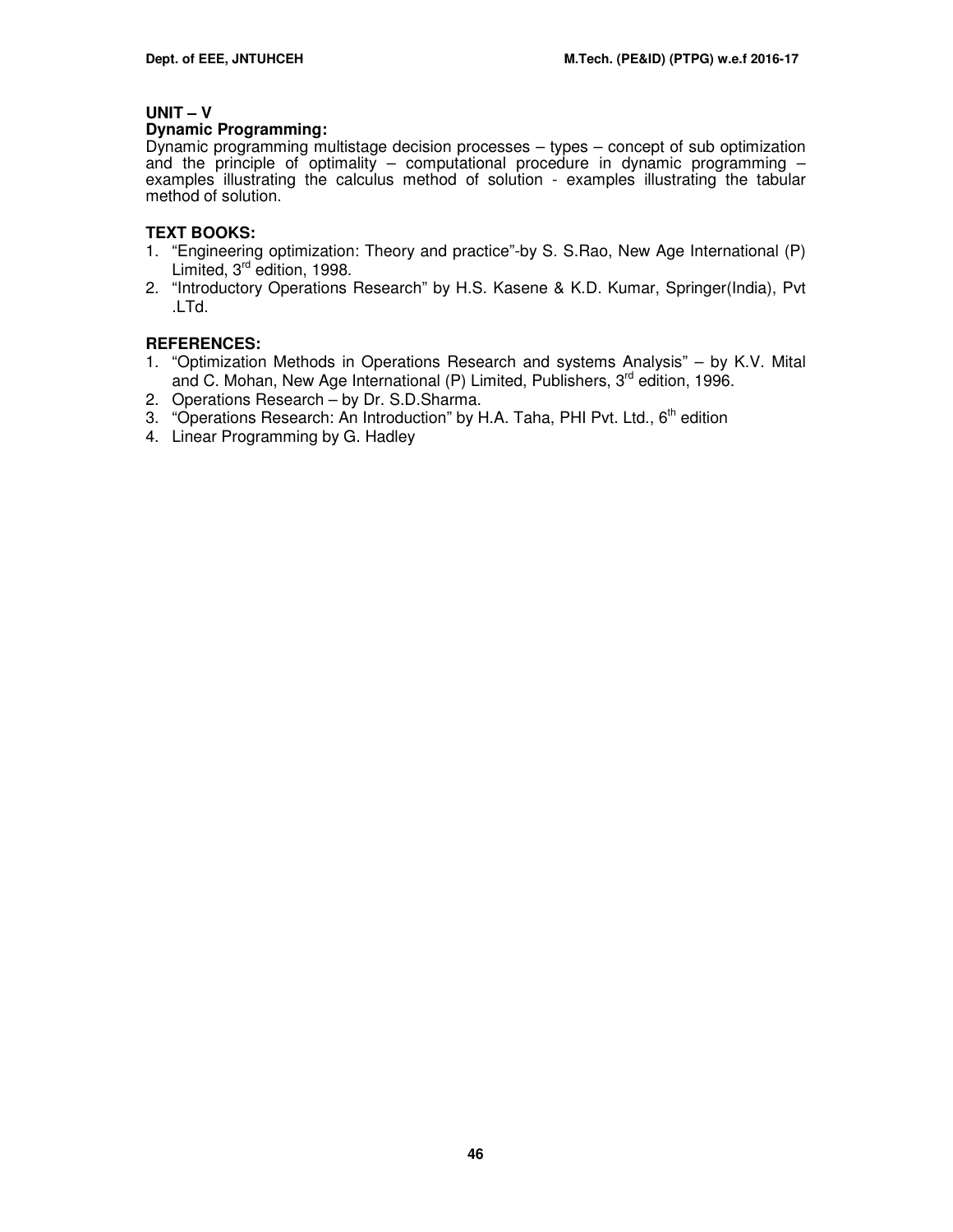**UNIT – V**

**Dynamic Programming:**

Dynamic programming multistage decision processes – types – concept of sub optimization and the principle of optimality – computational procedure in dynamic programming – examples illustrating the calculus method of solution - examples illustrating the tabular method of solution.

**TEXT BOOKS:**

1. "Engineering optimization: Theory and practice"-by S. S.Rao, New Age International (P) Limited, 3rd edition, 1998.
2. "Introductory Operations Research" by H.S. Kasene & K.D. Kumar, Springer(India), Pvt .LTd.

**REFERENCES:**

1. "Optimization Methods in Operations Research and systems Analysis" – by K.V. Mital and C. Mohan, New Age International (P) Limited, Publishers, 3rd edition, 1996.
2. Operations Research – by Dr. S.D.Sharma.
3. "Operations Research: An Introduction" by H.A. Taha, PHI Pvt. Ltd., 6th edition
4. Linear Programming by G. Hadley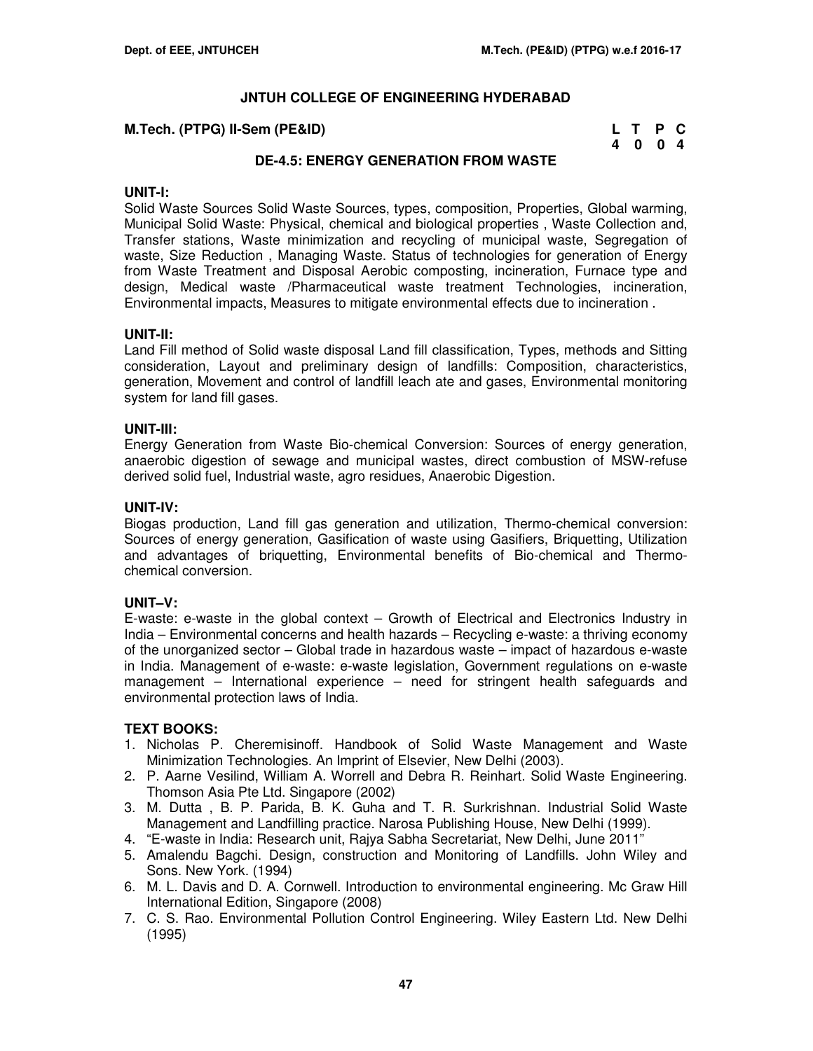## JNTUH COLLEGE OF ENGINEERING HYDERABAD

**M.Tech. (PTPG) II-Sem (PE&ID)**

| L | T | P | C |
|---|---|---|---|
| 4 | 0 | 0 | 4 |

### DE-4.5: ENERGY GENERATION FROM WASTE

**UNIT-I:**
Solid Waste Sources Solid Waste Sources, types, composition, Properties, Global warming, Municipal Solid Waste: Physical, chemical and biological properties , Waste Collection and, Transfer stations, Waste minimization and recycling of municipal waste, Segregation of waste, Size Reduction , Managing Waste. Status of technologies for generation of Energy from Waste Treatment and Disposal Aerobic composting, incineration, Furnace type and design, Medical waste /Pharmaceutical waste treatment Technologies, incineration, Environmental impacts, Measures to mitigate environmental effects due to incineration .

**UNIT-II:**
Land Fill method of Solid waste disposal Land fill classification, Types, methods and Sitting consideration, Layout and preliminary design of landfills: Composition, characteristics, generation, Movement and control of landfill leach ate and gases, Environmental monitoring system for land fill gases.

**UNIT-III:**
Energy Generation from Waste Bio-chemical Conversion: Sources of energy generation, anaerobic digestion of sewage and municipal wastes, direct combustion of MSW-refuse derived solid fuel, Industrial waste, agro residues, Anaerobic Digestion.

**UNIT-IV:**
Biogas production, Land fill gas generation and utilization, Thermo-chemical conversion: Sources of energy generation, Gasification of waste using Gasifiers, Briquetting, Utilization and advantages of briquetting, Environmental benefits of Bio-chemical and Thermo-chemical conversion.

**UNIT–V:**
E-waste: e-waste in the global context – Growth of Electrical and Electronics Industry in India – Environmental concerns and health hazards – Recycling e-waste: a thriving economy of the unorganized sector – Global trade in hazardous waste – impact of hazardous e-waste in India. Management of e-waste: e-waste legislation, Government regulations on e-waste management – International experience – need for stringent health safeguards and environmental protection laws of India.

**TEXT BOOKS:**

1. Nicholas P. Cheremisinoff. Handbook of Solid Waste Management and Waste Minimization Technologies. An Imprint of Elsevier, New Delhi (2003).
2. P. Aarne Vesilind, William A. Worrell and Debra R. Reinhart. Solid Waste Engineering. Thomson Asia Pte Ltd. Singapore (2002)
3. M. Dutta , B. P. Parida, B. K. Guha and T. R. Surkrishnan. Industrial Solid Waste Management and Landfilling practice. Narosa Publishing House, New Delhi (1999).
4. "E-waste in India: Research unit, Rajya Sabha Secretariat, New Delhi, June 2011"
5. Amalendu Bagchi. Design, construction and Monitoring of Landfills. John Wiley and Sons. New York. (1994)
6. M. L. Davis and D. A. Cornwell. Introduction to environmental engineering. Mc Graw Hill International Edition, Singapore (2008)
7. C. S. Rao. Environmental Pollution Control Engineering. Wiley Eastern Ltd. New Delhi (1995)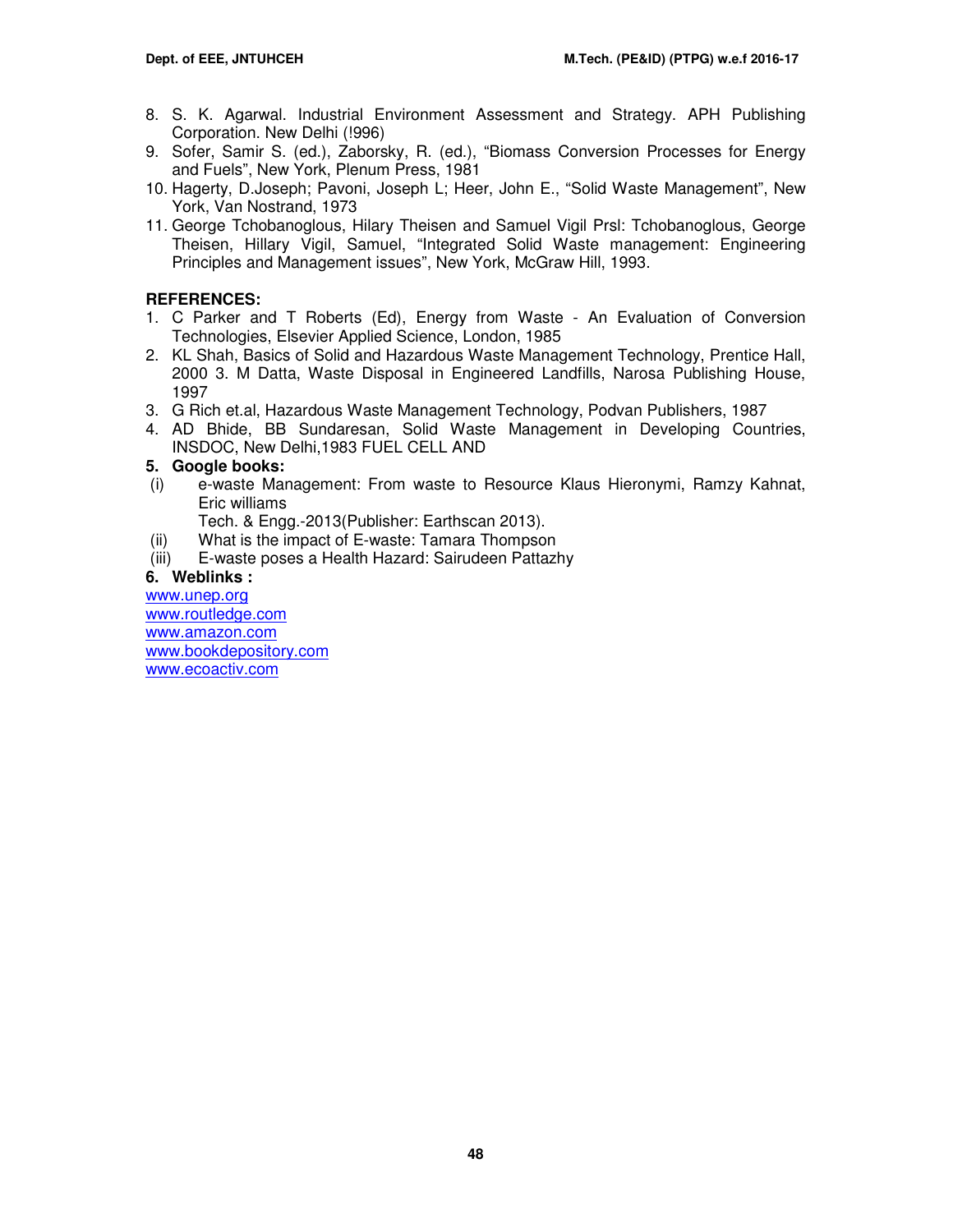8. S. K. Agarwal. Industrial Environment Assessment and Strategy. APH Publishing Corporation. New Delhi (!996)
9. Sofer, Samir S. (ed.), Zaborsky, R. (ed.), "Biomass Conversion Processes for Energy and Fuels", New York, Plenum Press, 1981
10. Hagerty, D.Joseph; Pavoni, Joseph L; Heer, John E., "Solid Waste Management", New York, Van Nostrand, 1973
11. George Tchobanoglous, Hilary Theisen and Samuel Vigil Prsl: Tchobanoglous, George Theisen, Hillary Vigil, Samuel, "Integrated Solid Waste management: Engineering Principles and Management issues", New York, McGraw Hill, 1993.

**REFERENCES:**

1. C Parker and T Roberts (Ed), Energy from Waste - An Evaluation of Conversion Technologies, Elsevier Applied Science, London, 1985
2. KL Shah, Basics of Solid and Hazardous Waste Management Technology, Prentice Hall, 2000 3. M Datta, Waste Disposal in Engineered Landfills, Narosa Publishing House, 1997
3. G Rich et.al, Hazardous Waste Management Technology, Podvan Publishers, 1987
4. AD Bhide, BB Sundaresan, Solid Waste Management in Developing Countries, INSDOC, New Delhi,1983 FUEL CELL AND
5. **Google books:**
   (i) e-waste Management: From waste to Resource Klaus Hieronymi, Ramzy Kahnat, Eric williams
   Tech. & Engg.-2013(Publisher: Earthscan 2013).
   (ii) What is the impact of E-waste: Tamara Thompson
   (iii) E-waste poses a Health Hazard: Sairudeen Pattazhy
6. **Weblinks :**

www.unep.org
www.routledge.com
www.amazon.com
www.bookdepository.com
www.ecoactiv.com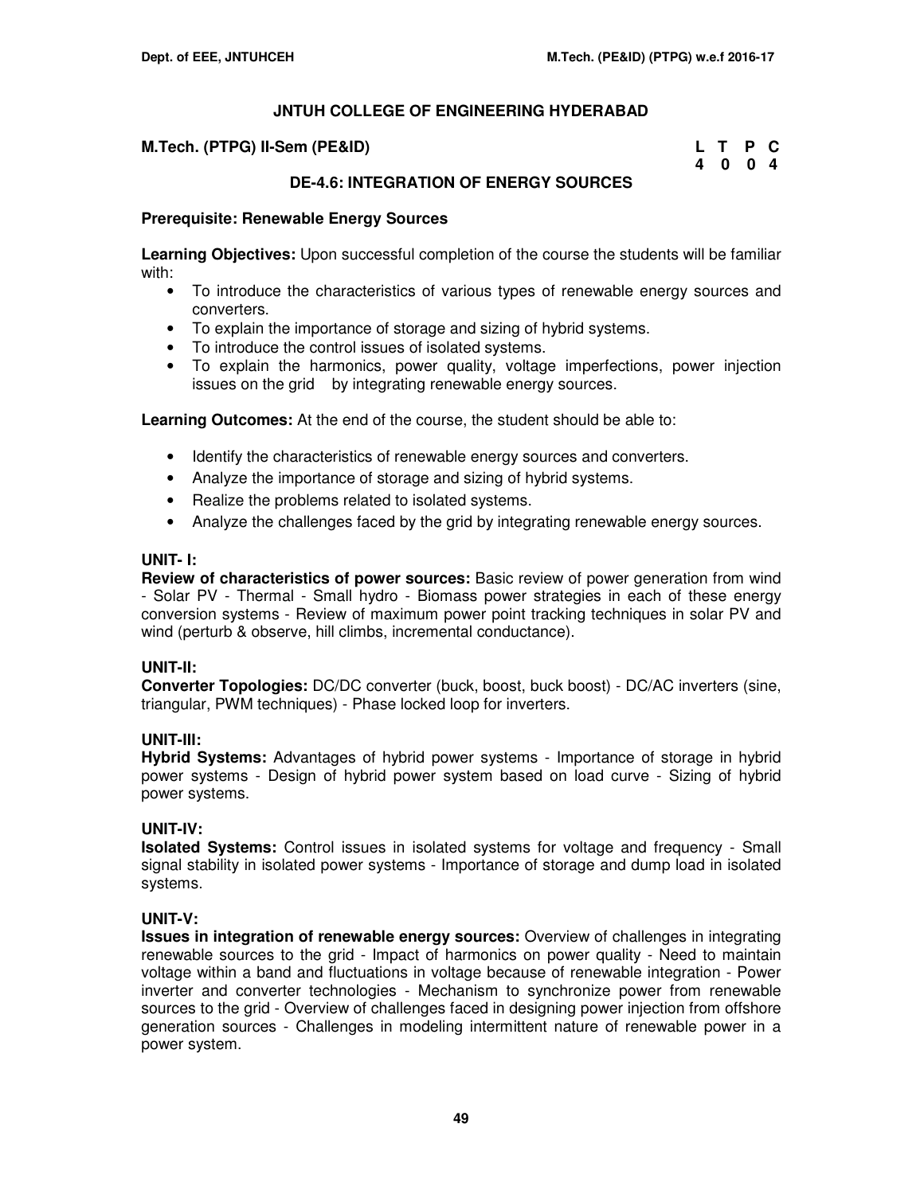# JNTUH COLLEGE OF ENGINEERING HYDERABAD

**M.Tech. (PTPG) II-Sem (PE&ID)**

| L | T | P | C |
|---|---|---|---|
| 4 | 0 | 0 | 4 |

## DE-4.6: INTEGRATION OF ENERGY SOURCES

**Prerequisite: Renewable Energy Sources**

**Learning Objectives:** Upon successful completion of the course the students will be familiar with:

- To introduce the characteristics of various types of renewable energy sources and converters.
- To explain the importance of storage and sizing of hybrid systems.
- To introduce the control issues of isolated systems.
- To explain the harmonics, power quality, voltage imperfections, power injection issues on the grid by integrating renewable energy sources.

**Learning Outcomes:** At the end of the course, the student should be able to:

- Identify the characteristics of renewable energy sources and converters.
- Analyze the importance of storage and sizing of hybrid systems.
- Realize the problems related to isolated systems.
- Analyze the challenges faced by the grid by integrating renewable energy sources.

### UNIT- I:

**Review of characteristics of power sources:** Basic review of power generation from wind - Solar PV - Thermal - Small hydro - Biomass power strategies in each of these energy conversion systems - Review of maximum power point tracking techniques in solar PV and wind (perturb & observe, hill climbs, incremental conductance).

### UNIT-II:

**Converter Topologies:** DC/DC converter (buck, boost, buck boost) - DC/AC inverters (sine, triangular, PWM techniques) - Phase locked loop for inverters.

### UNIT-III:

**Hybrid Systems:** Advantages of hybrid power systems - Importance of storage in hybrid power systems - Design of hybrid power system based on load curve - Sizing of hybrid power systems.

### UNIT-IV:

**Isolated Systems:** Control issues in isolated systems for voltage and frequency - Small signal stability in isolated power systems - Importance of storage and dump load in isolated systems.

### UNIT-V:

**Issues in integration of renewable energy sources:** Overview of challenges in integrating renewable sources to the grid - Impact of harmonics on power quality - Need to maintain voltage within a band and fluctuations in voltage because of renewable integration - Power inverter and converter technologies - Mechanism to synchronize power from renewable sources to the grid - Overview of challenges faced in designing power injection from offshore generation sources - Challenges in modeling intermittent nature of renewable power in a power system.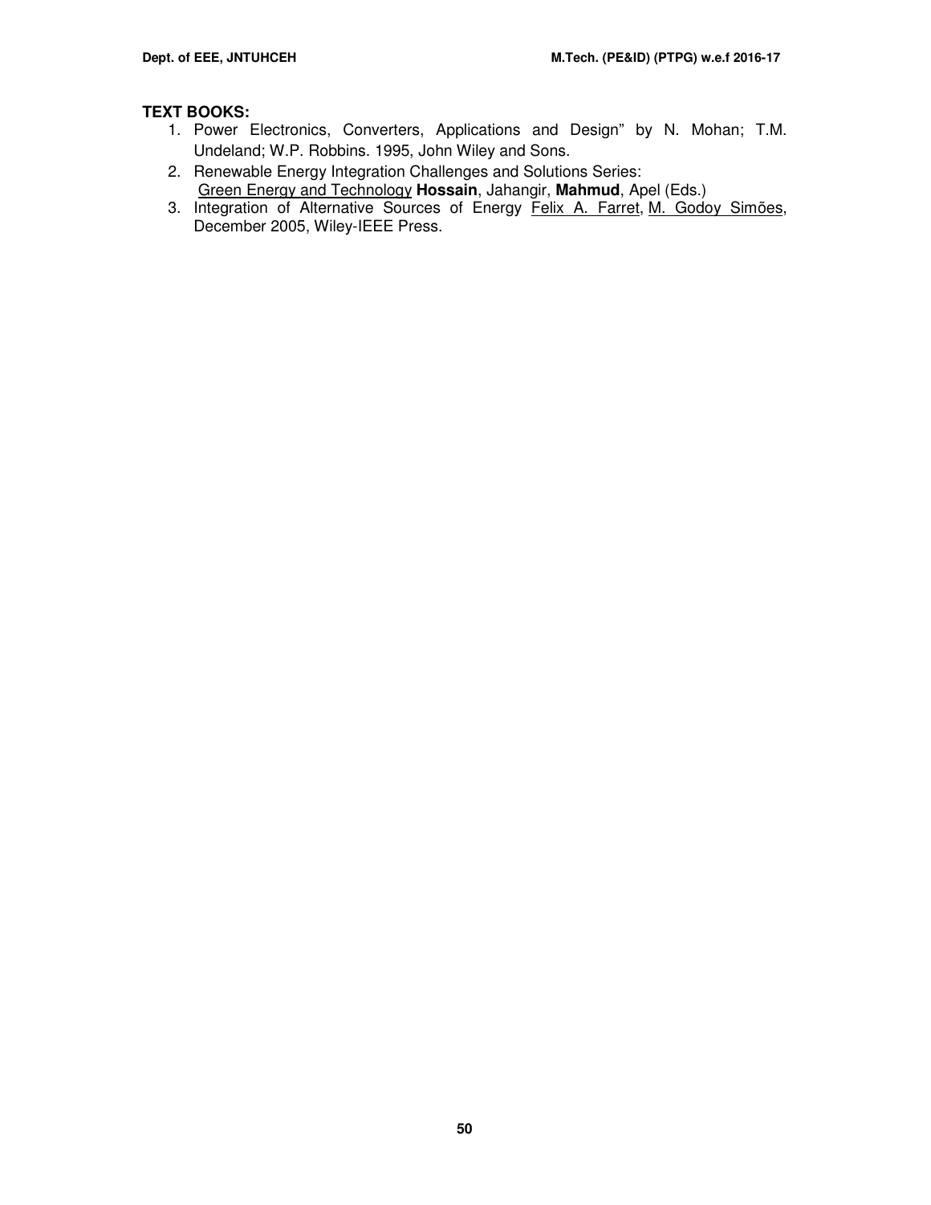**TEXT BOOKS:**

1. Power Electronics, Converters, Applications and Design" by N. Mohan; T.M. Undeland; W.P. Robbins. 1995, John Wiley and Sons.
2. Renewable Energy Integration Challenges and Solutions Series:
   Green Energy and Technology **Hossain**, Jahangir, **Mahmud**, Apel (Eds.)
3. Integration of Alternative Sources of Energy Felix A. Farret, M. Godoy Simões, December 2005, Wiley-IEEE Press.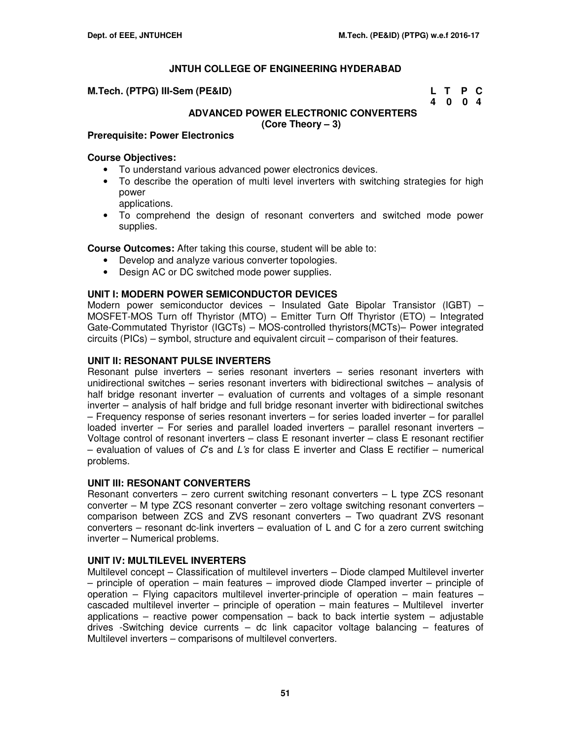**JNTUH COLLEGE OF ENGINEERING HYDERABAD**

**M.Tech. (PTPG) III-Sem (PE&ID)**

| L | T | P | C |
|---|---|---|---|
| 4 | 0 | 0 | 4 |

## ADVANCED POWER ELECTRONIC CONVERTERS
**(Core Theory – 3)**

**Prerequisite: Power Electronics**

**Course Objectives:**

- To understand various advanced power electronics devices.
- To describe the operation of multi level inverters with switching strategies for high power applications.
- To comprehend the design of resonant converters and switched mode power supplies.

**Course Outcomes:** After taking this course, student will be able to:

- Develop and analyze various converter topologies.
- Design AC or DC switched mode power supplies.

### UNIT I: MODERN POWER SEMICONDUCTOR DEVICES

Modern power semiconductor devices – Insulated Gate Bipolar Transistor (IGBT) – MOSFET-MOS Turn off Thyristor (MTO) – Emitter Turn Off Thyristor (ETO) – Integrated Gate-Commutated Thyristor (IGCTs) – MOS-controlled thyristors(MCTs)– Power integrated circuits (PICs) – symbol, structure and equivalent circuit – comparison of their features.

### UNIT II: RESONANT PULSE INVERTERS

Resonant pulse inverters – series resonant inverters – series resonant inverters with unidirectional switches – series resonant inverters with bidirectional switches – analysis of half bridge resonant inverter – evaluation of currents and voltages of a simple resonant inverter – analysis of half bridge and full bridge resonant inverter with bidirectional switches – Frequency response of series resonant inverters – for series loaded inverter – for parallel loaded inverter – For series and parallel loaded inverters – parallel resonant inverters – Voltage control of resonant inverters – class E resonant inverter – class E resonant rectifier – evaluation of values of *C*'s and *L's* for class E inverter and Class E rectifier – numerical problems.

### UNIT III: RESONANT CONVERTERS

Resonant converters – zero current switching resonant converters – L type ZCS resonant converter – M type ZCS resonant converter – zero voltage switching resonant converters – comparison between ZCS and ZVS resonant converters – Two quadrant ZVS resonant converters – resonant dc-link inverters – evaluation of L and C for a zero current switching inverter – Numerical problems.

### UNIT IV: MULTILEVEL INVERTERS

Multilevel concept – Classification of multilevel inverters – Diode clamped Multilevel inverter – principle of operation – main features – improved diode Clamped inverter – principle of operation – Flying capacitors multilevel inverter-principle of operation – main features – cascaded multilevel inverter – principle of operation – main features – Multilevel inverter applications – reactive power compensation – back to back intertie system – adjustable drives -Switching device currents – dc link capacitor voltage balancing – features of Multilevel inverters – comparisons of multilevel converters.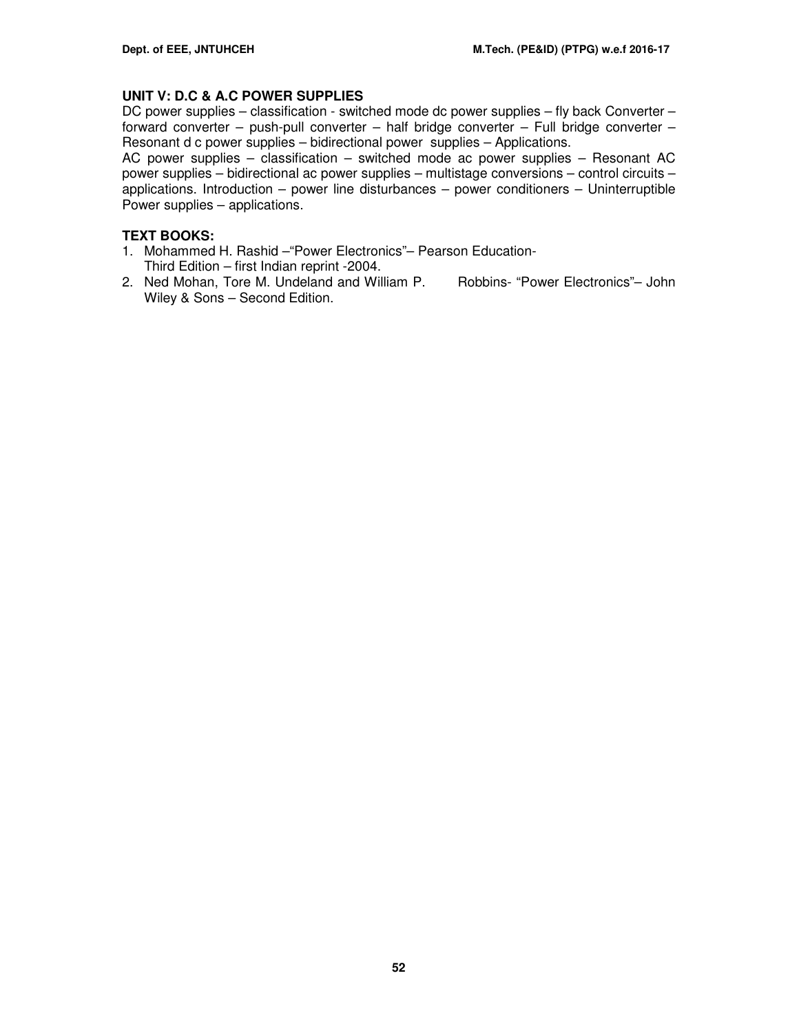**UNIT V: D.C & A.C POWER SUPPLIES**

DC power supplies – classification - switched mode dc power supplies – fly back Converter – forward converter – push-pull converter – half bridge converter – Full bridge converter – Resonant d c power supplies – bidirectional power supplies – Applications.

AC power supplies – classification – switched mode ac power supplies – Resonant AC power supplies – bidirectional ac power supplies – multistage conversions – control circuits – applications. Introduction – power line disturbances – power conditioners – Uninterruptible Power supplies – applications.

**TEXT BOOKS:**

1. Mohammed H. Rashid –"Power Electronics"– Pearson Education- Third Edition – first Indian reprint -2004.
2. Ned Mohan, Tore M. Undeland and William P. Robbins- "Power Electronics"– John Wiley & Sons – Second Edition.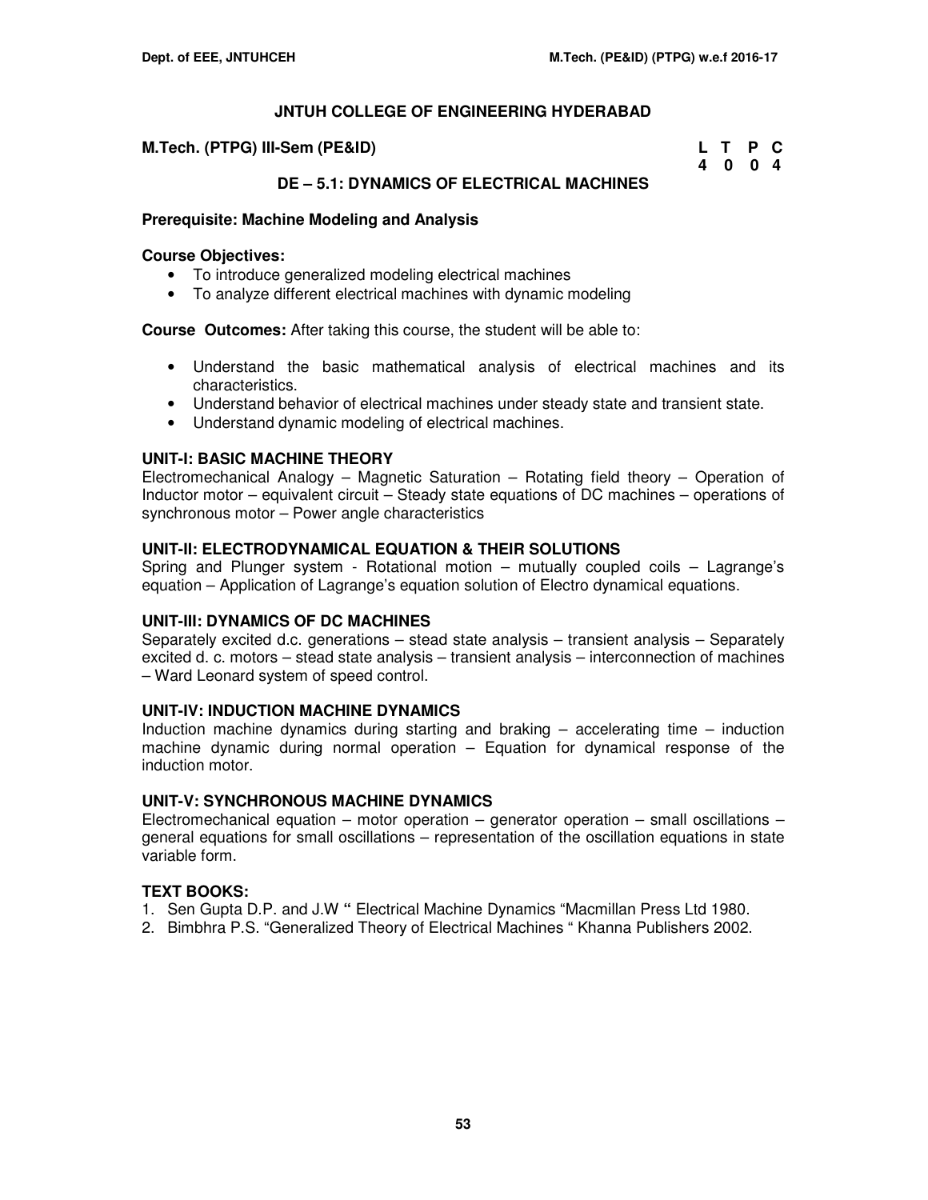**JNTUH COLLEGE OF ENGINEERING HYDERABAD**

**M.Tech. (PTPG) III-Sem (PE&ID)**

| L | T | P | C |
|---|---|---|---|
| 4 | 0 | 0 | 4 |

## DE – 5.1: DYNAMICS OF ELECTRICAL MACHINES

**Prerequisite: Machine Modeling and Analysis**

**Course Objectives:**

- To introduce generalized modeling electrical machines
- To analyze different electrical machines with dynamic modeling

**Course Outcomes:** After taking this course, the student will be able to:

- Understand the basic mathematical analysis of electrical machines and its characteristics.
- Understand behavior of electrical machines under steady state and transient state.
- Understand dynamic modeling of electrical machines.

### UNIT-I: BASIC MACHINE THEORY

Electromechanical Analogy – Magnetic Saturation – Rotating field theory – Operation of Inductor motor – equivalent circuit – Steady state equations of DC machines – operations of synchronous motor – Power angle characteristics

### UNIT-II: ELECTRODYNAMICAL EQUATION & THEIR SOLUTIONS

Spring and Plunger system - Rotational motion – mutually coupled coils – Lagrange's equation – Application of Lagrange's equation solution of Electro dynamical equations.

### UNIT-III: DYNAMICS OF DC MACHINES

Separately excited d.c. generations – stead state analysis – transient analysis – Separately excited d. c. motors – stead state analysis – transient analysis – interconnection of machines – Ward Leonard system of speed control.

### UNIT-IV: INDUCTION MACHINE DYNAMICS

Induction machine dynamics during starting and braking – accelerating time – induction machine dynamic during normal operation – Equation for dynamical response of the induction motor.

### UNIT-V: SYNCHRONOUS MACHINE DYNAMICS

Electromechanical equation – motor operation – generator operation – small oscillations – general equations for small oscillations – representation of the oscillation equations in state variable form.

### TEXT BOOKS:

1. Sen Gupta D.P. and J.W " Electrical Machine Dynamics "Macmillan Press Ltd 1980.
2. Bimbhra P.S. "Generalized Theory of Electrical Machines " Khanna Publishers 2002.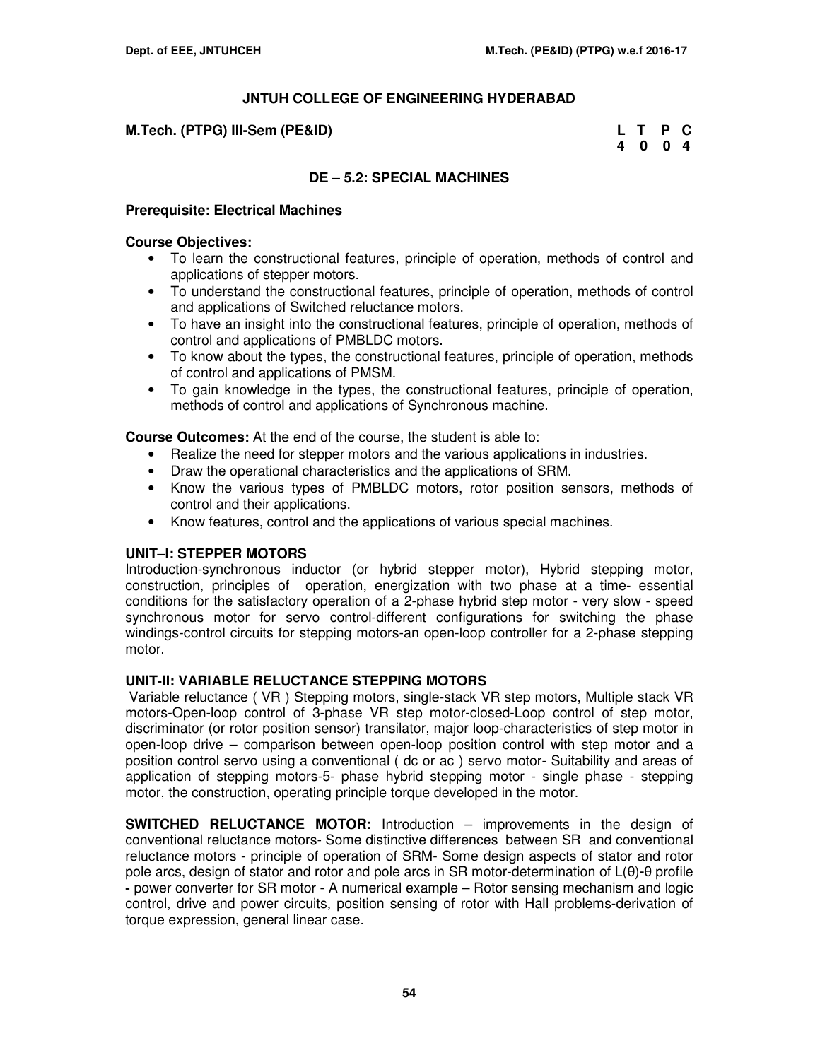## JNTUH COLLEGE OF ENGINEERING HYDERABAD

**M.Tech. (PTPG) III-Sem (PE&ID)**

| L | T | P | C |
|---|---|---|---|
| 4 | 0 | 0 | 4 |

### DE – 5.2: SPECIAL MACHINES

**Prerequisite: Electrical Machines**

**Course Objectives:**

- To learn the constructional features, principle of operation, methods of control and applications of stepper motors.
- To understand the constructional features, principle of operation, methods of control and applications of Switched reluctance motors.
- To have an insight into the constructional features, principle of operation, methods of control and applications of PMBLDC motors.
- To know about the types, the constructional features, principle of operation, methods of control and applications of PMSM.
- To gain knowledge in the types, the constructional features, principle of operation, methods of control and applications of Synchronous machine.

**Course Outcomes:** At the end of the course, the student is able to:

- Realize the need for stepper motors and the various applications in industries.
- Draw the operational characteristics and the applications of SRM.
- Know the various types of PMBLDC motors, rotor position sensors, methods of control and their applications.
- Know features, control and the applications of various special machines.

**UNIT–I: STEPPER MOTORS**

Introduction-synchronous inductor (or hybrid stepper motor), Hybrid stepping motor, construction, principles of operation, energization with two phase at a time- essential conditions for the satisfactory operation of a 2-phase hybrid step motor - very slow - speed synchronous motor for servo control-different configurations for switching the phase windings-control circuits for stepping motors-an open-loop controller for a 2-phase stepping motor.

**UNIT-II: VARIABLE RELUCTANCE STEPPING MOTORS**

Variable reluctance ( VR ) Stepping motors, single-stack VR step motors, Multiple stack VR motors-Open-loop control of 3-phase VR step motor-closed-Loop control of step motor, discriminator (or rotor position sensor) transilator, major loop-characteristics of step motor in open-loop drive – comparison between open-loop position control with step motor and a position control servo using a conventional ( dc or ac ) servo motor- Suitability and areas of application of stepping motors-5- phase hybrid stepping motor - single phase - stepping motor, the construction, operating principle torque developed in the motor.

**SWITCHED RELUCTANCE MOTOR:** Introduction – improvements in the design of conventional reluctance motors- Some distinctive differences between SR and conventional reluctance motors - principle of operation of SRM- Some design aspects of stator and rotor pole arcs, design of stator and rotor and pole arcs in SR motor-determination of L(θ)-θ profile - power converter for SR motor - A numerical example – Rotor sensing mechanism and logic control, drive and power circuits, position sensing of rotor with Hall problems-derivation of torque expression, general linear case.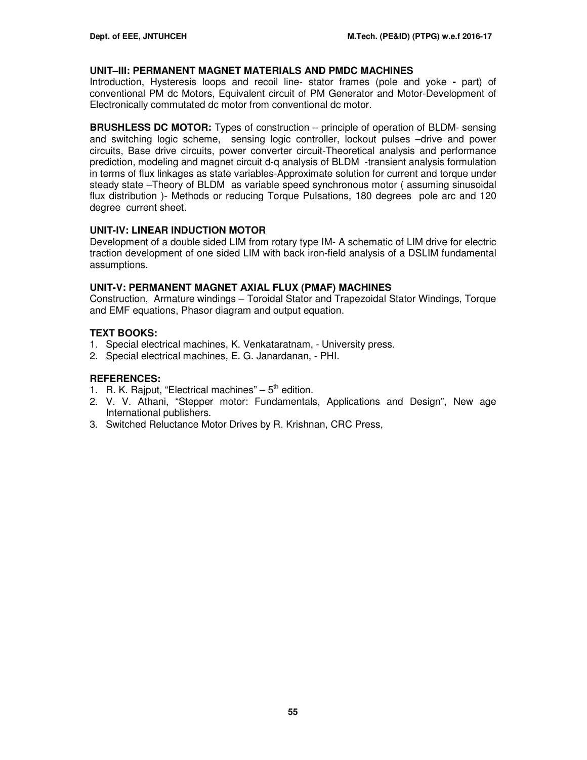**UNIT–III: PERMANENT MAGNET MATERIALS AND PMDC MACHINES**
Introduction, Hysteresis loops and recoil line- stator frames (pole and yoke **-** part) of conventional PM dc Motors, Equivalent circuit of PM Generator and Motor-Development of Electronically commutated dc motor from conventional dc motor.

**BRUSHLESS DC MOTOR:** Types of construction – principle of operation of BLDM- sensing and switching logic scheme, sensing logic controller, lockout pulses –drive and power circuits, Base drive circuits, power converter circuit-Theoretical analysis and performance prediction, modeling and magnet circuit d-q analysis of BLDM -transient analysis formulation in terms of flux linkages as state variables-Approximate solution for current and torque under steady state –Theory of BLDM as variable speed synchronous motor ( assuming sinusoidal flux distribution )- Methods or reducing Torque Pulsations, 180 degrees pole arc and 120 degree current sheet.

**UNIT-IV: LINEAR INDUCTION MOTOR**
Development of a double sided LIM from rotary type IM- A schematic of LIM drive for electric traction development of one sided LIM with back iron-field analysis of a DSLIM fundamental assumptions.

**UNIT-V: PERMANENT MAGNET AXIAL FLUX (PMAF) MACHINES**
Construction, Armature windings – Toroidal Stator and Trapezoidal Stator Windings, Torque and EMF equations, Phasor diagram and output equation.

**TEXT BOOKS:**
1. Special electrical machines, K. Venkataratnam, - University press.
2. Special electrical machines, E. G. Janardanan, - PHI.

**REFERENCES:**
1. R. K. Rajput, "Electrical machines" – 5th edition.
2. V. V. Athani, "Stepper motor: Fundamentals, Applications and Design", New age International publishers.
3. Switched Reluctance Motor Drives by R. Krishnan, CRC Press,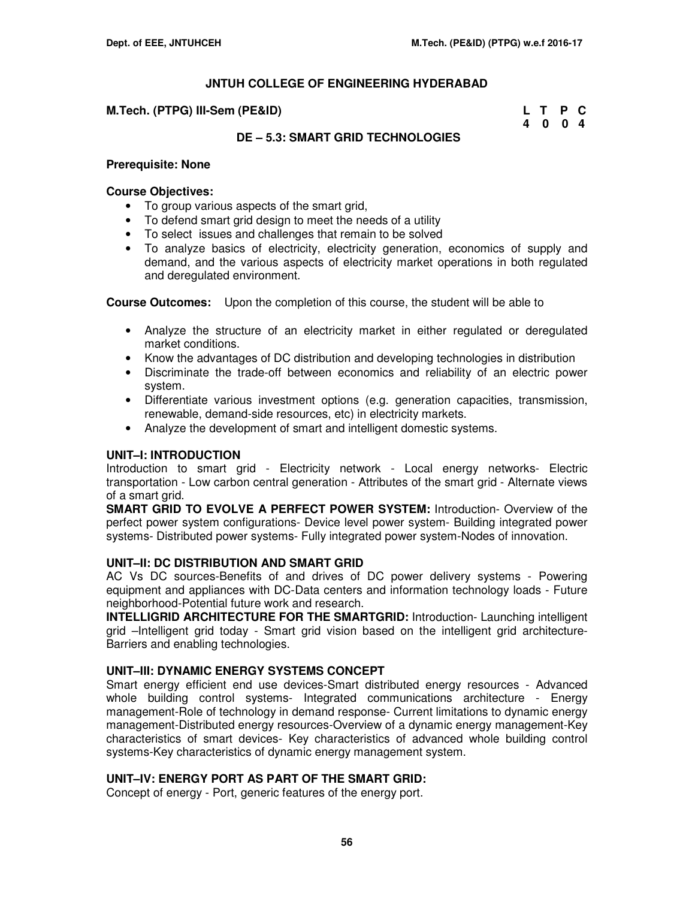# JNTUH COLLEGE OF ENGINEERING HYDERABAD

**M.Tech. (PTPG) III-Sem (PE&ID)**

| L | T | P | C |
|---|---|---|---|
| 4 | 0 | 0 | 4 |

## DE – 5.3: SMART GRID TECHNOLOGIES

**Prerequisite: None**

**Course Objectives:**

- To group various aspects of the smart grid,
- To defend smart grid design to meet the needs of a utility
- To select issues and challenges that remain to be solved
- To analyze basics of electricity, electricity generation, economics of supply and demand, and the various aspects of electricity market operations in both regulated and deregulated environment.

**Course Outcomes:** Upon the completion of this course, the student will be able to

- Analyze the structure of an electricity market in either regulated or deregulated market conditions.
- Know the advantages of DC distribution and developing technologies in distribution
- Discriminate the trade-off between economics and reliability of an electric power system.
- Differentiate various investment options (e.g. generation capacities, transmission, renewable, demand-side resources, etc) in electricity markets.
- Analyze the development of smart and intelligent domestic systems.

### UNIT–I: INTRODUCTION

Introduction to smart grid - Electricity network - Local energy networks- Electric transportation - Low carbon central generation - Attributes of the smart grid - Alternate views of a smart grid.

**SMART GRID TO EVOLVE A PERFECT POWER SYSTEM:** Introduction- Overview of the perfect power system configurations- Device level power system- Building integrated power systems- Distributed power systems- Fully integrated power system-Nodes of innovation.

### UNIT–II: DC DISTRIBUTION AND SMART GRID

AC Vs DC sources-Benefits of and drives of DC power delivery systems - Powering equipment and appliances with DC-Data centers and information technology loads - Future neighborhood-Potential future work and research.

**INTELLIGRID ARCHITECTURE FOR THE SMARTGRID:** Introduction- Launching intelligent grid –Intelligent grid today - Smart grid vision based on the intelligent grid architecture-Barriers and enabling technologies.

### UNIT–III: DYNAMIC ENERGY SYSTEMS CONCEPT

Smart energy efficient end use devices-Smart distributed energy resources - Advanced whole building control systems- Integrated communications architecture - Energy management-Role of technology in demand response- Current limitations to dynamic energy management-Distributed energy resources-Overview of a dynamic energy management-Key characteristics of smart devices- Key characteristics of advanced whole building control systems-Key characteristics of dynamic energy management system.

### UNIT–IV: ENERGY PORT AS PART OF THE SMART GRID:

Concept of energy - Port, generic features of the energy port.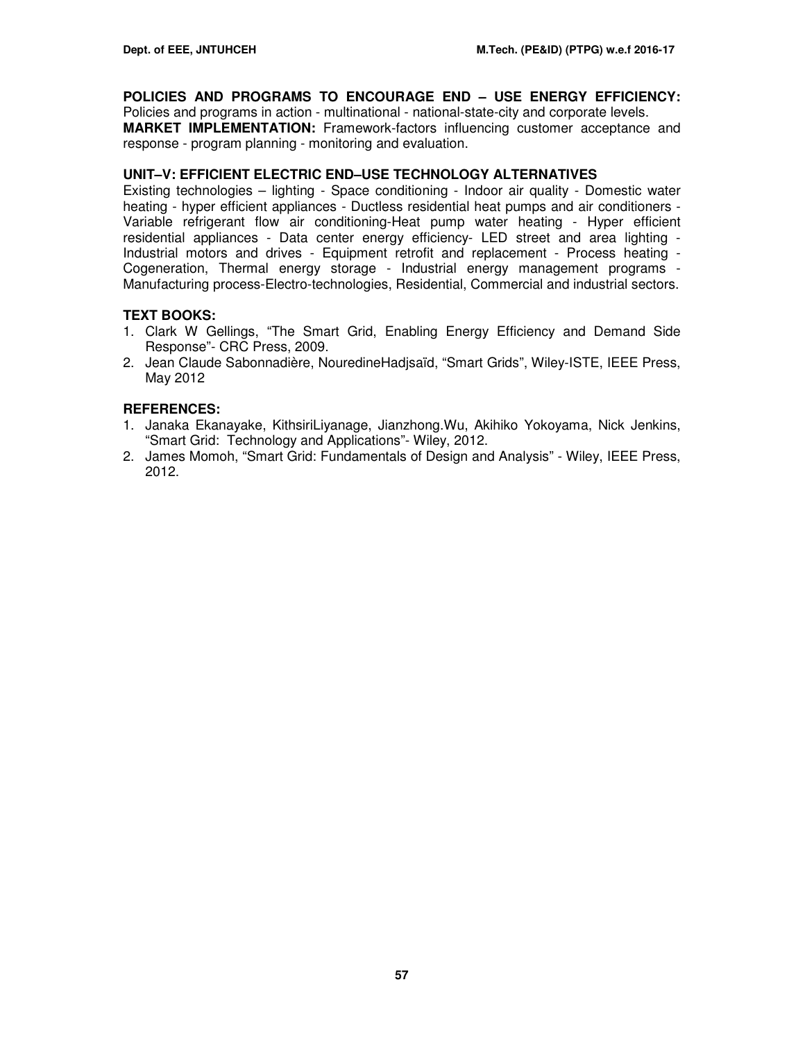**POLICIES AND PROGRAMS TO ENCOURAGE END – USE ENERGY EFFICIENCY:** Policies and programs in action - multinational - national-state-city and corporate levels.

**MARKET IMPLEMENTATION:** Framework-factors influencing customer acceptance and response - program planning - monitoring and evaluation.

**UNIT–V: EFFICIENT ELECTRIC END–USE TECHNOLOGY ALTERNATIVES**

Existing technologies – lighting - Space conditioning - Indoor air quality - Domestic water heating - hyper efficient appliances - Ductless residential heat pumps and air conditioners - Variable refrigerant flow air conditioning-Heat pump water heating - Hyper efficient residential appliances - Data center energy efficiency- LED street and area lighting - Industrial motors and drives - Equipment retrofit and replacement - Process heating - Cogeneration, Thermal energy storage - Industrial energy management programs - Manufacturing process-Electro-technologies, Residential, Commercial and industrial sectors.

**TEXT BOOKS:**

1. Clark W Gellings, "The Smart Grid, Enabling Energy Efficiency and Demand Side Response"- CRC Press, 2009.
2. Jean Claude Sabonnadière, NouredineHadjsaïd, "Smart Grids", Wiley-ISTE, IEEE Press, May 2012

**REFERENCES:**

1. Janaka Ekanayake, KithsiriLiyanage, Jianzhong.Wu, Akihiko Yokoyama, Nick Jenkins, "Smart Grid: Technology and Applications"- Wiley, 2012.
2. James Momoh, "Smart Grid: Fundamentals of Design and Analysis" - Wiley, IEEE Press, 2012.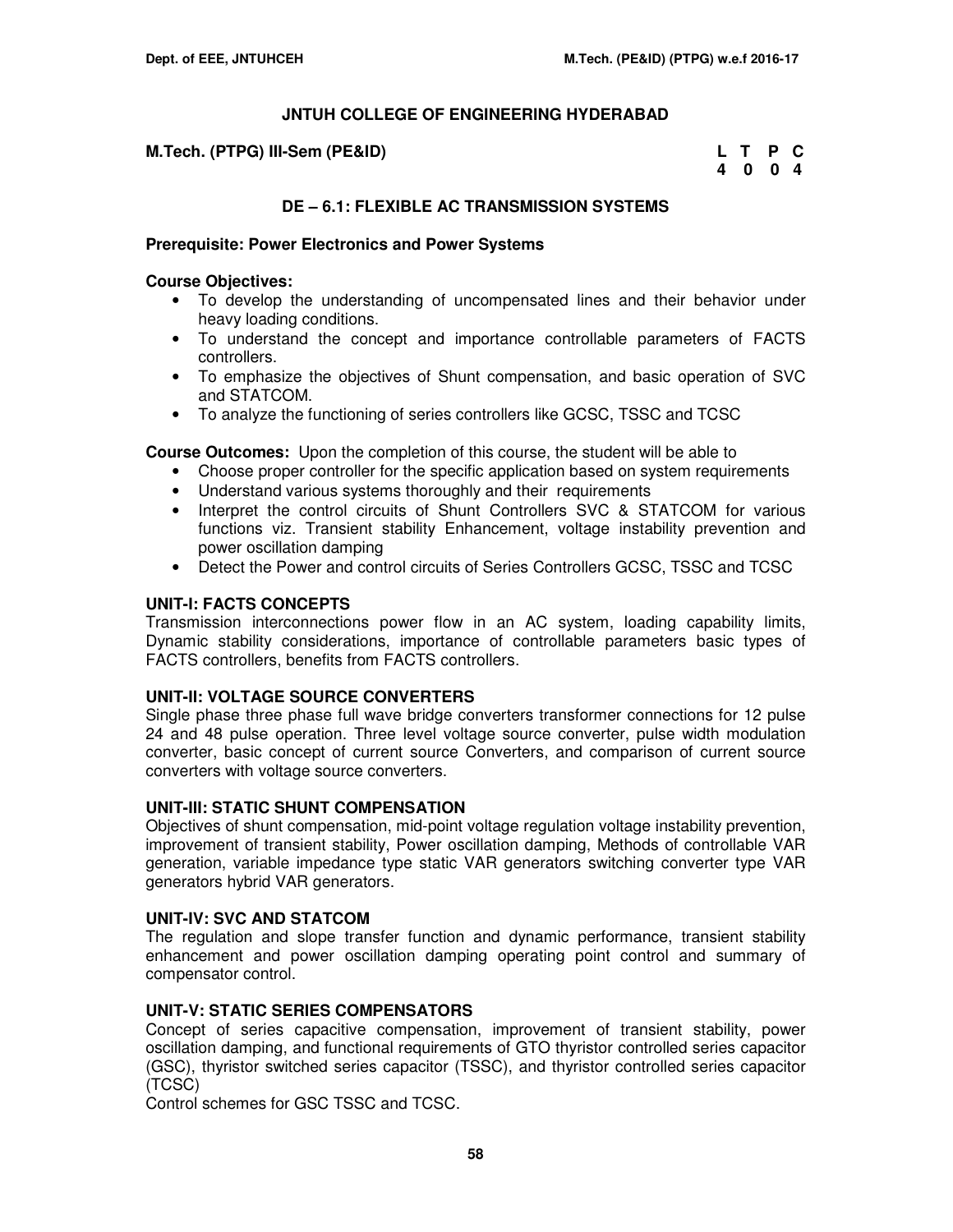# JNTUH COLLEGE OF ENGINEERING HYDERABAD

**M.Tech. (PTPG) III-Sem (PE&ID)**

| L | T | P | C |
|---|---|---|---|
| 4 | 0 | 0 | 4 |

## DE – 6.1: FLEXIBLE AC TRANSMISSION SYSTEMS

**Prerequisite: Power Electronics and Power Systems**

**Course Objectives:**

- To develop the understanding of uncompensated lines and their behavior under heavy loading conditions.
- To understand the concept and importance controllable parameters of FACTS controllers.
- To emphasize the objectives of Shunt compensation, and basic operation of SVC and STATCOM.
- To analyze the functioning of series controllers like GCSC, TSSC and TCSC

**Course Outcomes:** Upon the completion of this course, the student will be able to

- Choose proper controller for the specific application based on system requirements
- Understand various systems thoroughly and their requirements
- Interpret the control circuits of Shunt Controllers SVC & STATCOM for various functions viz. Transient stability Enhancement, voltage instability prevention and power oscillation damping
- Detect the Power and control circuits of Series Controllers GCSC, TSSC and TCSC

### UNIT-I: FACTS CONCEPTS

Transmission interconnections power flow in an AC system, loading capability limits, Dynamic stability considerations, importance of controllable parameters basic types of FACTS controllers, benefits from FACTS controllers.

### UNIT-II: VOLTAGE SOURCE CONVERTERS

Single phase three phase full wave bridge converters transformer connections for 12 pulse 24 and 48 pulse operation. Three level voltage source converter, pulse width modulation converter, basic concept of current source Converters, and comparison of current source converters with voltage source converters.

### UNIT-III: STATIC SHUNT COMPENSATION

Objectives of shunt compensation, mid-point voltage regulation voltage instability prevention, improvement of transient stability, Power oscillation damping, Methods of controllable VAR generation, variable impedance type static VAR generators switching converter type VAR generators hybrid VAR generators.

### UNIT-IV: SVC AND STATCOM

The regulation and slope transfer function and dynamic performance, transient stability enhancement and power oscillation damping operating point control and summary of compensator control.

### UNIT-V: STATIC SERIES COMPENSATORS

Concept of series capacitive compensation, improvement of transient stability, power oscillation damping, and functional requirements of GTO thyristor controlled series capacitor (GSC), thyristor switched series capacitor (TSSC), and thyristor controlled series capacitor (TCSC)

Control schemes for GSC TSSC and TCSC.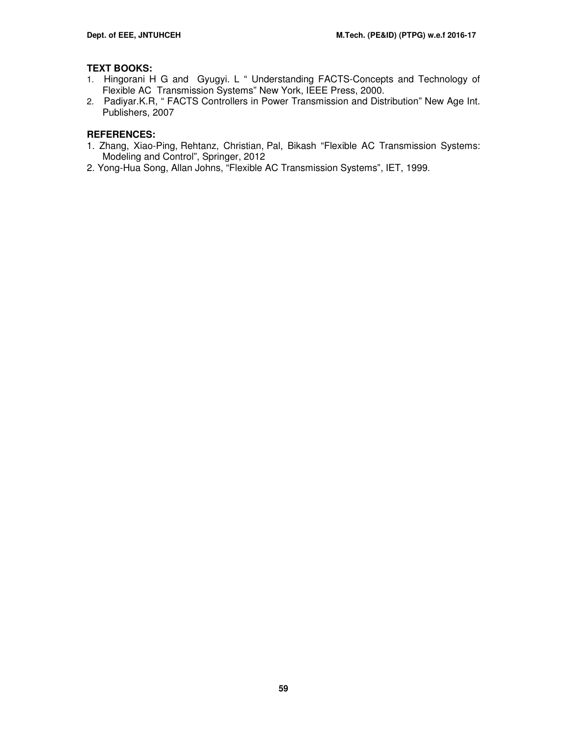**TEXT BOOKS:**

1. Hingorani H G and Gyugyi. L " Understanding FACTS-Concepts and Technology of Flexible AC Transmission Systems" New York, IEEE Press, 2000.
2. Padiyar.K.R, " FACTS Controllers in Power Transmission and Distribution" New Age Int. Publishers, 2007

**REFERENCES:**

1. Zhang, Xiao-Ping, Rehtanz, Christian, Pal, Bikash "Flexible AC Transmission Systems: Modeling and Control", Springer, 2012
2. Yong-Hua Song, Allan Johns, "Flexible AC Transmission Systems", IET, 1999.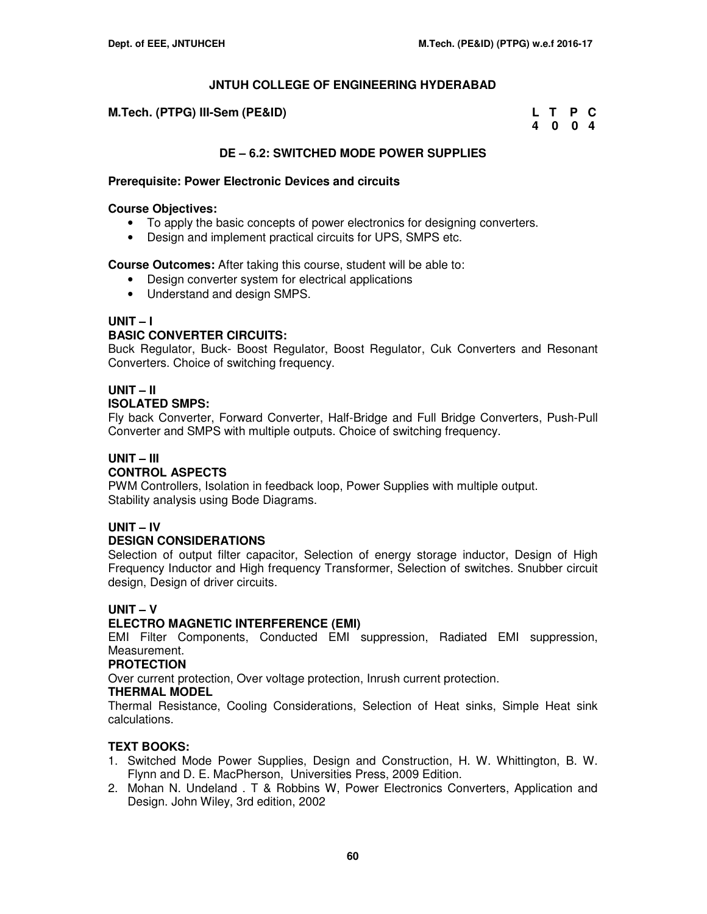# JNTUH COLLEGE OF ENGINEERING HYDERABAD

**M.Tech. (PTPG) III-Sem (PE&ID)**

| L | T | P | C |
|---|---|---|---|
| 4 | 0 | 0 | 4 |

## DE – 6.2: SWITCHED MODE POWER SUPPLIES

**Prerequisite: Power Electronic Devices and circuits**

**Course Objectives:**

- To apply the basic concepts of power electronics for designing converters.
- Design and implement practical circuits for UPS, SMPS etc.

**Course Outcomes:** After taking this course, student will be able to:

- Design converter system for electrical applications
- Understand and design SMPS.

### UNIT – I

**BASIC CONVERTER CIRCUITS:**

Buck Regulator, Buck- Boost Regulator, Boost Regulator, Cuk Converters and Resonant Converters. Choice of switching frequency.

### UNIT – II

**ISOLATED SMPS:**

Fly back Converter, Forward Converter, Half-Bridge and Full Bridge Converters, Push-Pull Converter and SMPS with multiple outputs. Choice of switching frequency.

### UNIT – III

**CONTROL ASPECTS**

PWM Controllers, Isolation in feedback loop, Power Supplies with multiple output.
Stability analysis using Bode Diagrams.

### UNIT – IV

**DESIGN CONSIDERATIONS**

Selection of output filter capacitor, Selection of energy storage inductor, Design of High Frequency Inductor and High frequency Transformer, Selection of switches. Snubber circuit design, Design of driver circuits.

### UNIT – V

**ELECTRO MAGNETIC INTERFERENCE (EMI)**

EMI Filter Components, Conducted EMI suppression, Radiated EMI suppression, Measurement.

**PROTECTION**

Over current protection, Over voltage protection, Inrush current protection.

**THERMAL MODEL**

Thermal Resistance, Cooling Considerations, Selection of Heat sinks, Simple Heat sink calculations.

### TEXT BOOKS:

1. Switched Mode Power Supplies, Design and Construction, H. W. Whittington, B. W. Flynn and D. E. MacPherson, Universities Press, 2009 Edition.
2. Mohan N. Undeland . T & Robbins W, Power Electronics Converters, Application and Design. John Wiley, 3rd edition, 2002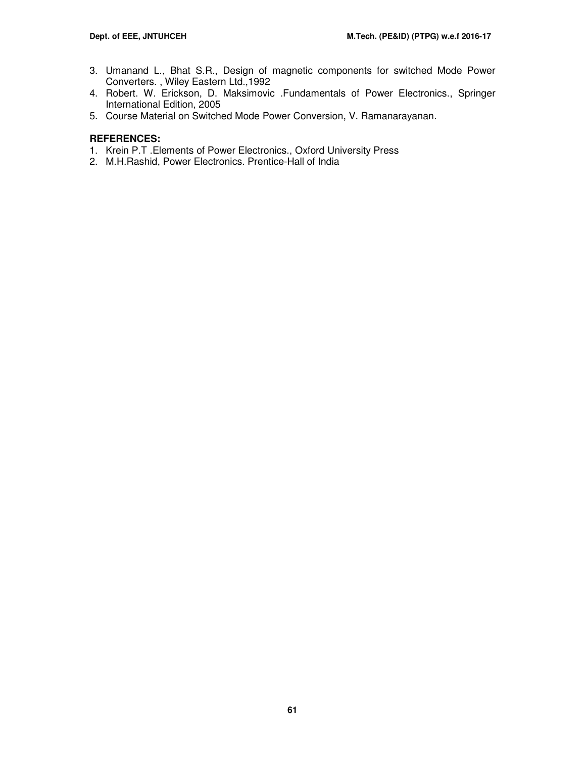3. Umanand L., Bhat S.R., Design of magnetic components for switched Mode Power Converters. , Wiley Eastern Ltd.,1992
4. Robert. W. Erickson, D. Maksimovic .Fundamentals of Power Electronics., Springer International Edition, 2005
5. Course Material on Switched Mode Power Conversion, V. Ramanarayanan.

**REFERENCES:**

1. Krein P.T .Elements of Power Electronics., Oxford University Press
2. M.H.Rashid, Power Electronics. Prentice-Hall of India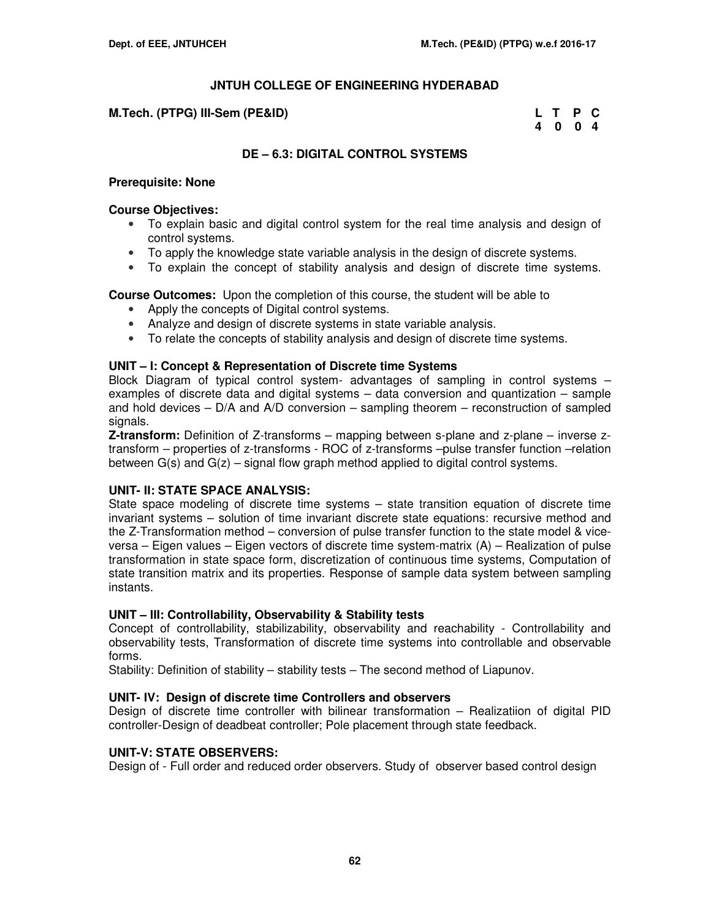## JNTUH COLLEGE OF ENGINEERING HYDERABAD

**M.Tech. (PTPG) III-Sem (PE&ID)**

| L | T | P | C |
|---|---|---|---|
| 4 | 0 | 0 | 4 |

### DE – 6.3: DIGITAL CONTROL SYSTEMS

**Prerequisite: None**

**Course Objectives:**

- To explain basic and digital control system for the real time analysis and design of control systems.
- To apply the knowledge state variable analysis in the design of discrete systems.
- To explain the concept of stability analysis and design of discrete time systems.

**Course Outcomes:** Upon the completion of this course, the student will be able to

- Apply the concepts of Digital control systems.
- Analyze and design of discrete systems in state variable analysis.
- To relate the concepts of stability analysis and design of discrete time systems.

**UNIT – I: Concept & Representation of Discrete time Systems**

Block Diagram of typical control system- advantages of sampling in control systems – examples of discrete data and digital systems – data conversion and quantization – sample and hold devices – D/A and A/D conversion – sampling theorem – reconstruction of sampled signals.

**Z-transform:** Definition of Z-transforms – mapping between s-plane and z-plane – inverse z-transform – properties of z-transforms - ROC of z-transforms –pulse transfer function –relation between G(s) and G(z) – signal flow graph method applied to digital control systems.

**UNIT- II: STATE SPACE ANALYSIS:**

State space modeling of discrete time systems – state transition equation of discrete time invariant systems – solution of time invariant discrete state equations: recursive method and the Z-Transformation method – conversion of pulse transfer function to the state model & vice-versa – Eigen values – Eigen vectors of discrete time system-matrix (A) – Realization of pulse transformation in state space form, discretization of continuous time systems, Computation of state transition matrix and its properties. Response of sample data system between sampling instants.

**UNIT – III: Controllability, Observability & Stability tests**

Concept of controllability, stabilizability, observability and reachability - Controllability and observability tests, Transformation of discrete time systems into controllable and observable forms.

Stability: Definition of stability – stability tests – The second method of Liapunov.

**UNIT- IV: Design of discrete time Controllers and observers**

Design of discrete time controller with bilinear transformation – Realizatiion of digital PID controller-Design of deadbeat controller; Pole placement through state feedback.

**UNIT-V: STATE OBSERVERS:**

Design of - Full order and reduced order observers. Study of observer based control design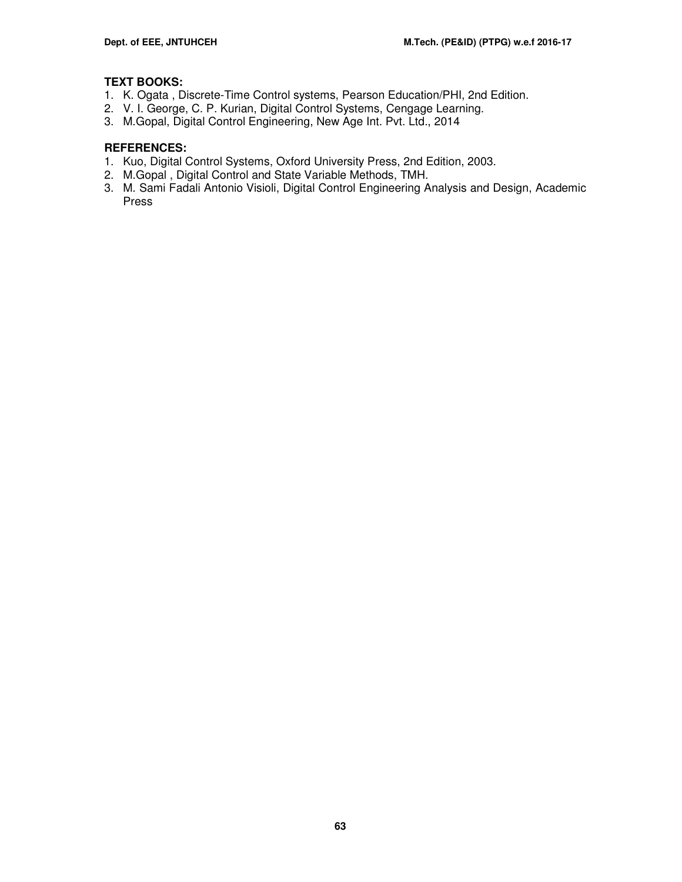**TEXT BOOKS:**

1. K. Ogata , Discrete-Time Control systems, Pearson Education/PHI, 2nd Edition.
2. V. I. George, C. P. Kurian, Digital Control Systems, Cengage Learning.
3. M.Gopal, Digital Control Engineering, New Age Int. Pvt. Ltd., 2014

**REFERENCES:**

1. Kuo, Digital Control Systems, Oxford University Press, 2nd Edition, 2003.
2. M.Gopal , Digital Control and State Variable Methods, TMH.
3. M. Sami Fadali Antonio Visioli, Digital Control Engineering Analysis and Design, Academic Press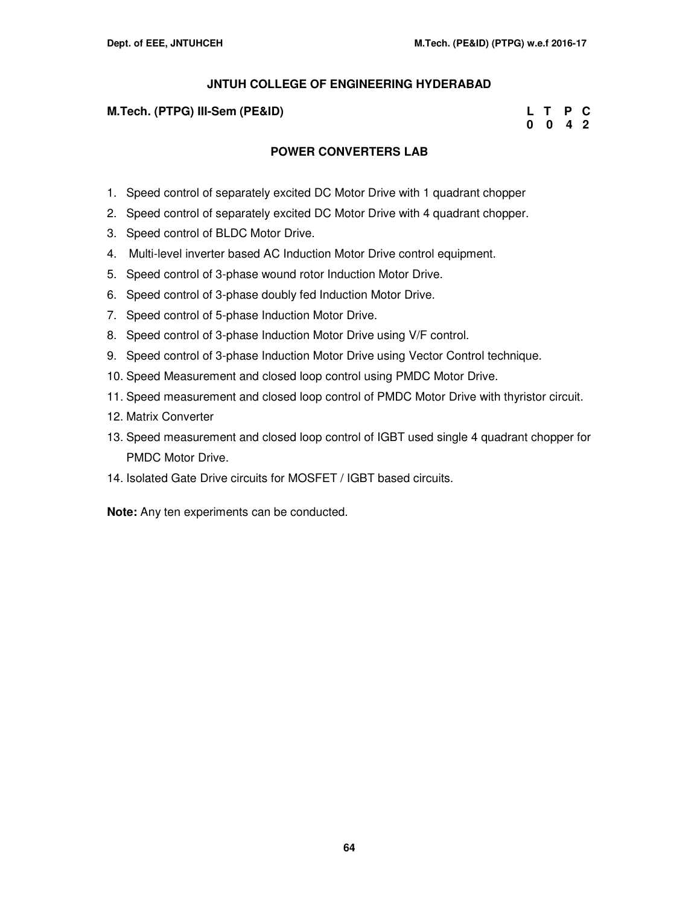## JNTUH COLLEGE OF ENGINEERING HYDERABAD

**M.Tech. (PTPG) III-Sem (PE&ID)**

| L | T | P | C |
|---|---|---|---|
| 0 | 0 | 4 | 2 |

## POWER CONVERTERS LAB

1. Speed control of separately excited DC Motor Drive with 1 quadrant chopper
2. Speed control of separately excited DC Motor Drive with 4 quadrant chopper.
3. Speed control of BLDC Motor Drive.
4. Multi-level inverter based AC Induction Motor Drive control equipment.
5. Speed control of 3-phase wound rotor Induction Motor Drive.
6. Speed control of 3-phase doubly fed Induction Motor Drive.
7. Speed control of 5-phase Induction Motor Drive.
8. Speed control of 3-phase Induction Motor Drive using V/F control.
9. Speed control of 3-phase Induction Motor Drive using Vector Control technique.
10. Speed Measurement and closed loop control using PMDC Motor Drive.
11. Speed measurement and closed loop control of PMDC Motor Drive with thyristor circuit.
12. Matrix Converter
13. Speed measurement and closed loop control of IGBT used single 4 quadrant chopper for PMDC Motor Drive.
14. Isolated Gate Drive circuits for MOSFET / IGBT based circuits.

**Note:** Any ten experiments can be conducted.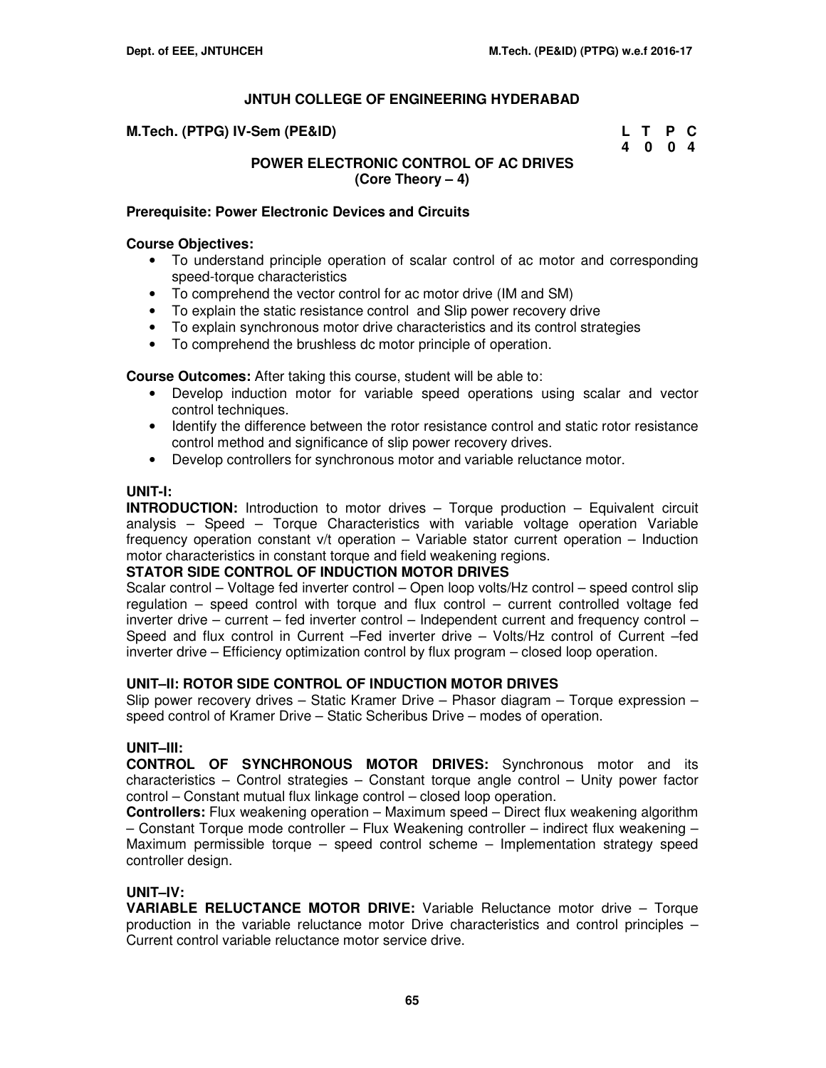# JNTUH COLLEGE OF ENGINEERING HYDERABAD

**M.Tech. (PTPG) IV-Sem (PE&ID)**

| L | T | P | C |
|---|---|---|---|
| 4 | 0 | 0 | 4 |

## POWER ELECTRONIC CONTROL OF AC DRIVES
**(Core Theory – 4)**

**Prerequisite: Power Electronic Devices and Circuits**

**Course Objectives:**

- To understand principle operation of scalar control of ac motor and corresponding speed-torque characteristics
- To comprehend the vector control for ac motor drive (IM and SM)
- To explain the static resistance control and Slip power recovery drive
- To explain synchronous motor drive characteristics and its control strategies
- To comprehend the brushless dc motor principle of operation.

**Course Outcomes:** After taking this course, student will be able to:

- Develop induction motor for variable speed operations using scalar and vector control techniques.
- Identify the difference between the rotor resistance control and static rotor resistance control method and significance of slip power recovery drives.
- Develop controllers for synchronous motor and variable reluctance motor.

### UNIT-I:

**INTRODUCTION:** Introduction to motor drives – Torque production – Equivalent circuit analysis – Speed – Torque Characteristics with variable voltage operation Variable frequency operation constant v/f operation – Variable stator current operation – Induction motor characteristics in constant torque and field weakening regions.

**STATOR SIDE CONTROL OF INDUCTION MOTOR DRIVES**

Scalar control – Voltage fed inverter control – Open loop volts/Hz control – speed control slip regulation – speed control with torque and flux control – current controlled voltage fed inverter drive – current – fed inverter control – Independent current and frequency control – Speed and flux control in Current –Fed inverter drive – Volts/Hz control of Current –fed inverter drive – Efficiency optimization control by flux program – closed loop operation.

### UNIT–II: ROTOR SIDE CONTROL OF INDUCTION MOTOR DRIVES

Slip power recovery drives – Static Kramer Drive – Phasor diagram – Torque expression – speed control of Kramer Drive – Static Scheribus Drive – modes of operation.

### UNIT–III:

**CONTROL OF SYNCHRONOUS MOTOR DRIVES:** Synchronous motor and its characteristics – Control strategies – Constant torque angle control – Unity power factor control – Constant mutual flux linkage control – closed loop operation.

**Controllers:** Flux weakening operation – Maximum speed – Direct flux weakening algorithm – Constant Torque mode controller – Flux Weakening controller – indirect flux weakening – Maximum permissible torque – speed control scheme – Implementation strategy speed controller design.

### UNIT–IV:

**VARIABLE RELUCTANCE MOTOR DRIVE:** Variable Reluctance motor drive – Torque production in the variable reluctance motor Drive characteristics and control principles – Current control variable reluctance motor service drive.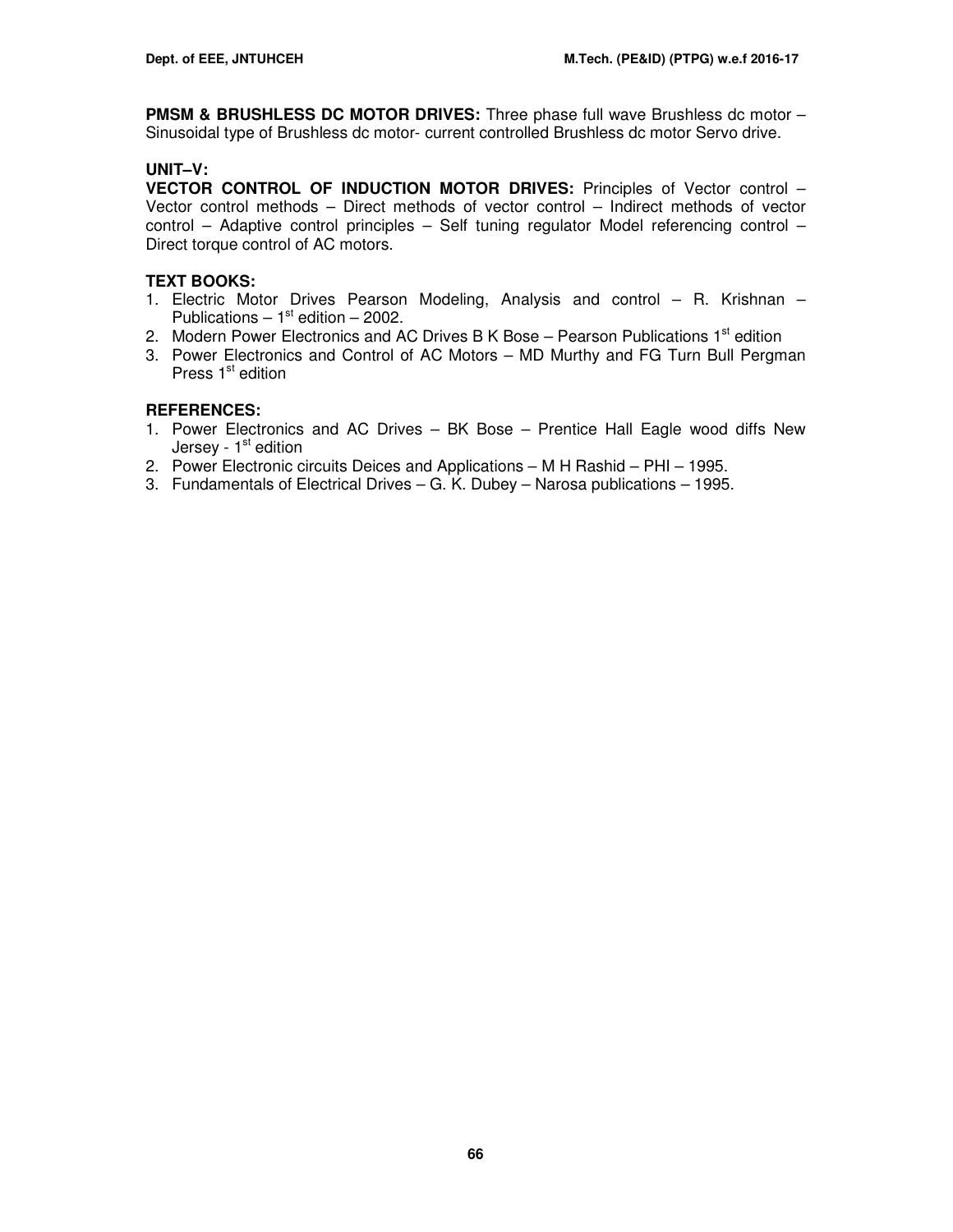**PMSM & BRUSHLESS DC MOTOR DRIVES:** Three phase full wave Brushless dc motor – Sinusoidal type of Brushless dc motor- current controlled Brushless dc motor Servo drive.

**UNIT–V:**

**VECTOR CONTROL OF INDUCTION MOTOR DRIVES:** Principles of Vector control – Vector control methods – Direct methods of vector control – Indirect methods of vector control – Adaptive control principles – Self tuning regulator Model referencing control – Direct torque control of AC motors.

**TEXT BOOKS:**

1. Electric Motor Drives Pearson Modeling, Analysis and control – R. Krishnan – Publications – 1st edition – 2002.
2. Modern Power Electronics and AC Drives B K Bose – Pearson Publications 1st edition
3. Power Electronics and Control of AC Motors – MD Murthy and FG Turn Bull Pergman Press 1st edition

**REFERENCES:**

1. Power Electronics and AC Drives – BK Bose – Prentice Hall Eagle wood diffs New Jersey - 1st edition
2. Power Electronic circuits Deices and Applications – M H Rashid – PHI – 1995.
3. Fundamentals of Electrical Drives – G. K. Dubey – Narosa publications – 1995.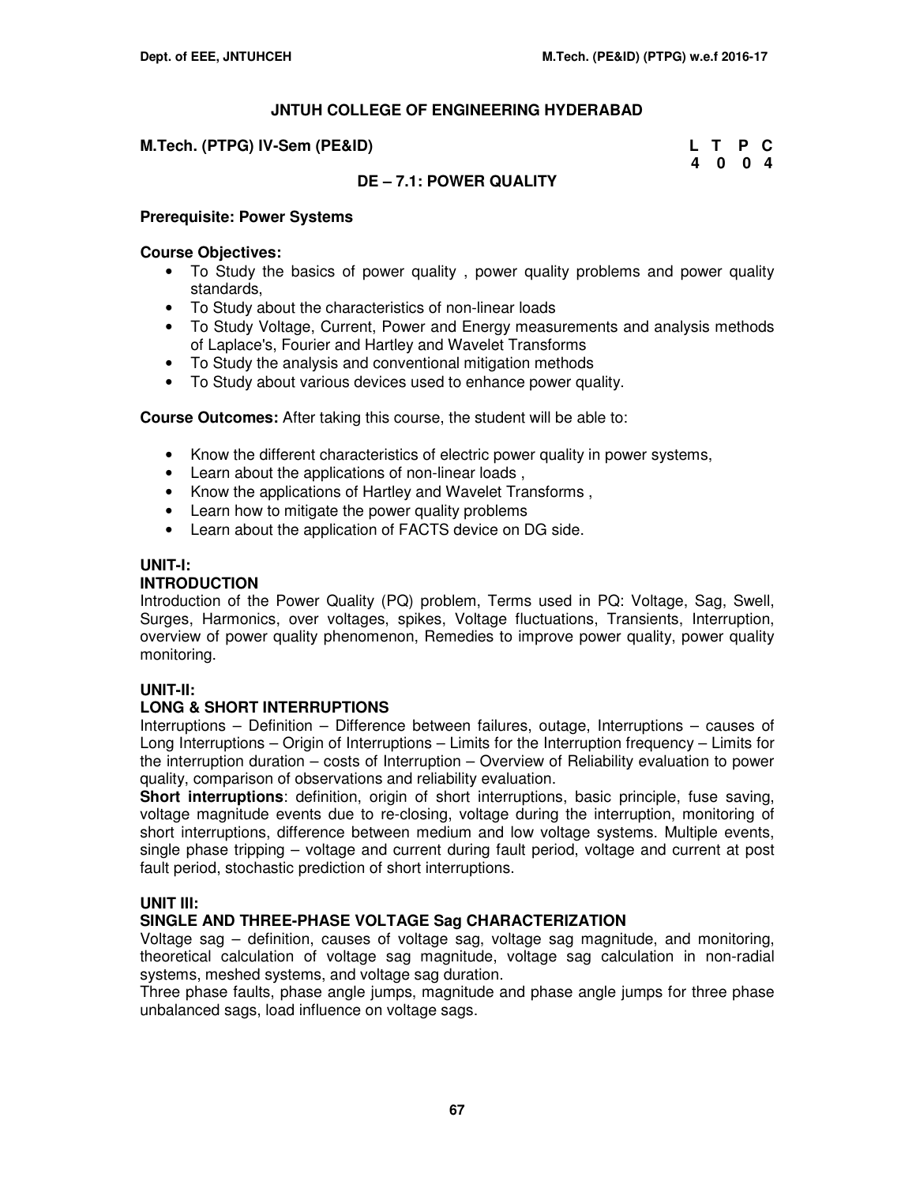# JNTUH COLLEGE OF ENGINEERING HYDERABAD

**M.Tech. (PTPG) IV-Sem (PE&ID)**

| L | T | P | C |
|---|---|---|---|
| 4 | 0 | 0 | 4 |

## DE – 7.1: POWER QUALITY

**Prerequisite: Power Systems**

**Course Objectives:**

- To Study the basics of power quality , power quality problems and power quality standards,
- To Study about the characteristics of non-linear loads
- To Study Voltage, Current, Power and Energy measurements and analysis methods of Laplace's, Fourier and Hartley and Wavelet Transforms
- To Study the analysis and conventional mitigation methods
- To Study about various devices used to enhance power quality.

**Course Outcomes:** After taking this course, the student will be able to:

- Know the different characteristics of electric power quality in power systems,
- Learn about the applications of non-linear loads ,
- Know the applications of Hartley and Wavelet Transforms ,
- Learn how to mitigate the power quality problems
- Learn about the application of FACTS device on DG side.

### UNIT-I:
### INTRODUCTION

Introduction of the Power Quality (PQ) problem, Terms used in PQ: Voltage, Sag, Swell, Surges, Harmonics, over voltages, spikes, Voltage fluctuations, Transients, Interruption, overview of power quality phenomenon, Remedies to improve power quality, power quality monitoring.

### UNIT-II:
### LONG & SHORT INTERRUPTIONS

Interruptions – Definition – Difference between failures, outage, Interruptions – causes of Long Interruptions – Origin of Interruptions – Limits for the Interruption frequency – Limits for the interruption duration – costs of Interruption – Overview of Reliability evaluation to power quality, comparison of observations and reliability evaluation.

**Short interruptions**: definition, origin of short interruptions, basic principle, fuse saving, voltage magnitude events due to re-closing, voltage during the interruption, monitoring of short interruptions, difference between medium and low voltage systems. Multiple events, single phase tripping – voltage and current during fault period, voltage and current at post fault period, stochastic prediction of short interruptions.

### UNIT III:
### SINGLE AND THREE-PHASE VOLTAGE Sag CHARACTERIZATION

Voltage sag – definition, causes of voltage sag, voltage sag magnitude, and monitoring, theoretical calculation of voltage sag magnitude, voltage sag calculation in non-radial systems, meshed systems, and voltage sag duration.

Three phase faults, phase angle jumps, magnitude and phase angle jumps for three phase unbalanced sags, load influence on voltage sags.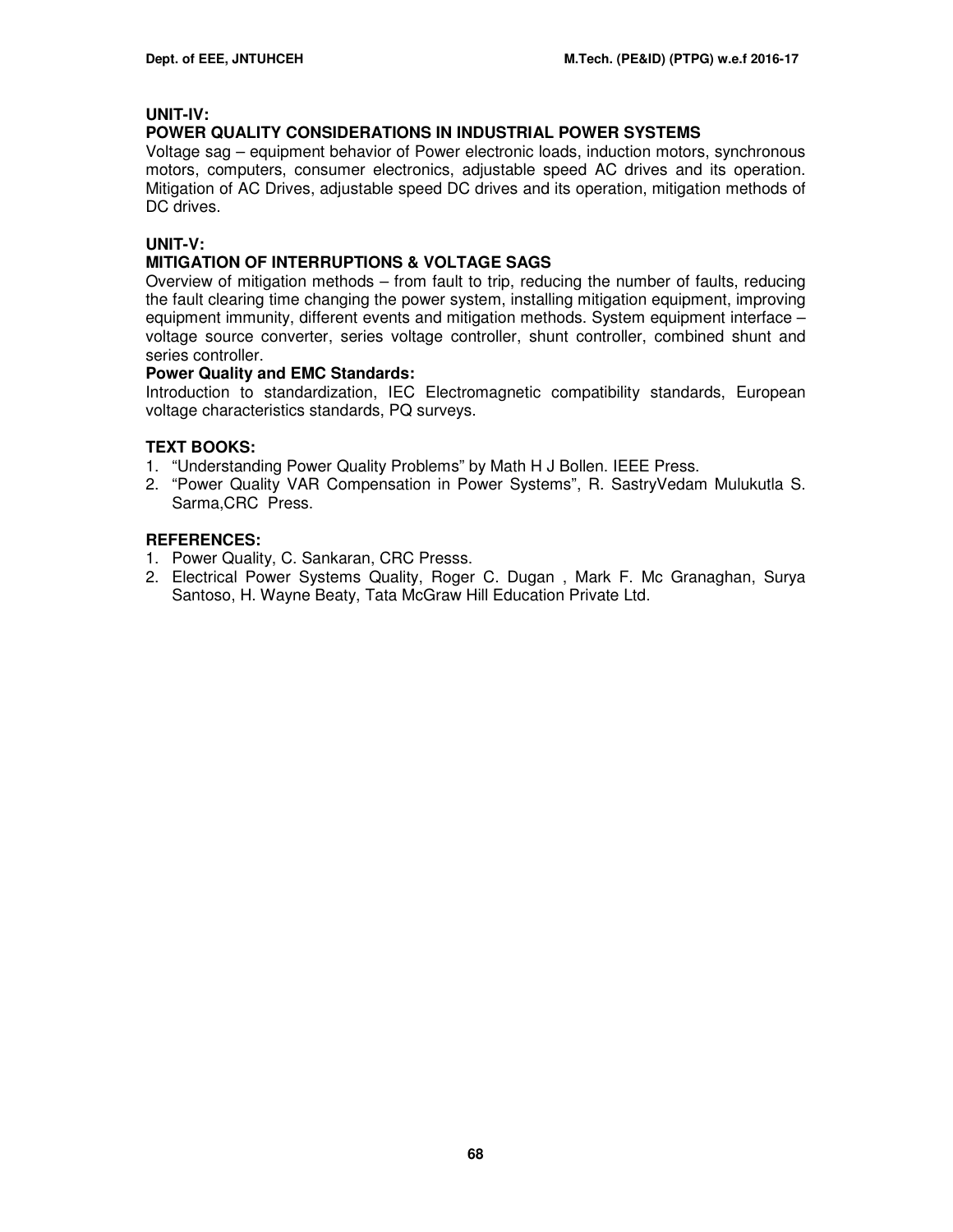**UNIT-IV:**

**POWER QUALITY CONSIDERATIONS IN INDUSTRIAL POWER SYSTEMS**

Voltage sag – equipment behavior of Power electronic loads, induction motors, synchronous motors, computers, consumer electronics, adjustable speed AC drives and its operation. Mitigation of AC Drives, adjustable speed DC drives and its operation, mitigation methods of DC drives.

**UNIT-V:**

**MITIGATION OF INTERRUPTIONS & VOLTAGE SAGS**

Overview of mitigation methods – from fault to trip, reducing the number of faults, reducing the fault clearing time changing the power system, installing mitigation equipment, improving equipment immunity, different events and mitigation methods. System equipment interface – voltage source converter, series voltage controller, shunt controller, combined shunt and series controller.

**Power Quality and EMC Standards:**

Introduction to standardization, IEC Electromagnetic compatibility standards, European voltage characteristics standards, PQ surveys.

**TEXT BOOKS:**

1. "Understanding Power Quality Problems" by Math H J Bollen. IEEE Press.
2. "Power Quality VAR Compensation in Power Systems", R. SastryVedam Mulukutla S. Sarma,CRC Press.

**REFERENCES:**

1. Power Quality, C. Sankaran, CRC Presss.
2. Electrical Power Systems Quality, Roger C. Dugan , Mark F. Mc Granaghan, Surya Santoso, H. Wayne Beaty, Tata McGraw Hill Education Private Ltd.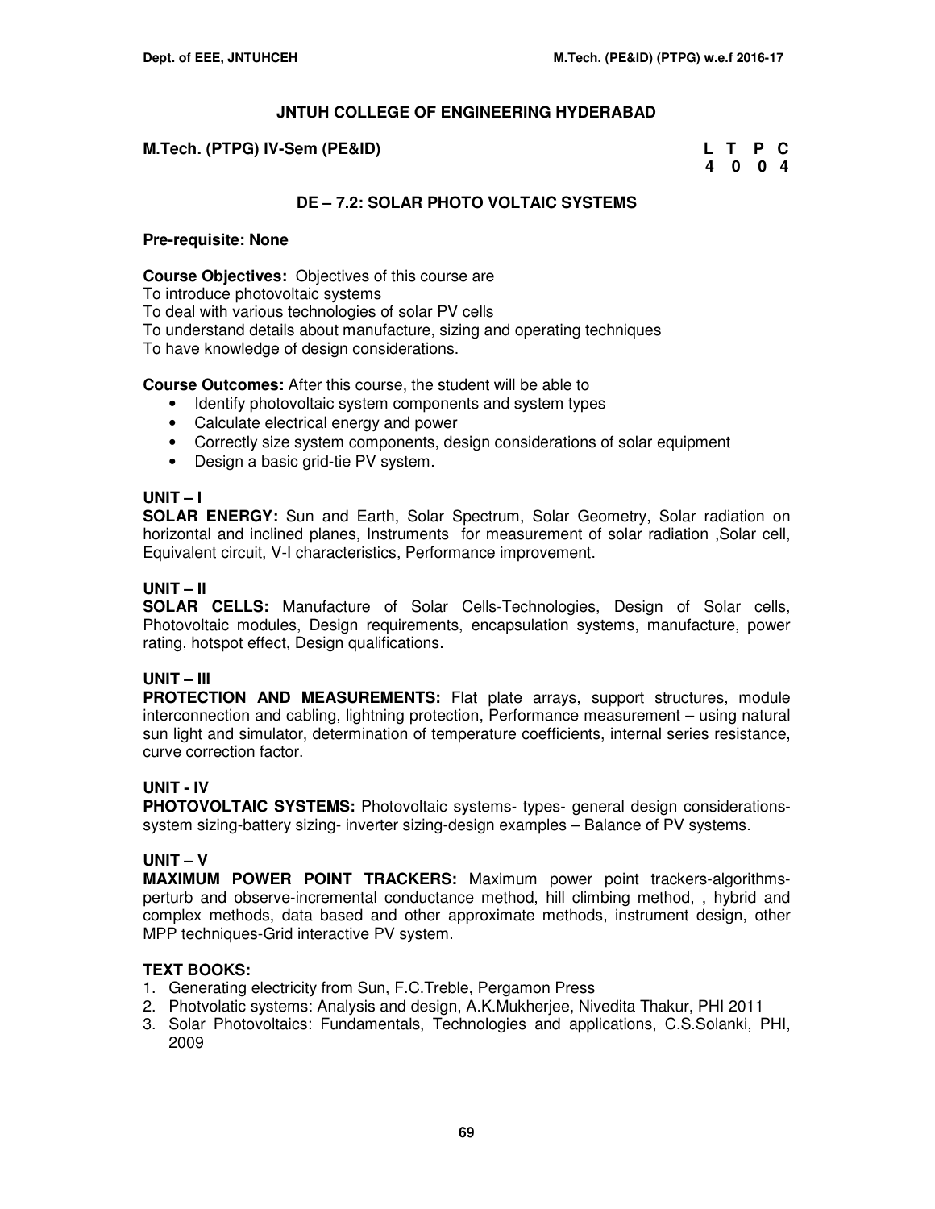# JNTUH COLLEGE OF ENGINEERING HYDERABAD

**M.Tech. (PTPG) IV-Sem (PE&ID)**

| L | T | P | C |
|---|---|---|---|
| 4 | 0 | 0 | 4 |

## DE – 7.2: SOLAR PHOTO VOLTAIC SYSTEMS

**Pre-requisite: None**

**Course Objectives:** Objectives of this course are
To introduce photovoltaic systems
To deal with various technologies of solar PV cells
To understand details about manufacture, sizing and operating techniques
To have knowledge of design considerations.

**Course Outcomes:** After this course, the student will be able to

- Identify photovoltaic system components and system types
- Calculate electrical energy and power
- Correctly size system components, design considerations of solar equipment
- Design a basic grid-tie PV system.

### UNIT – I

**SOLAR ENERGY:** Sun and Earth, Solar Spectrum, Solar Geometry, Solar radiation on horizontal and inclined planes, Instruments for measurement of solar radiation ,Solar cell, Equivalent circuit, V-I characteristics, Performance improvement.

### UNIT – II

**SOLAR CELLS:** Manufacture of Solar Cells-Technologies, Design of Solar cells, Photovoltaic modules, Design requirements, encapsulation systems, manufacture, power rating, hotspot effect, Design qualifications.

### UNIT – III

**PROTECTION AND MEASUREMENTS:** Flat plate arrays, support structures, module interconnection and cabling, lightning protection, Performance measurement – using natural sun light and simulator, determination of temperature coefficients, internal series resistance, curve correction factor.

### UNIT - IV

**PHOTOVOLTAIC SYSTEMS:** Photovoltaic systems- types- general design considerations-system sizing-battery sizing- inverter sizing-design examples – Balance of PV systems.

### UNIT – V

**MAXIMUM POWER POINT TRACKERS:** Maximum power point trackers-algorithms-perturb and observe-incremental conductance method, hill climbing method, , hybrid and complex methods, data based and other approximate methods, instrument design, other MPP techniques-Grid interactive PV system.

### TEXT BOOKS:

1. Generating electricity from Sun, F.C.Treble, Pergamon Press
2. Photvolatic systems: Analysis and design, A.K.Mukherjee, Nivedita Thakur, PHI 2011
3. Solar Photovoltaics: Fundamentals, Technologies and applications, C.S.Solanki, PHI, 2009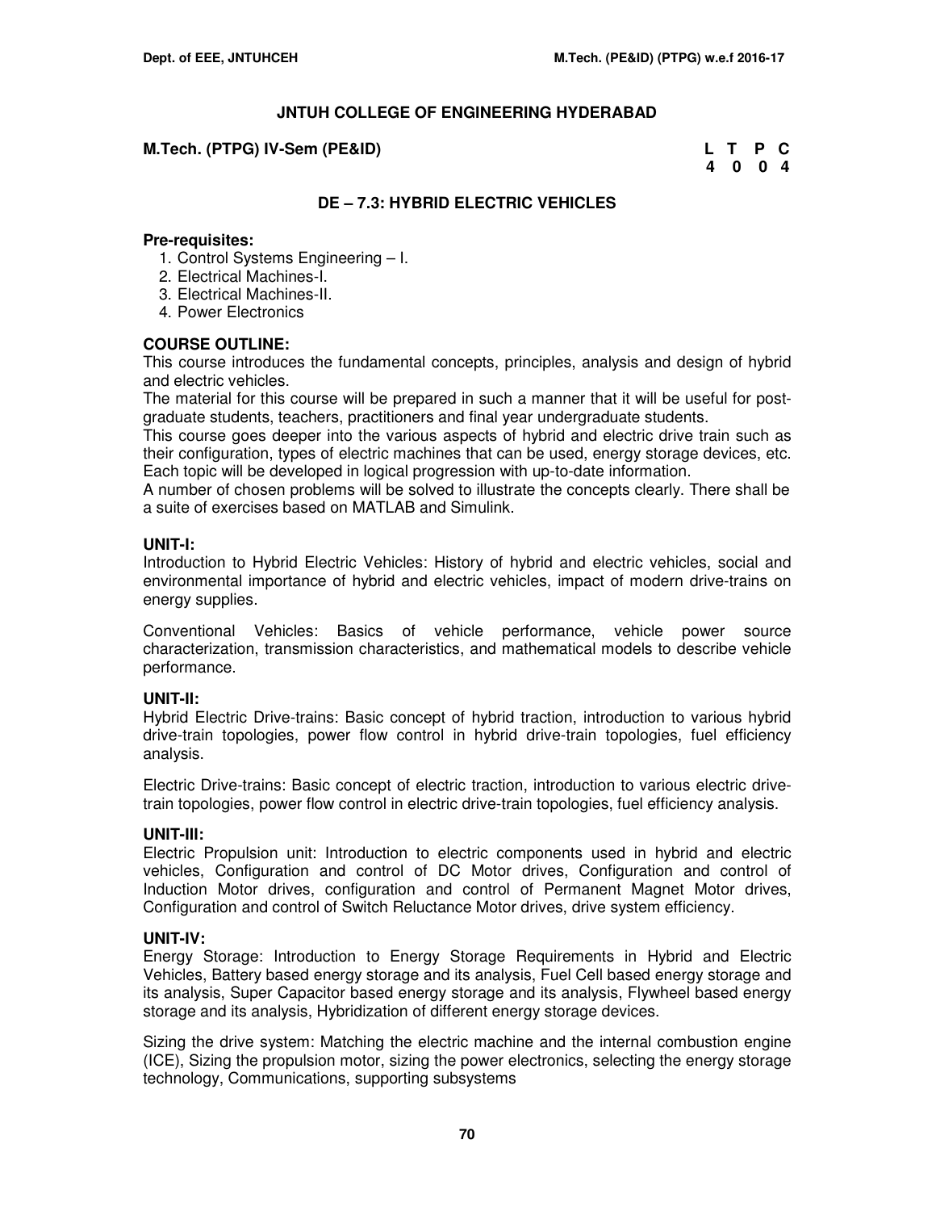# JNTUH COLLEGE OF ENGINEERING HYDERABAD

**M.Tech. (PTPG) IV-Sem (PE&ID)**

| L | T | P | C |
|---|---|---|---|
| 4 | 0 | 0 | 4 |

## DE – 7.3: HYBRID ELECTRIC VEHICLES

**Pre-requisites:**

1. Control Systems Engineering – I.
2. Electrical Machines-I.
3. Electrical Machines-II.
4. Power Electronics

**COURSE OUTLINE:**

This course introduces the fundamental concepts, principles, analysis and design of hybrid and electric vehicles.

The material for this course will be prepared in such a manner that it will be useful for post-graduate students, teachers, practitioners and final year undergraduate students.

This course goes deeper into the various aspects of hybrid and electric drive train such as their configuration, types of electric machines that can be used, energy storage devices, etc. Each topic will be developed in logical progression with up-to-date information.

A number of chosen problems will be solved to illustrate the concepts clearly. There shall be a suite of exercises based on MATLAB and Simulink.

**UNIT-I:**

Introduction to Hybrid Electric Vehicles: History of hybrid and electric vehicles, social and environmental importance of hybrid and electric vehicles, impact of modern drive-trains on energy supplies.

Conventional Vehicles: Basics of vehicle performance, vehicle power source characterization, transmission characteristics, and mathematical models to describe vehicle performance.

**UNIT-II:**

Hybrid Electric Drive-trains: Basic concept of hybrid traction, introduction to various hybrid drive-train topologies, power flow control in hybrid drive-train topologies, fuel efficiency analysis.

Electric Drive-trains: Basic concept of electric traction, introduction to various electric drive-train topologies, power flow control in electric drive-train topologies, fuel efficiency analysis.

**UNIT-III:**

Electric Propulsion unit: Introduction to electric components used in hybrid and electric vehicles, Configuration and control of DC Motor drives, Configuration and control of Induction Motor drives, configuration and control of Permanent Magnet Motor drives, Configuration and control of Switch Reluctance Motor drives, drive system efficiency.

**UNIT-IV:**

Energy Storage: Introduction to Energy Storage Requirements in Hybrid and Electric Vehicles, Battery based energy storage and its analysis, Fuel Cell based energy storage and its analysis, Super Capacitor based energy storage and its analysis, Flywheel based energy storage and its analysis, Hybridization of different energy storage devices.

Sizing the drive system: Matching the electric machine and the internal combustion engine (ICE), Sizing the propulsion motor, sizing the power electronics, selecting the energy storage technology, Communications, supporting subsystems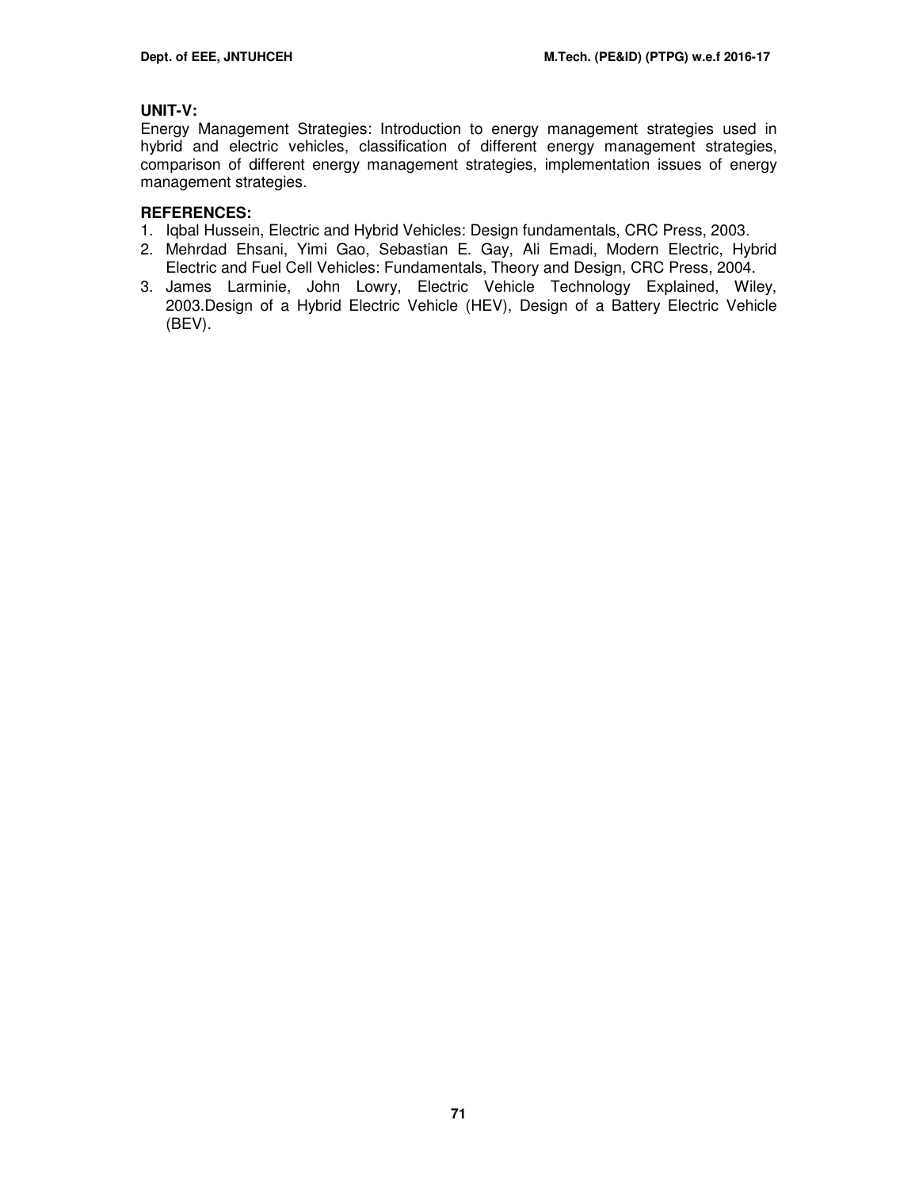**UNIT-V:**

Energy Management Strategies: Introduction to energy management strategies used in hybrid and electric vehicles, classification of different energy management strategies, comparison of different energy management strategies, implementation issues of energy management strategies.

**REFERENCES:**

1. Iqbal Hussein, Electric and Hybrid Vehicles: Design fundamentals, CRC Press, 2003.
2. Mehrdad Ehsani, Yimi Gao, Sebastian E. Gay, Ali Emadi, Modern Electric, Hybrid Electric and Fuel Cell Vehicles: Fundamentals, Theory and Design, CRC Press, 2004.
3. James Larminie, John Lowry, Electric Vehicle Technology Explained, Wiley, 2003.Design of a Hybrid Electric Vehicle (HEV), Design of a Battery Electric Vehicle (BEV).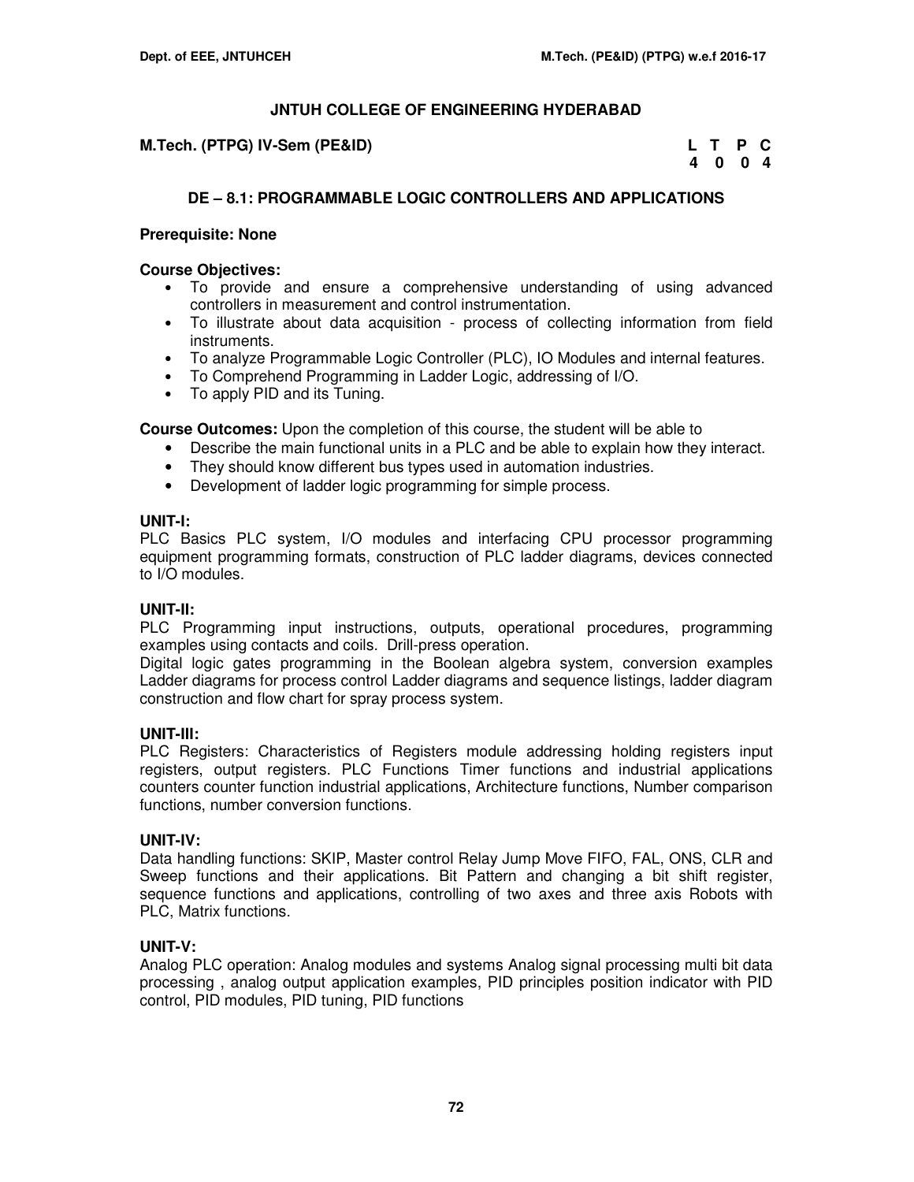# JNTUH COLLEGE OF ENGINEERING HYDERABAD

**M.Tech. (PTPG) IV-Sem (PE&ID)**

| L | T | P | C |
|---|---|---|---|
| 4 | 0 | 0 | 4 |

## DE – 8.1: PROGRAMMABLE LOGIC CONTROLLERS AND APPLICATIONS

**Prerequisite: None**

**Course Objectives:**

- To provide and ensure a comprehensive understanding of using advanced controllers in measurement and control instrumentation.
- To illustrate about data acquisition - process of collecting information from field instruments.
- To analyze Programmable Logic Controller (PLC), IO Modules and internal features.
- To Comprehend Programming in Ladder Logic, addressing of I/O.
- To apply PID and its Tuning.

**Course Outcomes:** Upon the completion of this course, the student will be able to

- Describe the main functional units in a PLC and be able to explain how they interact.
- They should know different bus types used in automation industries.
- Development of ladder logic programming for simple process.

### UNIT-I:

PLC Basics PLC system, I/O modules and interfacing CPU processor programming equipment programming formats, construction of PLC ladder diagrams, devices connected to I/O modules.

### UNIT-II:

PLC Programming input instructions, outputs, operational procedures, programming examples using contacts and coils. Drill-press operation.

Digital logic gates programming in the Boolean algebra system, conversion examples Ladder diagrams for process control Ladder diagrams and sequence listings, ladder diagram construction and flow chart for spray process system.

### UNIT-III:

PLC Registers: Characteristics of Registers module addressing holding registers input registers, output registers. PLC Functions Timer functions and industrial applications counters counter function industrial applications, Architecture functions, Number comparison functions, number conversion functions.

### UNIT-IV:

Data handling functions: SKIP, Master control Relay Jump Move FIFO, FAL, ONS, CLR and Sweep functions and their applications. Bit Pattern and changing a bit shift register, sequence functions and applications, controlling of two axes and three axis Robots with PLC, Matrix functions.

### UNIT-V:

Analog PLC operation: Analog modules and systems Analog signal processing multi bit data processing , analog output application examples, PID principles position indicator with PID control, PID modules, PID tuning, PID functions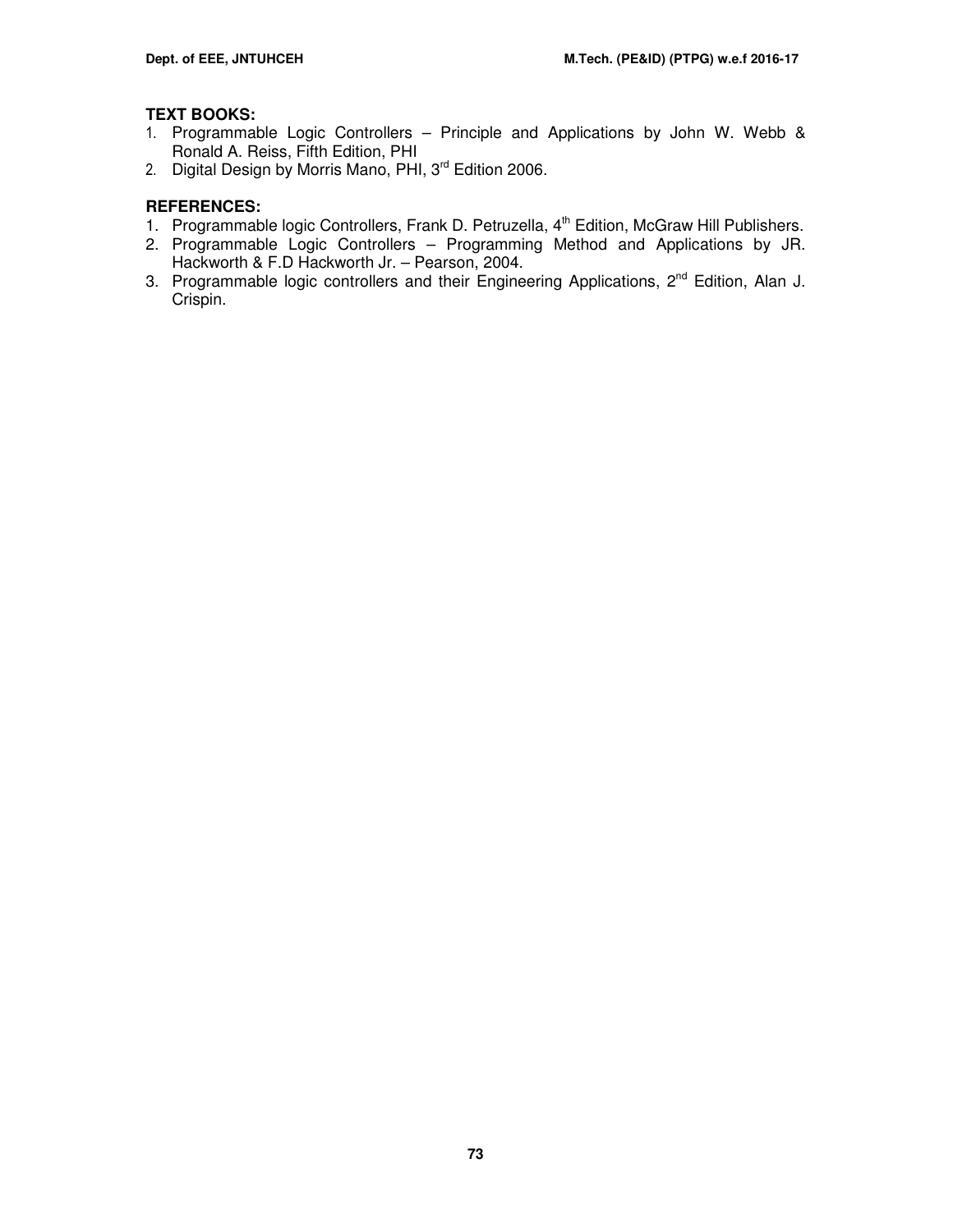**TEXT BOOKS:**

1. Programmable Logic Controllers – Principle and Applications by John W. Webb & Ronald A. Reiss, Fifth Edition, PHI
2. Digital Design by Morris Mano, PHI, 3rd Edition 2006.

**REFERENCES:**

1. Programmable logic Controllers, Frank D. Petruzella, 4th Edition, McGraw Hill Publishers.
2. Programmable Logic Controllers – Programming Method and Applications by JR. Hackworth & F.D Hackworth Jr. – Pearson, 2004.
3. Programmable logic controllers and their Engineering Applications, 2nd Edition, Alan J. Crispin.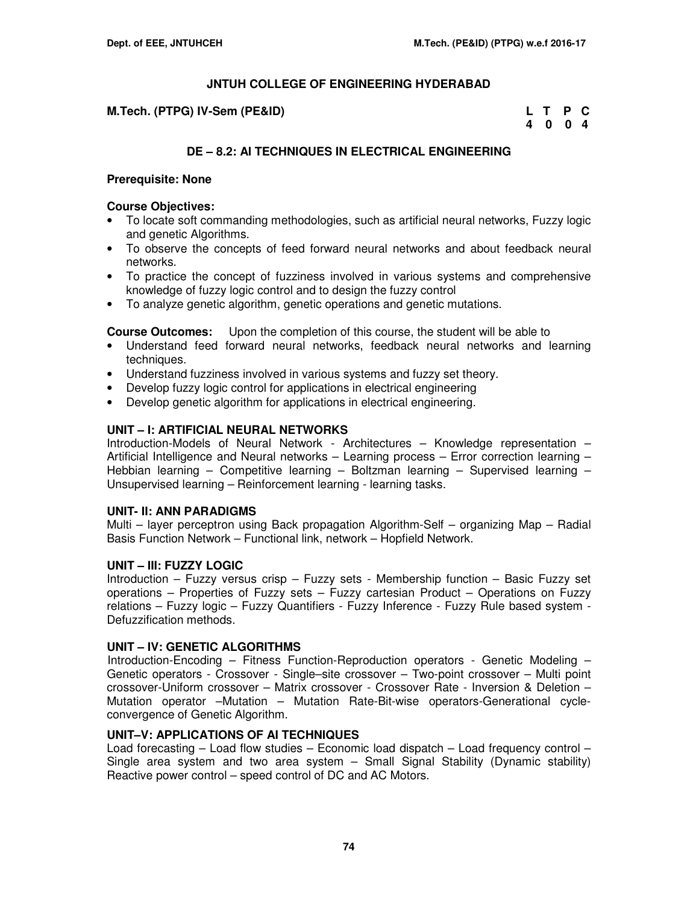# JNTUH COLLEGE OF ENGINEERING HYDERABAD

**M.Tech. (PTPG) IV-Sem (PE&ID)**

| L | T | P | C |
|---|---|---|---|
| 4 | 0 | 0 | 4 |

## DE – 8.2: AI TECHNIQUES IN ELECTRICAL ENGINEERING

**Prerequisite: None**

**Course Objectives:**

- To locate soft commanding methodologies, such as artificial neural networks, Fuzzy logic and genetic Algorithms.
- To observe the concepts of feed forward neural networks and about feedback neural networks.
- To practice the concept of fuzziness involved in various systems and comprehensive knowledge of fuzzy logic control and to design the fuzzy control
- To analyze genetic algorithm, genetic operations and genetic mutations.

**Course Outcomes:** Upon the completion of this course, the student will be able to

- Understand feed forward neural networks, feedback neural networks and learning techniques.
- Understand fuzziness involved in various systems and fuzzy set theory.
- Develop fuzzy logic control for applications in electrical engineering
- Develop genetic algorithm for applications in electrical engineering.

### UNIT – I: ARTIFICIAL NEURAL NETWORKS

Introduction-Models of Neural Network - Architectures – Knowledge representation – Artificial Intelligence and Neural networks – Learning process – Error correction learning – Hebbian learning – Competitive learning – Boltzman learning – Supervised learning – Unsupervised learning – Reinforcement learning - learning tasks.

### UNIT- II: ANN PARADIGMS

Multi – layer perceptron using Back propagation Algorithm-Self – organizing Map – Radial Basis Function Network – Functional link, network – Hopfield Network.

### UNIT – III: FUZZY LOGIC

Introduction – Fuzzy versus crisp – Fuzzy sets - Membership function – Basic Fuzzy set operations – Properties of Fuzzy sets – Fuzzy cartesian Product – Operations on Fuzzy relations – Fuzzy logic – Fuzzy Quantifiers - Fuzzy Inference - Fuzzy Rule based system - Defuzzification methods.

### UNIT – IV: GENETIC ALGORITHMS

Introduction-Encoding – Fitness Function-Reproduction operators - Genetic Modeling – Genetic operators - Crossover - Single–site crossover – Two-point crossover – Multi point crossover-Uniform crossover – Matrix crossover - Crossover Rate - Inversion & Deletion – Mutation operator –Mutation – Mutation Rate-Bit-wise operators-Generational cycle-convergence of Genetic Algorithm.

### UNIT–V: APPLICATIONS OF AI TECHNIQUES

Load forecasting – Load flow studies – Economic load dispatch – Load frequency control – Single area system and two area system – Small Signal Stability (Dynamic stability) Reactive power control – speed control of DC and AC Motors.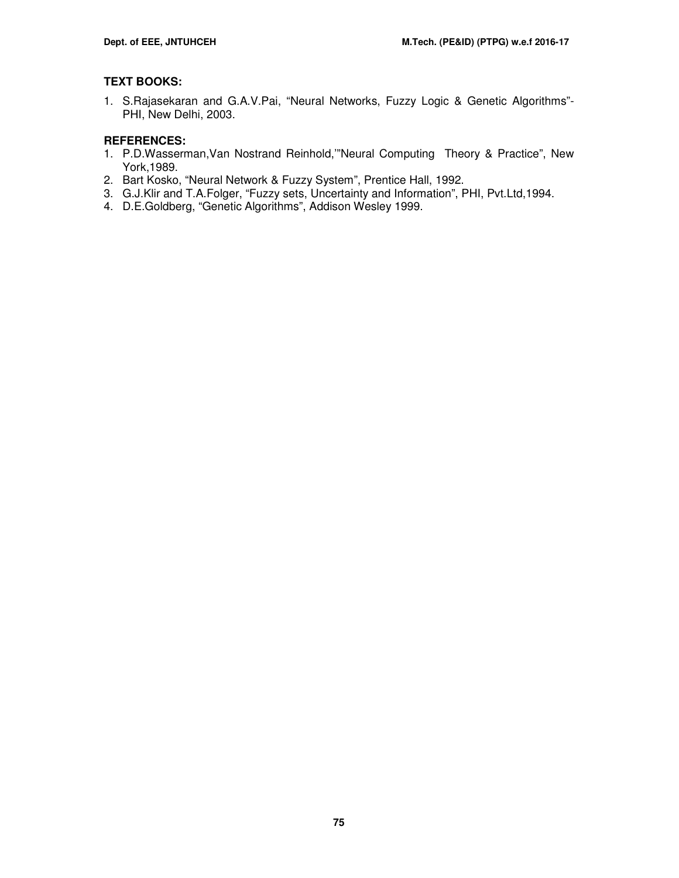**TEXT BOOKS:**

1. S.Rajasekaran and G.A.V.Pai, "Neural Networks, Fuzzy Logic & Genetic Algorithms"- PHI, New Delhi, 2003.

**REFERENCES:**

1. P.D.Wasserman,Van Nostrand Reinhold,'"Neural Computing Theory & Practice", New York,1989.
2. Bart Kosko, "Neural Network & Fuzzy System", Prentice Hall, 1992.
3. G.J.Klir and T.A.Folger, "Fuzzy sets, Uncertainty and Information", PHI, Pvt.Ltd,1994.
4. D.E.Goldberg, "Genetic Algorithms", Addison Wesley 1999.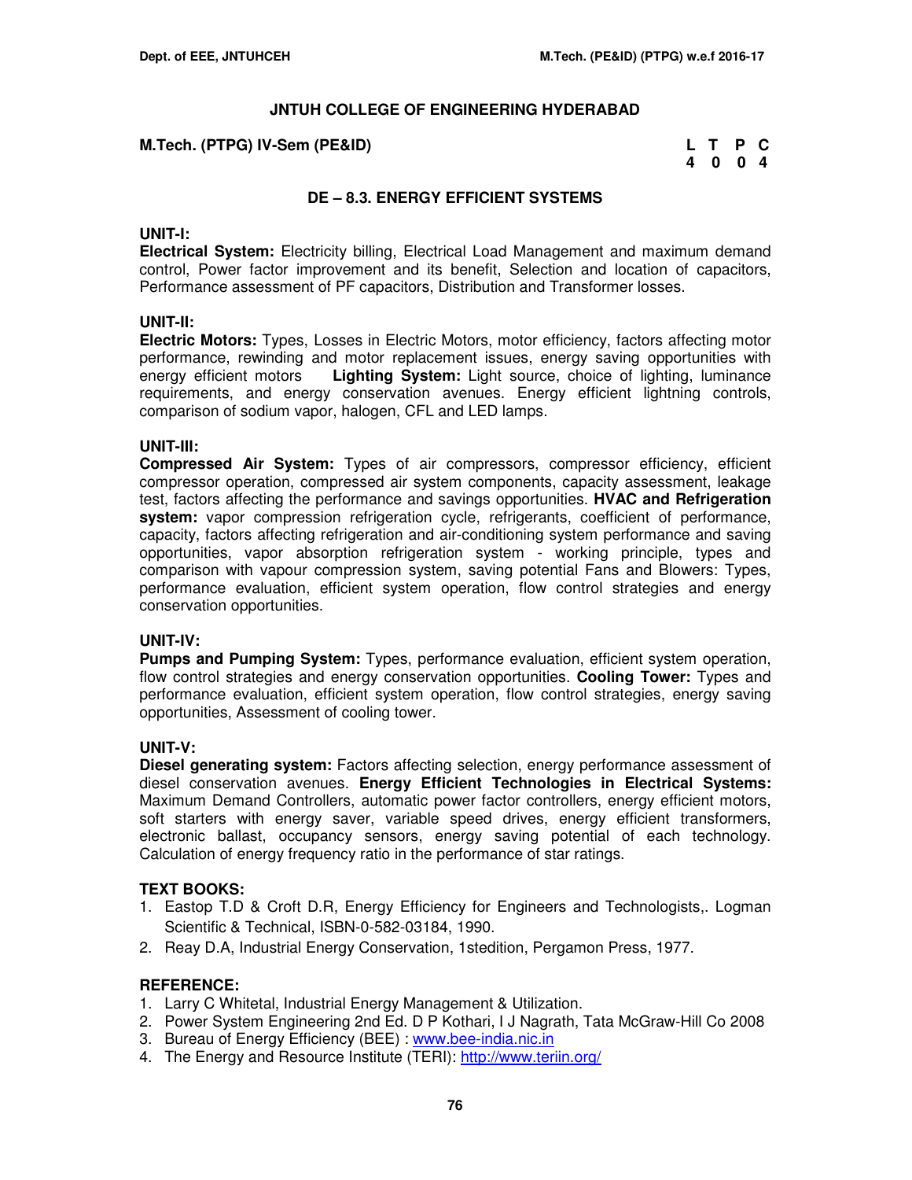# JNTUH COLLEGE OF ENGINEERING HYDERABAD

**M.Tech. (PTPG) IV-Sem (PE&ID)**

| L | T | P | C |
|---|---|---|---|
| 4 | 0 | 0 | 4 |

## DE – 8.3. ENERGY EFFICIENT SYSTEMS

### UNIT-I:

**Electrical System:** Electricity billing, Electrical Load Management and maximum demand control, Power factor improvement and its benefit, Selection and location of capacitors, Performance assessment of PF capacitors, Distribution and Transformer losses.

### UNIT-II:

**Electric Motors:** Types, Losses in Electric Motors, motor efficiency, factors affecting motor performance, rewinding and motor replacement issues, energy saving opportunities with energy efficient motors **Lighting System:** Light source, choice of lighting, luminance requirements, and energy conservation avenues. Energy efficient lightning controls, comparison of sodium vapor, halogen, CFL and LED lamps.

### UNIT-III:

**Compressed Air System:** Types of air compressors, compressor efficiency, efficient compressor operation, compressed air system components, capacity assessment, leakage test, factors affecting the performance and savings opportunities. **HVAC and Refrigeration system:** vapor compression refrigeration cycle, refrigerants, coefficient of performance, capacity, factors affecting refrigeration and air-conditioning system performance and saving opportunities, vapor absorption refrigeration system - working principle, types and comparison with vapour compression system, saving potential Fans and Blowers: Types, performance evaluation, efficient system operation, flow control strategies and energy conservation opportunities.

### UNIT-IV:

**Pumps and Pumping System:** Types, performance evaluation, efficient system operation, flow control strategies and energy conservation opportunities. **Cooling Tower:** Types and performance evaluation, efficient system operation, flow control strategies, energy saving opportunities, Assessment of cooling tower.

### UNIT-V:

**Diesel generating system:** Factors affecting selection, energy performance assessment of diesel conservation avenues. **Energy Efficient Technologies in Electrical Systems:** Maximum Demand Controllers, automatic power factor controllers, energy efficient motors, soft starters with energy saver, variable speed drives, energy efficient transformers, electronic ballast, occupancy sensors, energy saving potential of each technology. Calculation of energy frequency ratio in the performance of star ratings.

### TEXT BOOKS:

1. Eastop T.D & Croft D.R, Energy Efficiency for Engineers and Technologists,. Logman Scientific & Technical, ISBN-0-582-03184, 1990.
2. Reay D.A, Industrial Energy Conservation, 1stedition, Pergamon Press, 1977.

### REFERENCE:

1. Larry C Whitetal, Industrial Energy Management & Utilization.
2. Power System Engineering 2nd Ed. D P Kothari, I J Nagrath, Tata McGraw-Hill Co 2008
3. Bureau of Energy Efficiency (BEE) : www.bee-india.nic.in
4. The Energy and Resource Institute (TERI): http://www.teriin.org/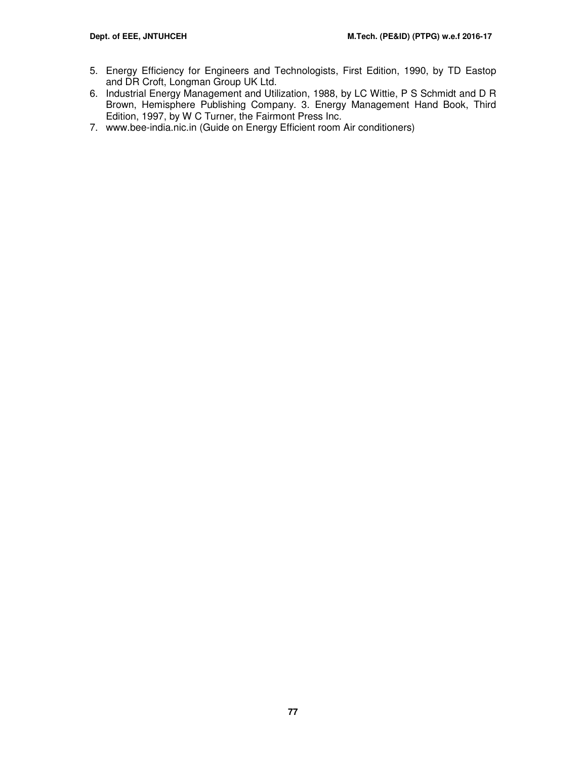5. Energy Efficiency for Engineers and Technologists, First Edition, 1990, by TD Eastop and DR Croft, Longman Group UK Ltd.
6. Industrial Energy Management and Utilization, 1988, by LC Wittie, P S Schmidt and D R Brown, Hemisphere Publishing Company. 3. Energy Management Hand Book, Third Edition, 1997, by W C Turner, the Fairmont Press Inc.
7. www.bee-india.nic.in (Guide on Energy Efficient room Air conditioners)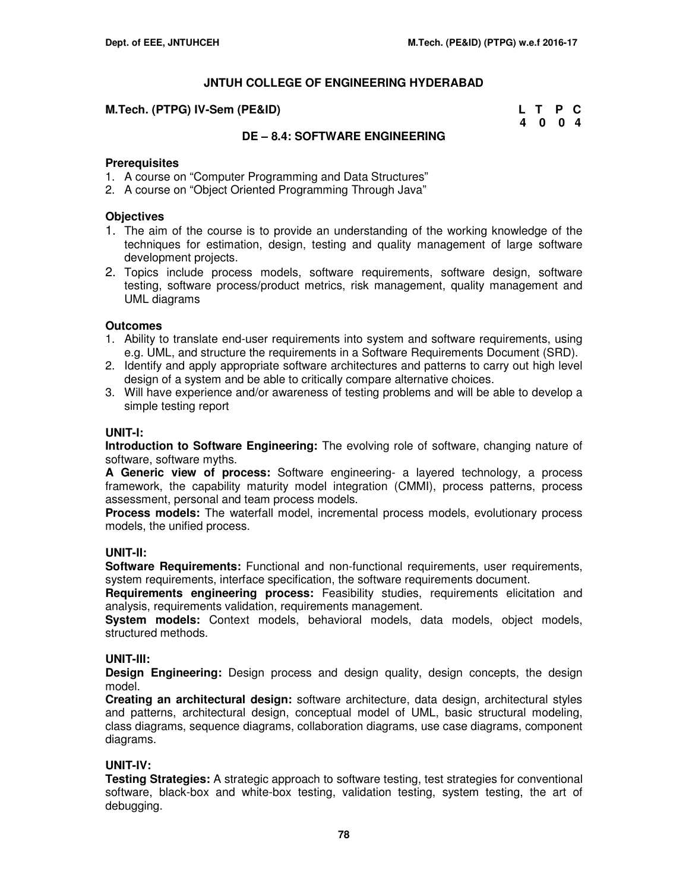# JNTUH COLLEGE OF ENGINEERING HYDERABAD

**M.Tech. (PTPG) IV-Sem (PE&ID)**

| L | T | P | C |
|---|---|---|---|
| 4 | 0 | 0 | 4 |

## DE – 8.4: SOFTWARE ENGINEERING

**Prerequisites**

1. A course on "Computer Programming and Data Structures"
2. A course on "Object Oriented Programming Through Java"

**Objectives**

1. The aim of the course is to provide an understanding of the working knowledge of the techniques for estimation, design, testing and quality management of large software development projects.
2. Topics include process models, software requirements, software design, software testing, software process/product metrics, risk management, quality management and UML diagrams

**Outcomes**

1. Ability to translate end-user requirements into system and software requirements, using e.g. UML, and structure the requirements in a Software Requirements Document (SRD).
2. Identify and apply appropriate software architectures and patterns to carry out high level design of a system and be able to critically compare alternative choices.
3. Will have experience and/or awareness of testing problems and will be able to develop a simple testing report

**UNIT-I:**

**Introduction to Software Engineering:** The evolving role of software, changing nature of software, software myths.

**A Generic view of process:** Software engineering- a layered technology, a process framework, the capability maturity model integration (CMMI), process patterns, process assessment, personal and team process models.

**Process models:** The waterfall model, incremental process models, evolutionary process models, the unified process.

**UNIT-II:**

**Software Requirements:** Functional and non-functional requirements, user requirements, system requirements, interface specification, the software requirements document.

**Requirements engineering process:** Feasibility studies, requirements elicitation and analysis, requirements validation, requirements management.

**System models:** Context models, behavioral models, data models, object models, structured methods.

**UNIT-III:**

**Design Engineering:** Design process and design quality, design concepts, the design model.

**Creating an architectural design:** software architecture, data design, architectural styles and patterns, architectural design, conceptual model of UML, basic structural modeling, class diagrams, sequence diagrams, collaboration diagrams, use case diagrams, component diagrams.

**UNIT-IV:**

**Testing Strategies:** A strategic approach to software testing, test strategies for conventional software, black-box and white-box testing, validation testing, system testing, the art of debugging.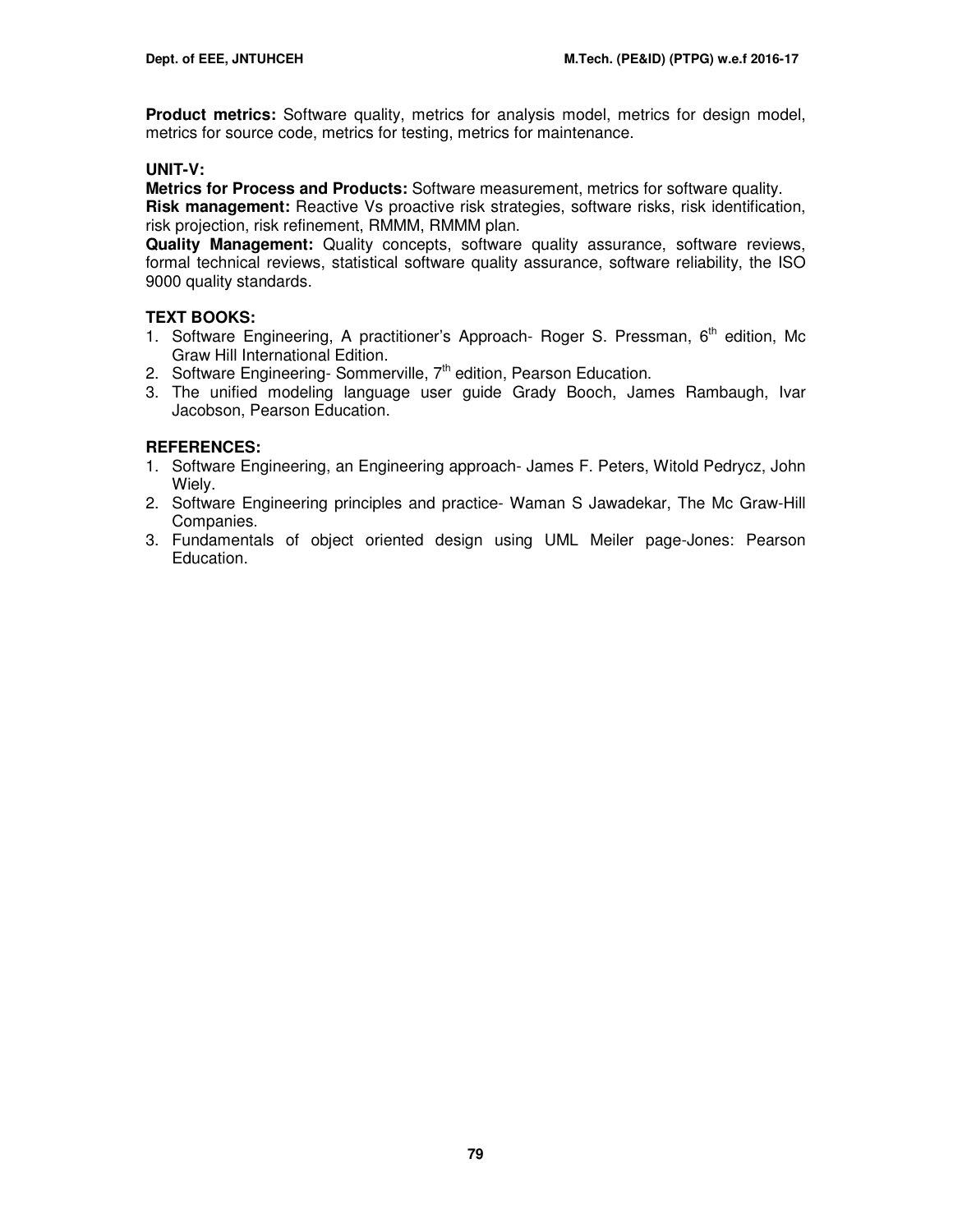**Product metrics:** Software quality, metrics for analysis model, metrics for design model, metrics for source code, metrics for testing, metrics for maintenance.

**UNIT-V:**

**Metrics for Process and Products:** Software measurement, metrics for software quality.

**Risk management:** Reactive Vs proactive risk strategies, software risks, risk identification, risk projection, risk refinement, RMMM, RMMM plan.

**Quality Management:** Quality concepts, software quality assurance, software reviews, formal technical reviews, statistical software quality assurance, software reliability, the ISO 9000 quality standards.

**TEXT BOOKS:**

1. Software Engineering, A practitioner's Approach- Roger S. Pressman, 6th edition, Mc Graw Hill International Edition.
2. Software Engineering- Sommerville, 7th edition, Pearson Education.
3. The unified modeling language user guide Grady Booch, James Rambaugh, Ivar Jacobson, Pearson Education.

**REFERENCES:**

1. Software Engineering, an Engineering approach- James F. Peters, Witold Pedrycz, John Wiely.
2. Software Engineering principles and practice- Waman S Jawadekar, The Mc Graw-Hill Companies.
3. Fundamentals of object oriented design using UML Meiler page-Jones: Pearson Education.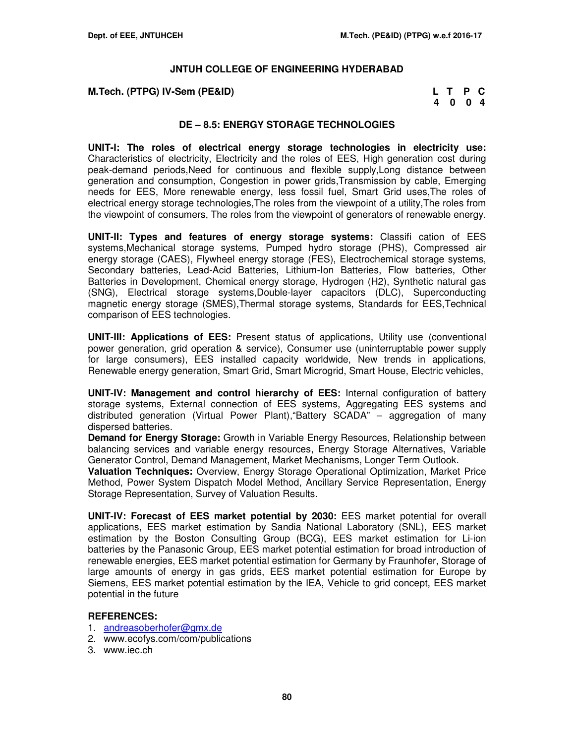## JNTUH COLLEGE OF ENGINEERING HYDERABAD

**M.Tech. (PTPG) IV-Sem (PE&ID)**

| L | T | P | C |
|---|---|---|---|
| 4 | 0 | 0 | 4 |

### DE – 8.5: ENERGY STORAGE TECHNOLOGIES

**UNIT-I: The roles of electrical energy storage technologies in electricity use:** Characteristics of electricity, Electricity and the roles of EES, High generation cost during peak-demand periods,Need for continuous and flexible supply,Long distance between generation and consumption, Congestion in power grids,Transmission by cable, Emerging needs for EES, More renewable energy, less fossil fuel, Smart Grid uses,The roles of electrical energy storage technologies,The roles from the viewpoint of a utility,The roles from the viewpoint of consumers, The roles from the viewpoint of generators of renewable energy.

**UNIT-II: Types and features of energy storage systems:** Classifi cation of EES systems,Mechanical storage systems, Pumped hydro storage (PHS), Compressed air energy storage (CAES), Flywheel energy storage (FES), Electrochemical storage systems, Secondary batteries, Lead-Acid Batteries, Lithium-Ion Batteries, Flow batteries, Other Batteries in Development, Chemical energy storage, Hydrogen (H2), Synthetic natural gas (SNG), Electrical storage systems,Double-layer capacitors (DLC), Superconducting magnetic energy storage (SMES),Thermal storage systems, Standards for EES,Technical comparison of EES technologies.

**UNIT-III: Applications of EES:** Present status of applications, Utility use (conventional power generation, grid operation & service), Consumer use (uninterruptable power supply for large consumers), EES installed capacity worldwide, New trends in applications, Renewable energy generation, Smart Grid, Smart Microgrid, Smart House, Electric vehicles,

**UNIT-IV: Management and control hierarchy of EES:** Internal configuration of battery storage systems, External connection of EES systems, Aggregating EES systems and distributed generation (Virtual Power Plant),"Battery SCADA" – aggregation of many dispersed batteries.
**Demand for Energy Storage:** Growth in Variable Energy Resources, Relationship between balancing services and variable energy resources, Energy Storage Alternatives, Variable Generator Control, Demand Management, Market Mechanisms, Longer Term Outlook.
**Valuation Techniques:** Overview, Energy Storage Operational Optimization, Market Price Method, Power System Dispatch Model Method, Ancillary Service Representation, Energy Storage Representation, Survey of Valuation Results.

**UNIT-IV: Forecast of EES market potential by 2030:** EES market potential for overall applications, EES market estimation by Sandia National Laboratory (SNL), EES market estimation by the Boston Consulting Group (BCG), EES market estimation for Li-ion batteries by the Panasonic Group, EES market potential estimation for broad introduction of renewable energies, EES market potential estimation for Germany by Fraunhofer, Storage of large amounts of energy in gas grids, EES market potential estimation for Europe by Siemens, EES market potential estimation by the IEA, Vehicle to grid concept, EES market potential in the future

**REFERENCES:**
1. andreasoberhofer@gmx.de
2. www.ecofys.com/com/publications
3. www.iec.ch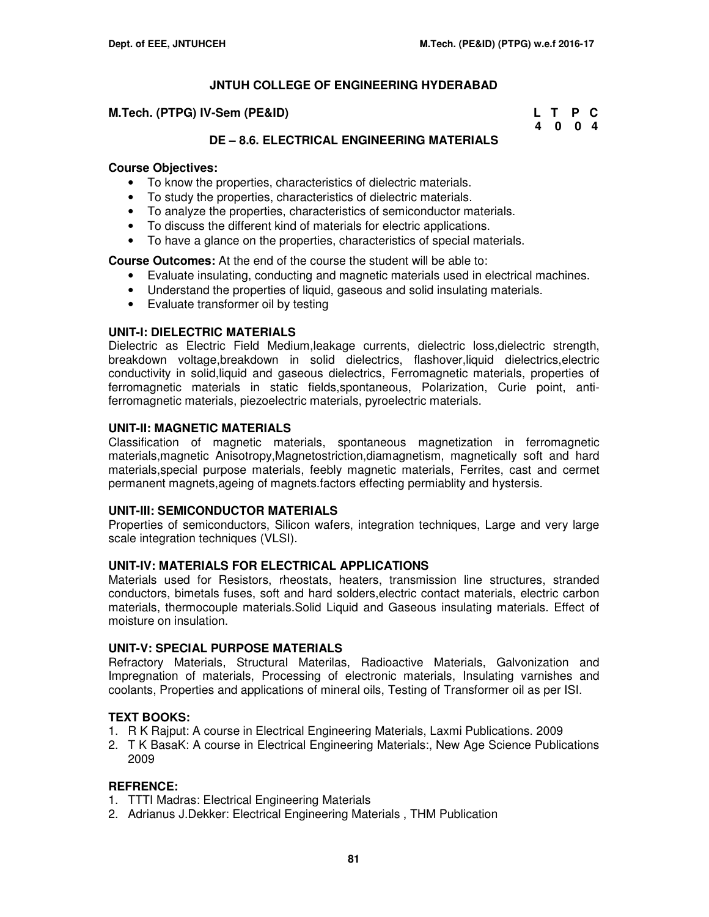# JNTUH COLLEGE OF ENGINEERING HYDERABAD

**M.Tech. (PTPG) IV-Sem (PE&ID)**

| L | T | P | C |
|---|---|---|---|
| 4 | 0 | 0 | 4 |

## DE – 8.6. ELECTRICAL ENGINEERING MATERIALS

**Course Objectives:**

- To know the properties, characteristics of dielectric materials.
- To study the properties, characteristics of dielectric materials.
- To analyze the properties, characteristics of semiconductor materials.
- To discuss the different kind of materials for electric applications.
- To have a glance on the properties, characteristics of special materials.

**Course Outcomes:** At the end of the course the student will be able to:

- Evaluate insulating, conducting and magnetic materials used in electrical machines.
- Understand the properties of liquid, gaseous and solid insulating materials.
- Evaluate transformer oil by testing

### UNIT-I: DIELECTRIC MATERIALS

Dielectric as Electric Field Medium,leakage currents, dielectric loss,dielectric strength, breakdown voltage,breakdown in solid dielectrics, flashover,liquid dielectrics,electric conductivity in solid,liquid and gaseous dielectrics, Ferromagnetic materials, properties of ferromagnetic materials in static fields,spontaneous, Polarization, Curie point, anti-ferromagnetic materials, piezoelectric materials, pyroelectric materials.

### UNIT-II: MAGNETIC MATERIALS

Classification of magnetic materials, spontaneous magnetization in ferromagnetic materials,magnetic Anisotropy,Magnetostriction,diamagnetism, magnetically soft and hard materials,special purpose materials, feebly magnetic materials, Ferrites, cast and cermet permanent magnets,ageing of magnets.factors effecting permiablity and hystersis.

### UNIT-III: SEMICONDUCTOR MATERIALS

Properties of semiconductors, Silicon wafers, integration techniques, Large and very large scale integration techniques (VLSI).

### UNIT-IV: MATERIALS FOR ELECTRICAL APPLICATIONS

Materials used for Resistors, rheostats, heaters, transmission line structures, stranded conductors, bimetals fuses, soft and hard solders,electric contact materials, electric carbon materials, thermocouple materials.Solid Liquid and Gaseous insulating materials. Effect of moisture on insulation.

### UNIT-V: SPECIAL PURPOSE MATERIALS

Refractory Materials, Structural Materilas, Radioactive Materials, Galvonization and Impregnation of materials, Processing of electronic materials, Insulating varnishes and coolants, Properties and applications of mineral oils, Testing of Transformer oil as per ISI.

### TEXT BOOKS:

1. R K Rajput: A course in Electrical Engineering Materials, Laxmi Publications. 2009
2. T K BasaK: A course in Electrical Engineering Materials:, New Age Science Publications 2009

### REFRENCE:

1. TTTI Madras: Electrical Engineering Materials
2. Adrianus J.Dekker: Electrical Engineering Materials , THM Publication